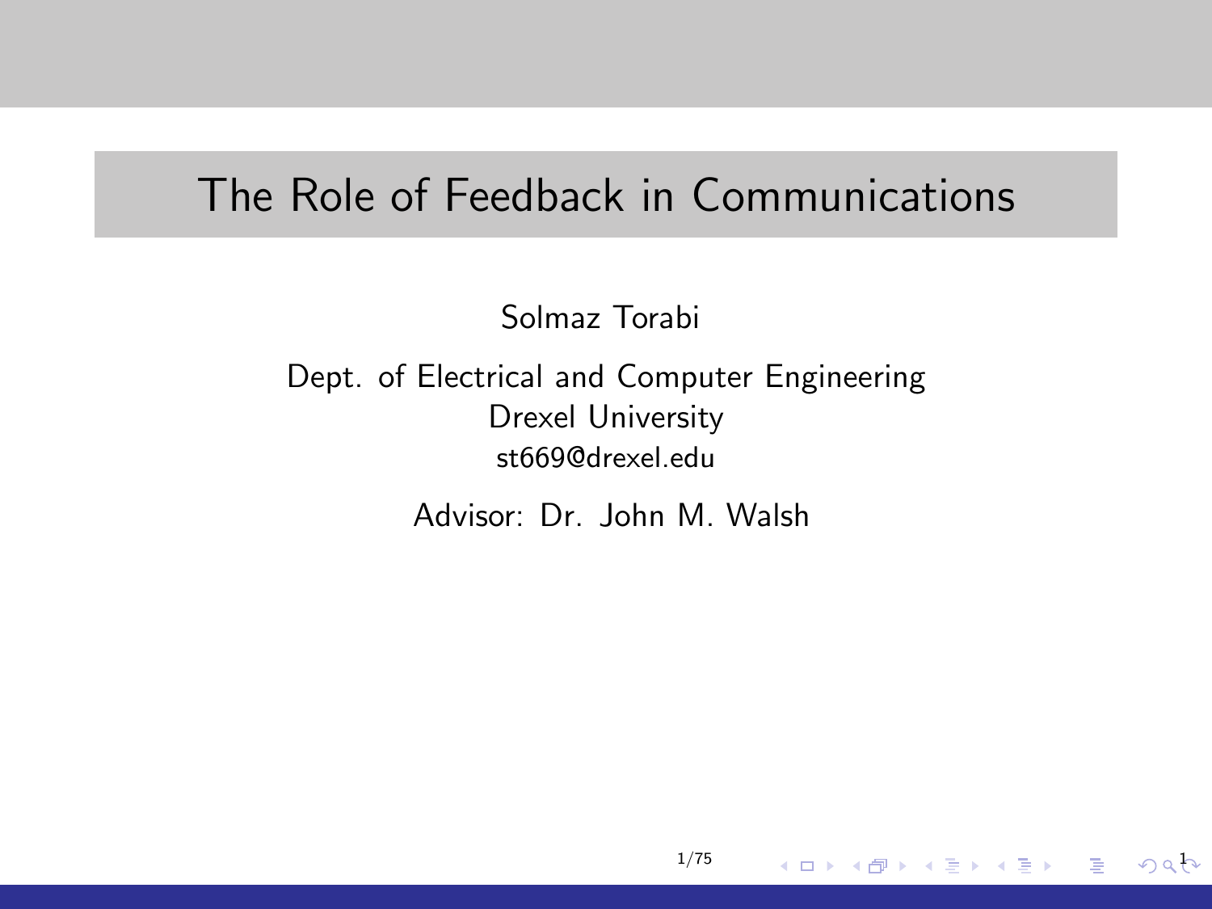# The Role of Feedback in Communications

Solmaz Torabi

Dept. of Electrical and Computer Engineering
Drexel University
st669@drexel.edu

Advisor: Dr. John M. Walsh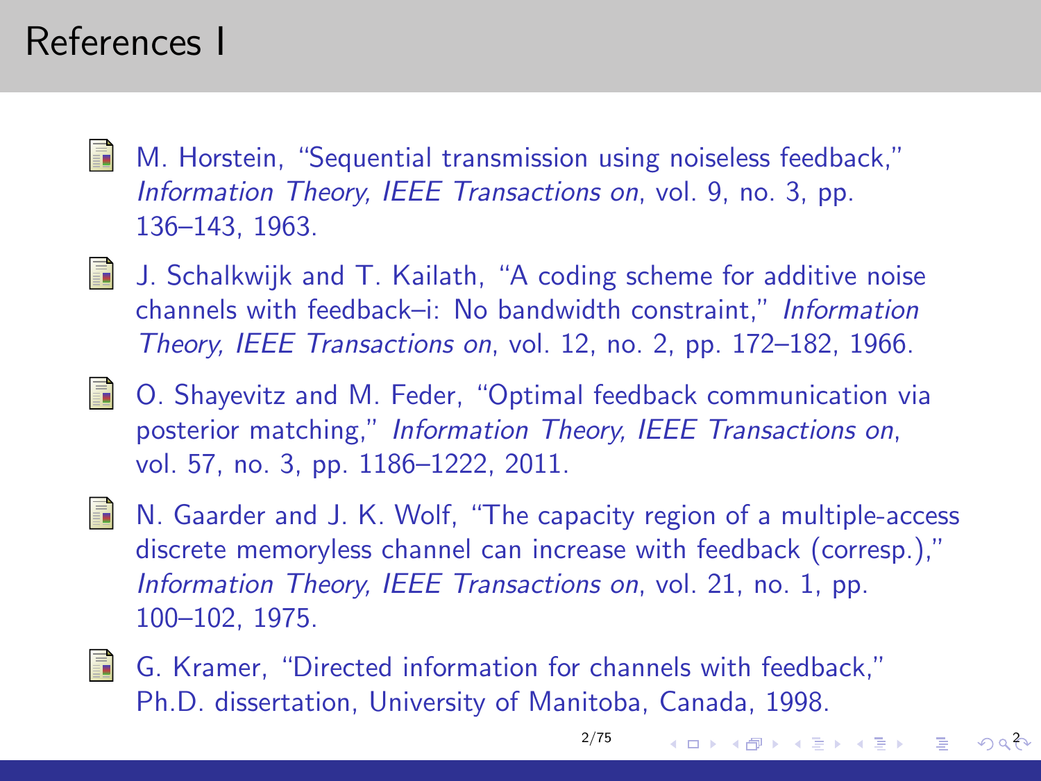# References I

- M. Horstein, "Sequential transmission using noiseless feedback," *Information Theory, IEEE Transactions on*, vol. 9, no. 3, pp. 136–143, 1963.
- J. Schalkwijk and T. Kailath, "A coding scheme for additive noise channels with feedback–i: No bandwidth constraint," *Information Theory, IEEE Transactions on*, vol. 12, no. 2, pp. 172–182, 1966.
- O. Shayevitz and M. Feder, "Optimal feedback communication via posterior matching," *Information Theory, IEEE Transactions on*, vol. 57, no. 3, pp. 1186–1222, 2011.
- N. Gaarder and J. K. Wolf, "The capacity region of a multiple-access discrete memoryless channel can increase with feedback (corresp.)," *Information Theory, IEEE Transactions on*, vol. 21, no. 1, pp. 100–102, 1975.
- G. Kramer, "Directed information for channels with feedback," Ph.D. dissertation, University of Manitoba, Canada, 1998.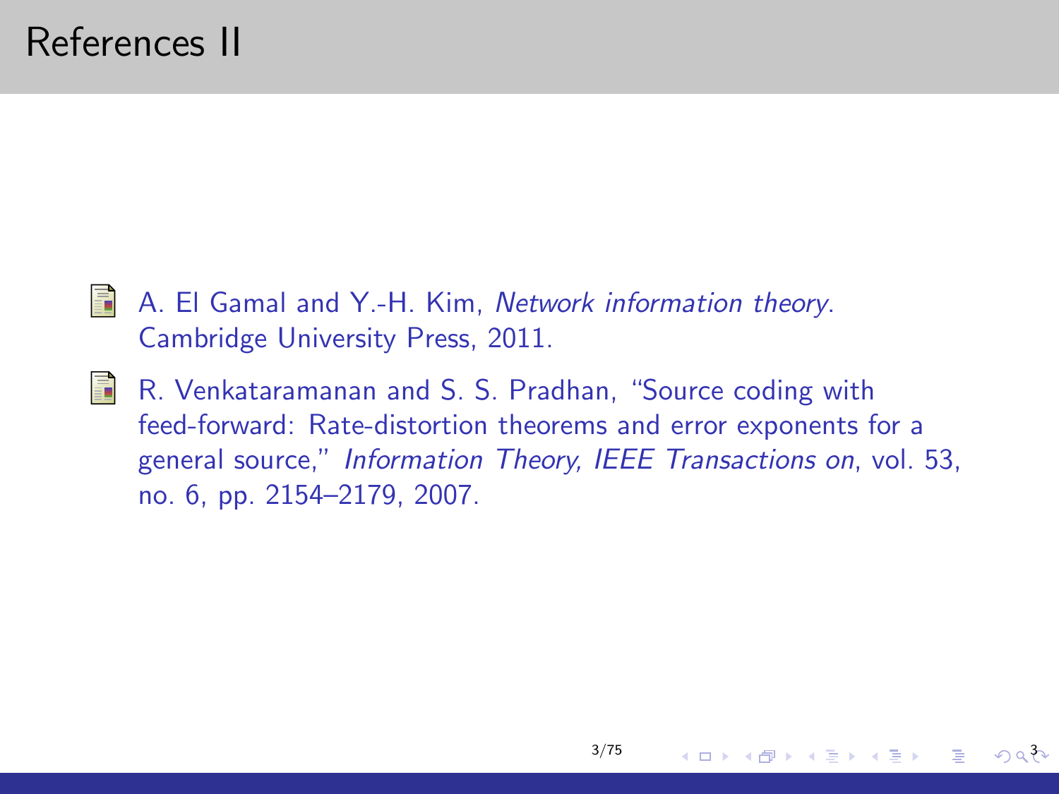# References II

- A. El Gamal and Y.-H. Kim, *Network information theory*. Cambridge University Press, 2011.

- R. Venkataramanan and S. S. Pradhan, "Source coding with feed-forward: Rate-distortion theorems and error exponents for a general source," *Information Theory, IEEE Transactions on*, vol. 53, no. 6, pp. 2154–2179, 2007.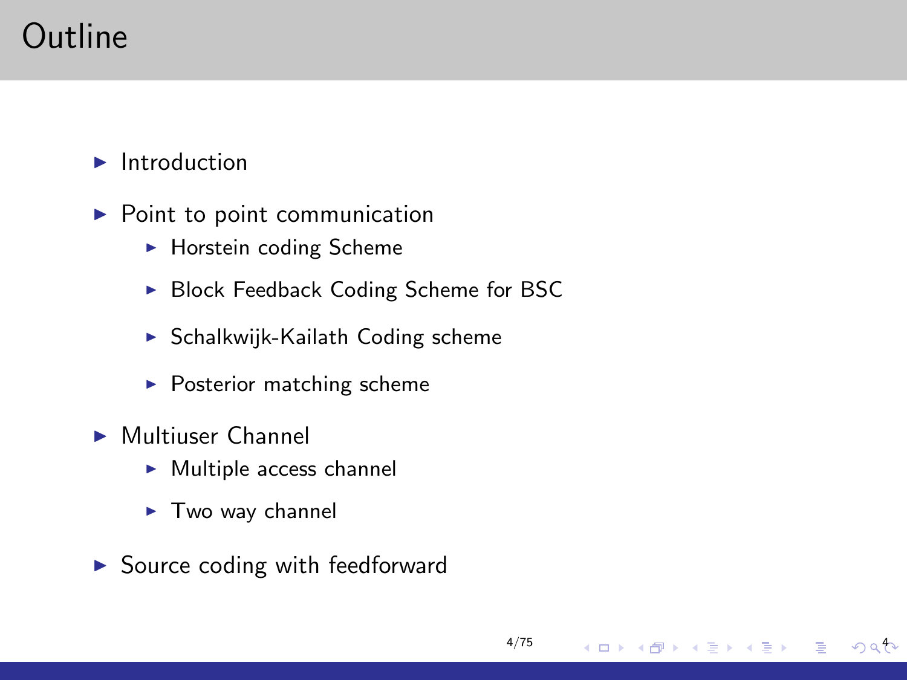# Outline

- Introduction
- Point to point communication
  - Horstein coding Scheme
  - Block Feedback Coding Scheme for BSC
  - Schalkwijk-Kailath Coding scheme
  - Posterior matching scheme
- Multiuser Channel
  - Multiple access channel
  - Two way channel
- Source coding with feedforward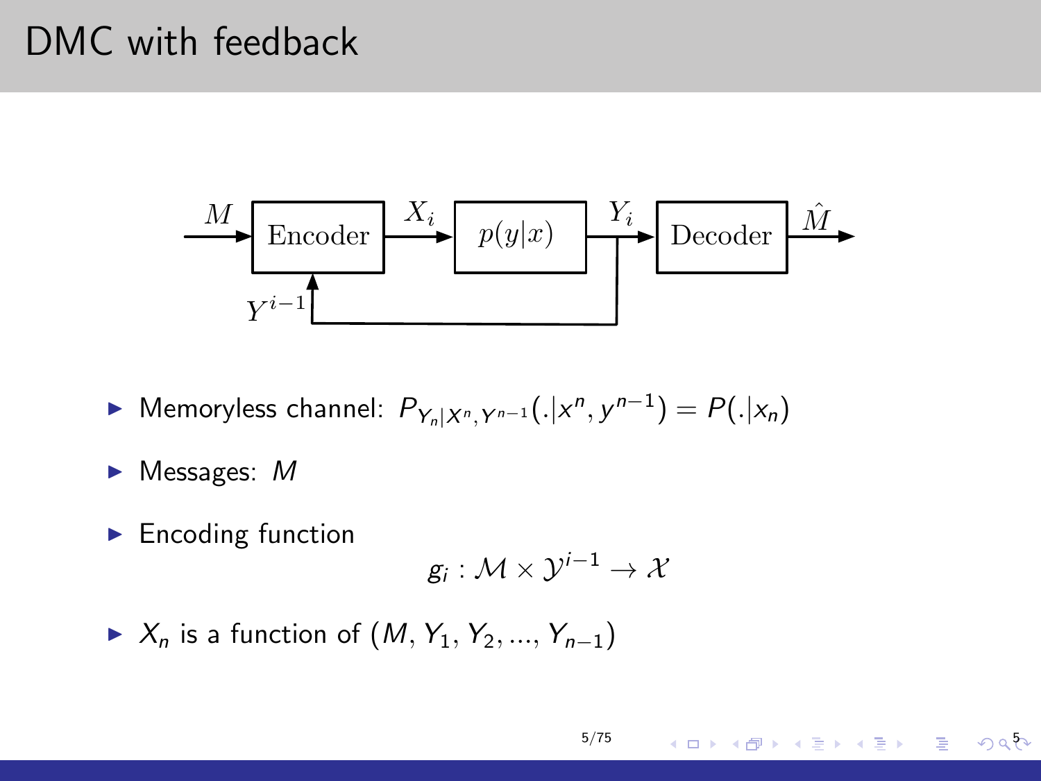# DMC with feedback

- Memoryless channel: $P_{Y_n|X^n,Y^{n-1}}(.|x^n, y^{n-1}) = P(.|x_n)$
- Messages: $M$
- Encoding function

$$g_i : \mathcal{M} \times \mathcal{Y}^{i-1} \to \mathcal{X}$$

- $X_n$ is a function of $(M, Y_1, Y_2, ..., Y_{n-1})$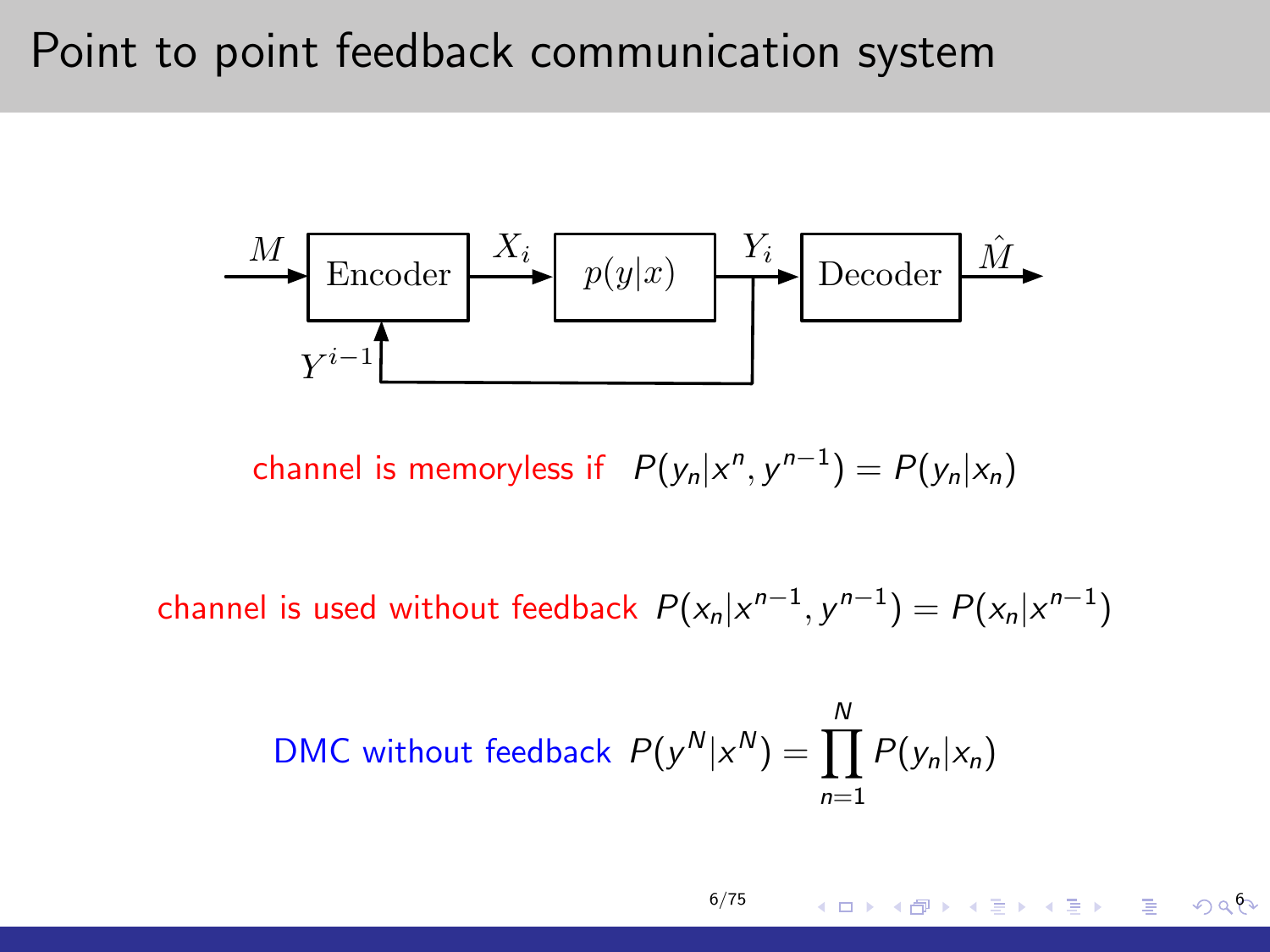# Point to point feedback communication system

channel is memoryless if $P(y_n|x^n, y^{n-1}) = P(y_n|x_n)$

channel is used without feedback $P(x_n|x^{n-1}, y^{n-1}) = P(x_n|x^{n-1})$

DMC without feedback $P(y^N|x^N) = \prod_{n=1}^{N} P(y_n|x_n)$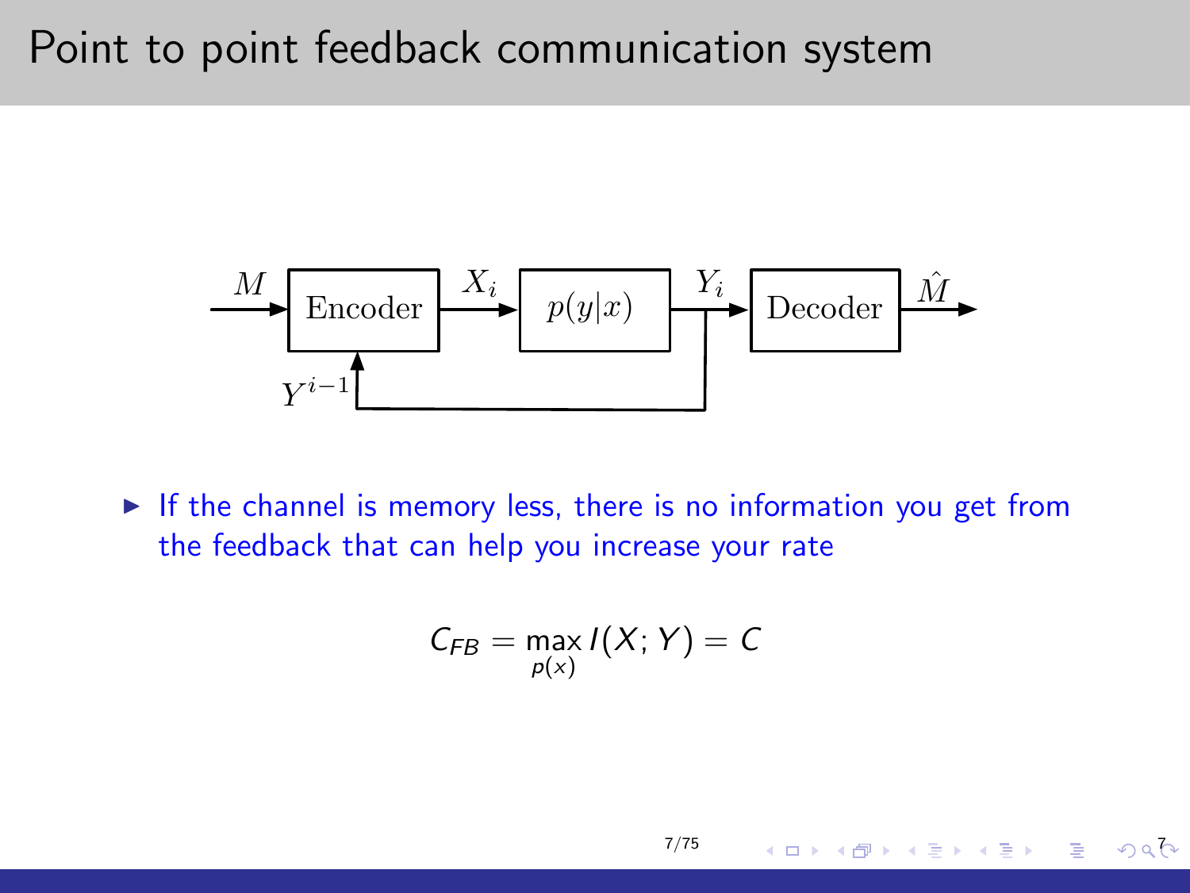# Point to point feedback communication system

- If the channel is memory less, there is no information you get from the feedback that can help you increase your rate

$$C_{FB} = \max_{p(x)} I(X;Y) = C$$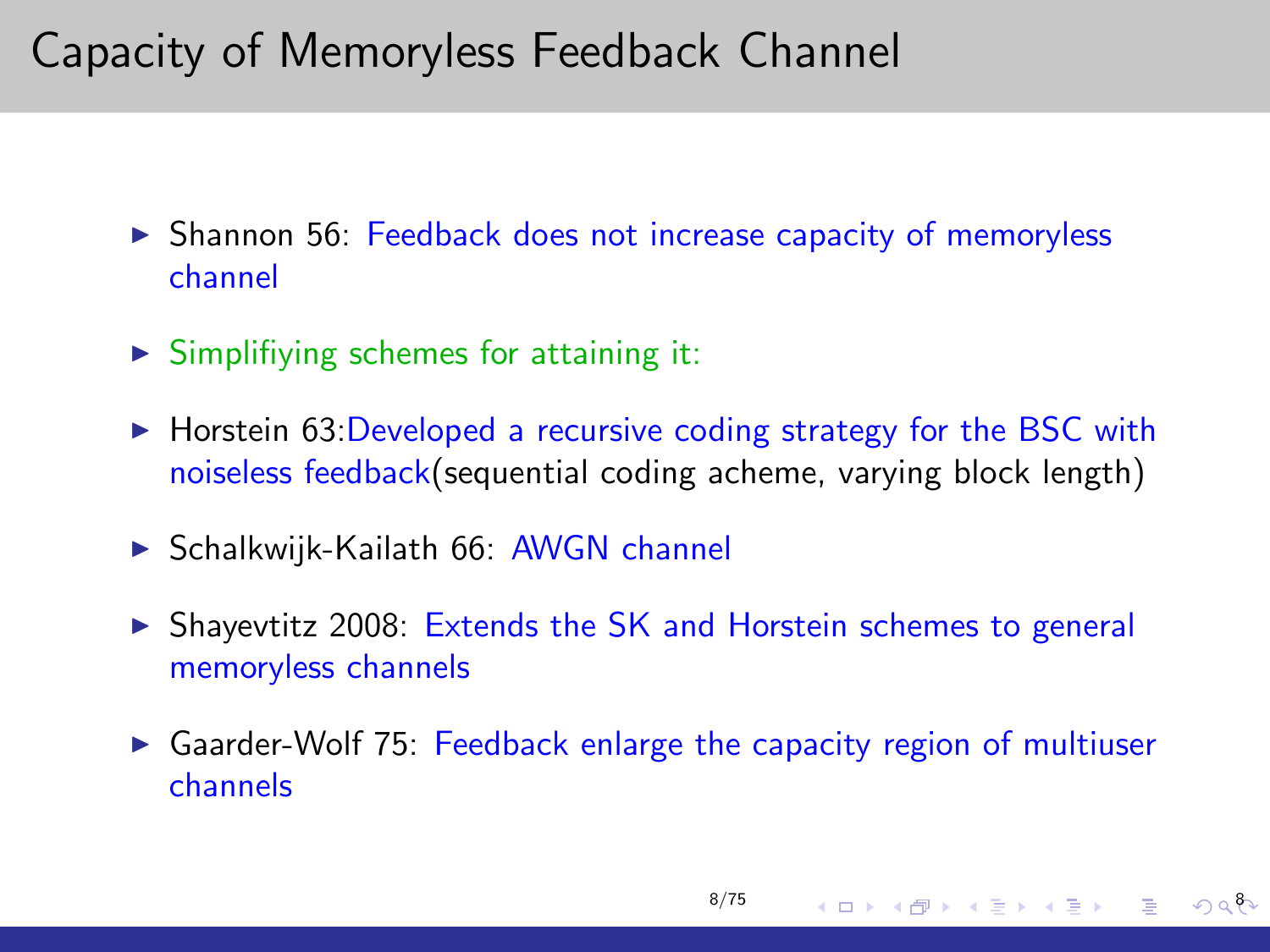# Capacity of Memoryless Feedback Channel

- Shannon 56: Feedback does not increase capacity of memoryless channel
- Simplifiying schemes for attaining it:
- Horstein 63:Developed a recursive coding strategy for the BSC with noiseless feedback(sequential coding acheme, varying block length)
- Schalkwijk-Kailath 66: AWGN channel
- Shayevtitz 2008: Extends the SK and Horstein schemes to general memoryless channels
- Gaarder-Wolf 75: Feedback enlarge the capacity region of multiuser channels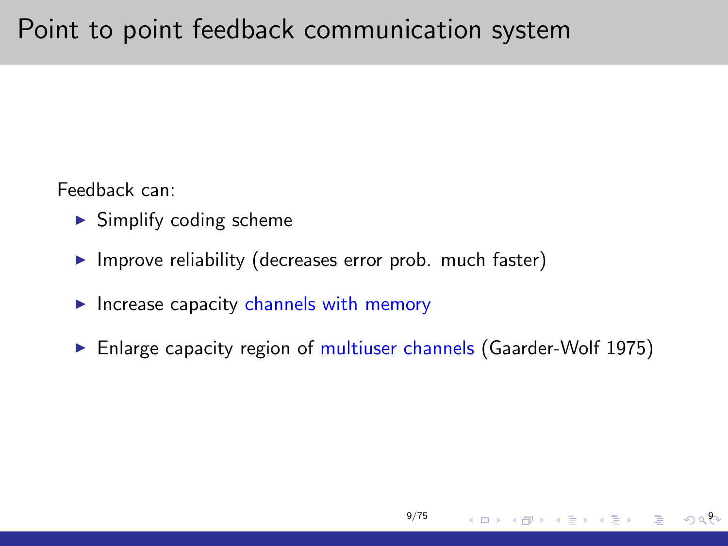# Point to point feedback communication system

Feedback can:

- Simplify coding scheme
- Improve reliability (decreases error prob. much faster)
- Increase capacity channels with memory
- Enlarge capacity region of multiuser channels (Gaarder-Wolf 1975)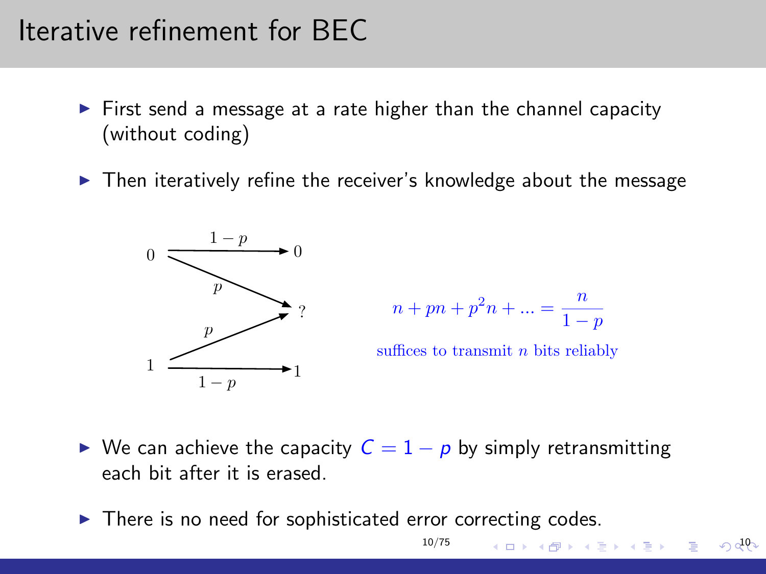# Iterative refinement for BEC

- First send a message at a rate higher than the channel capacity (without coding)
- Then iteratively refine the receiver's knowledge about the message

$$n + pn + p^2 n + ... = \frac{n}{1-p}$$

suffices to transmit $n$ bits reliably

- We can achieve the capacity $C = 1 - p$ by simply retransmitting each bit after it is erased.
- There is no need for sophisticated error correcting codes.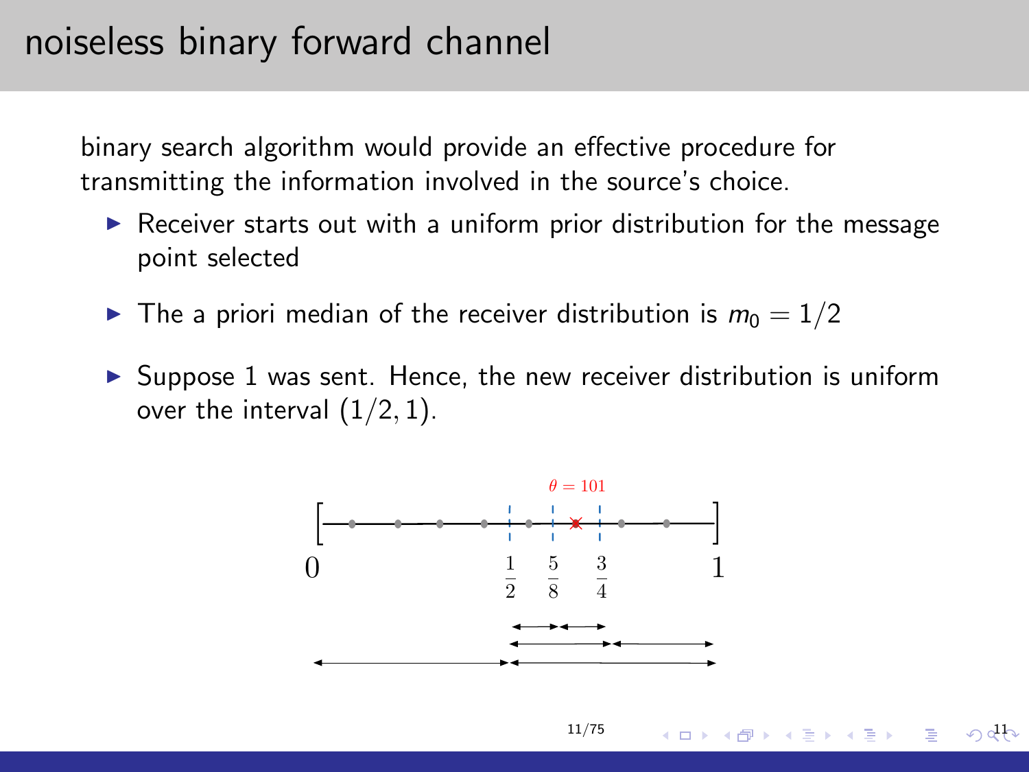# noiseless binary forward channel

binary search algorithm would provide an effective procedure for transmitting the information involved in the source's choice.

- Receiver starts out with a uniform prior distribution for the message point selected
- The a priori median of the receiver distribution is $m_0 = 1/2$
- Suppose 1 was sent. Hence, the new receiver distribution is uniform over the interval $(1/2, 1)$.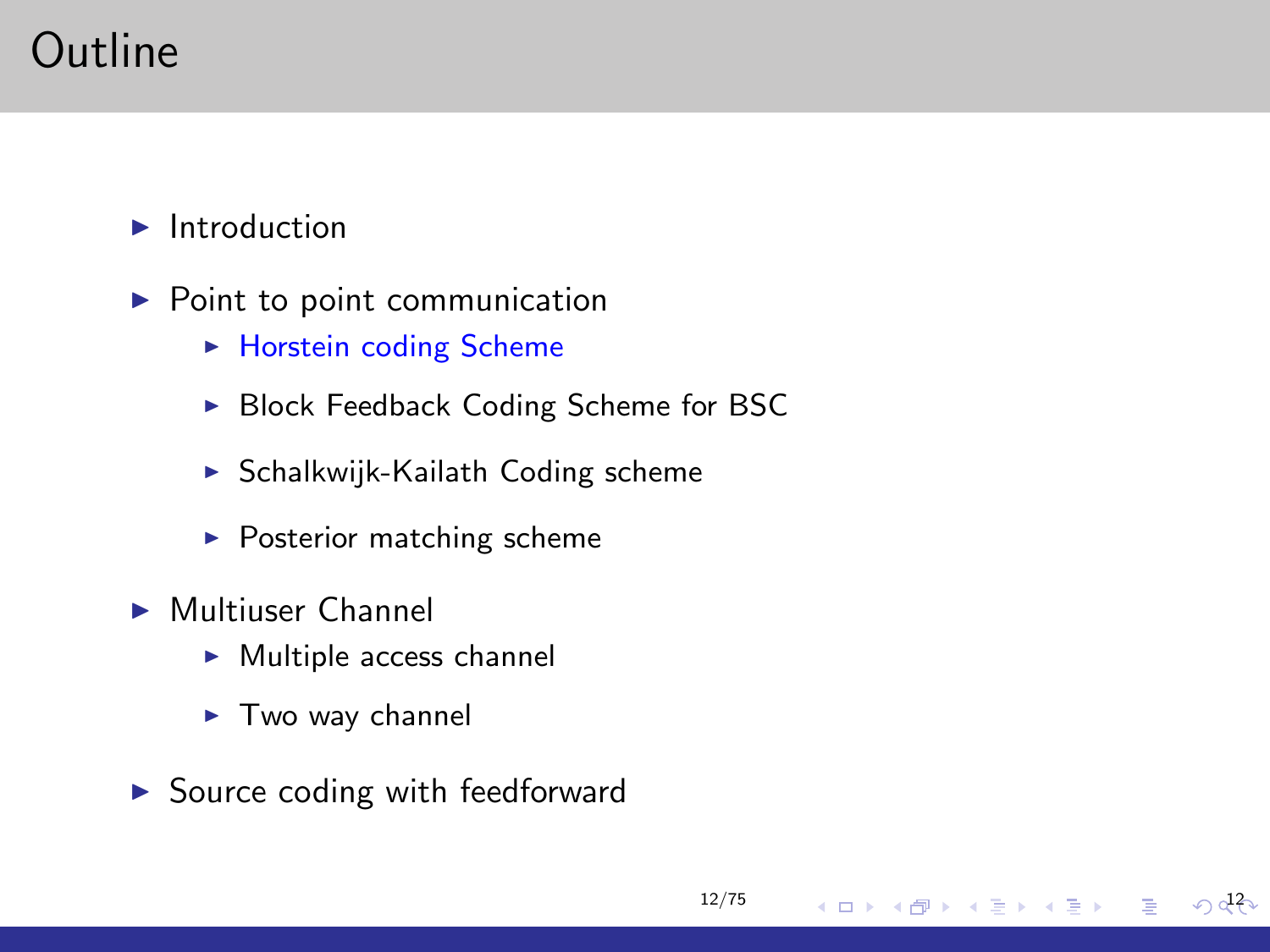# Outline

- Introduction
- Point to point communication
  - Horstein coding Scheme
  - Block Feedback Coding Scheme for BSC
  - Schalkwijk-Kailath Coding scheme
  - Posterior matching scheme
- Multiuser Channel
  - Multiple access channel
  - Two way channel
- Source coding with feedforward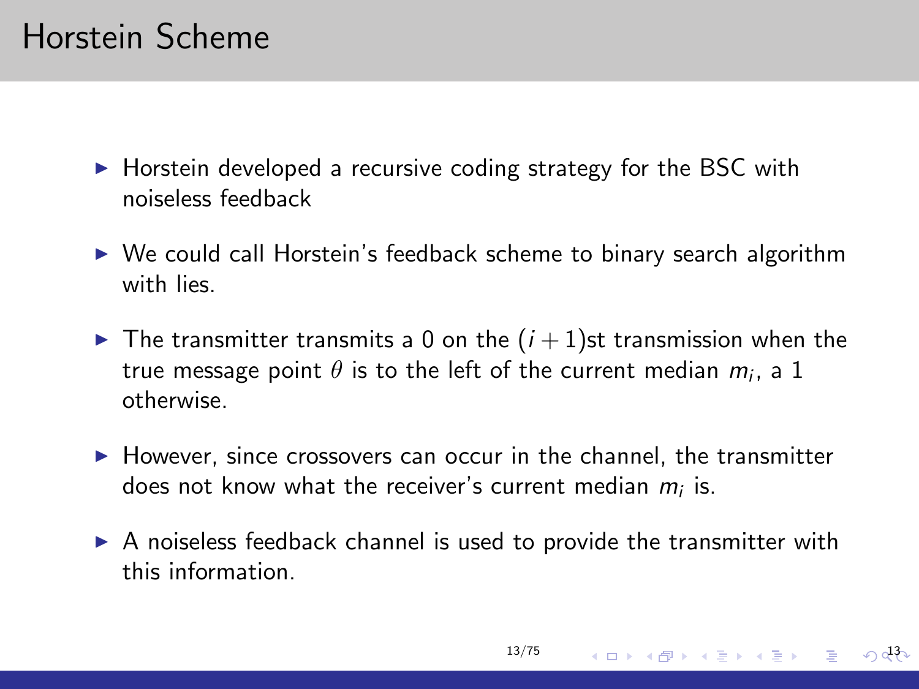# Horstein Scheme

- Horstein developed a recursive coding strategy for the BSC with noiseless feedback
- We could call Horstein's feedback scheme to binary search algorithm with lies.
- The transmitter transmits a 0 on the $(i+1)$st transmission when the true message point $\theta$ is to the left of the current median $m_i$, a 1 otherwise.
- However, since crossovers can occur in the channel, the transmitter does not know what the receiver's current median $m_i$ is.
- A noiseless feedback channel is used to provide the transmitter with this information.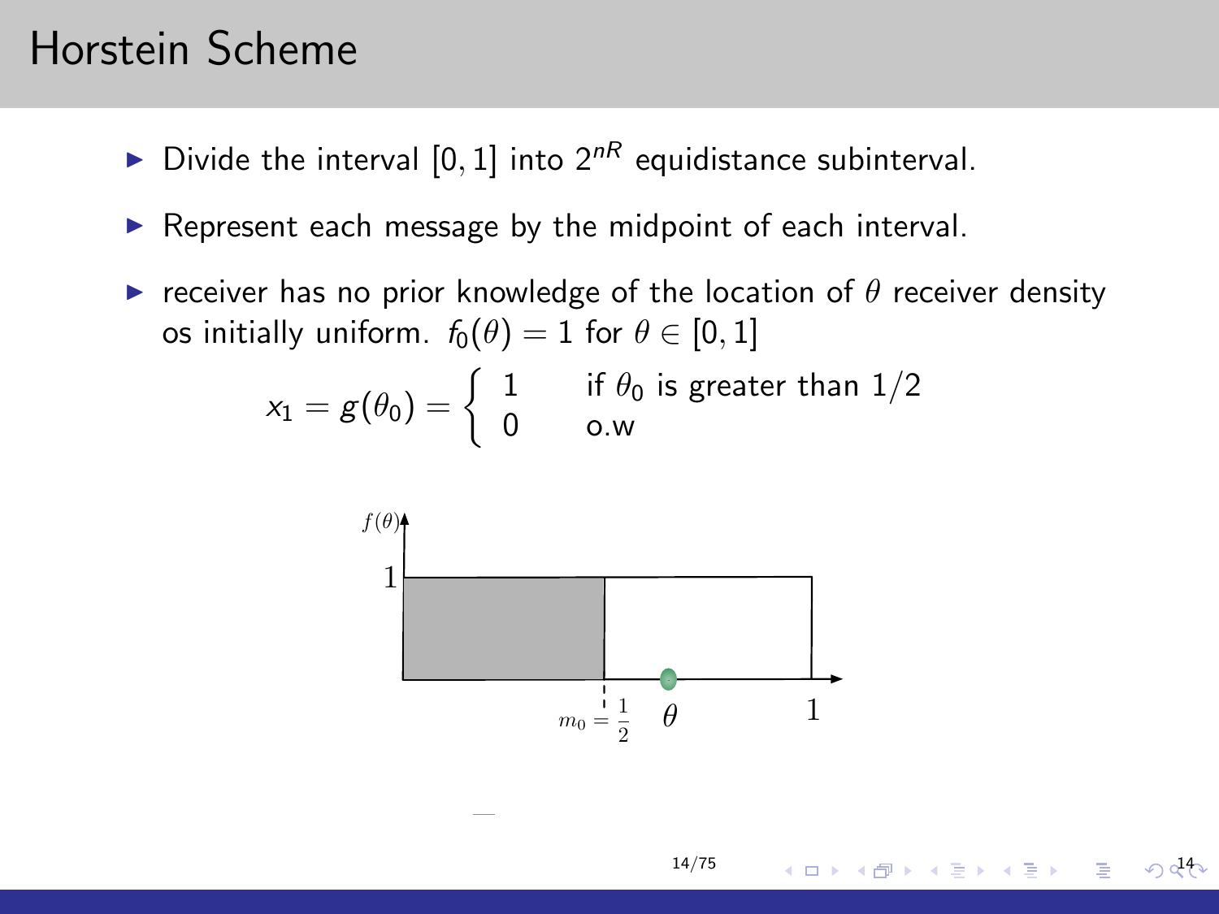# Horstein Scheme

- Divide the interval $[0, 1]$ into $2^{nR}$ equidistance subinterval.
- Represent each message by the midpoint of each interval.
- receiver has no prior knowledge of the location of $\theta$ receiver density os initially uniform. $f_0(\theta) = 1$ for $\theta \in [0, 1]$

$$x_1 = g(\theta_0) = \begin{cases} 1 & \text{if } \theta_0 \text{ is greater than } 1/2 \\ 0 & \text{o.w} \end{cases}$$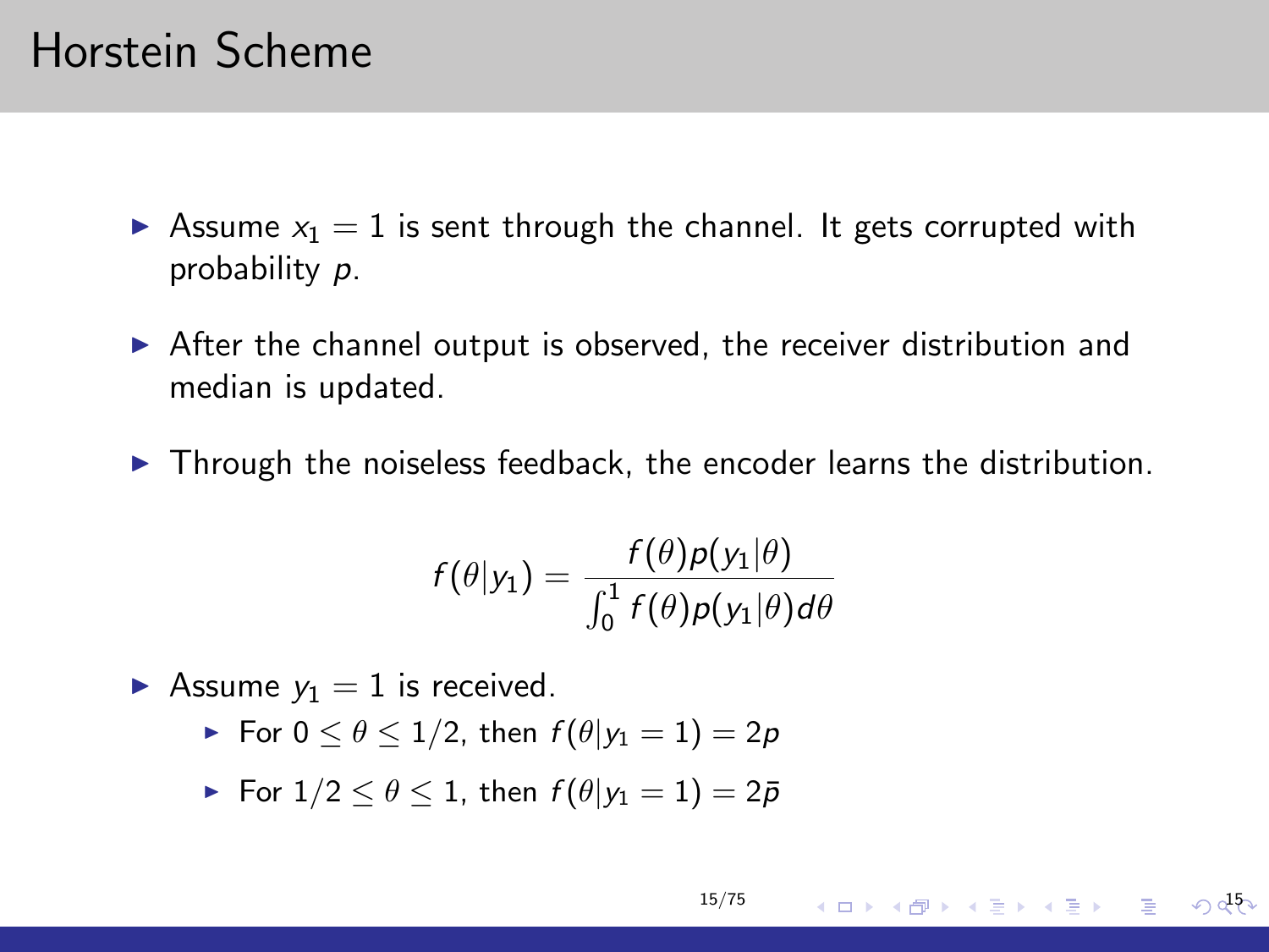# Horstein Scheme

- Assume $x_1 = 1$ is sent through the channel. It gets corrupted with probability $p$.
- After the channel output is observed, the receiver distribution and median is updated.
- Through the noiseless feedback, the encoder learns the distribution.

$$f(\theta|y_1) = \frac{f(\theta)p(y_1|\theta)}{\int_0^1 f(\theta)p(y_1|\theta)d\theta}$$

- Assume $y_1 = 1$ is received.
  - For $0 \leq \theta \leq 1/2$, then $f(\theta|y_1 = 1) = 2p$
  - For $1/2 \leq \theta \leq 1$, then $f(\theta|y_1 = 1) = 2\bar{p}$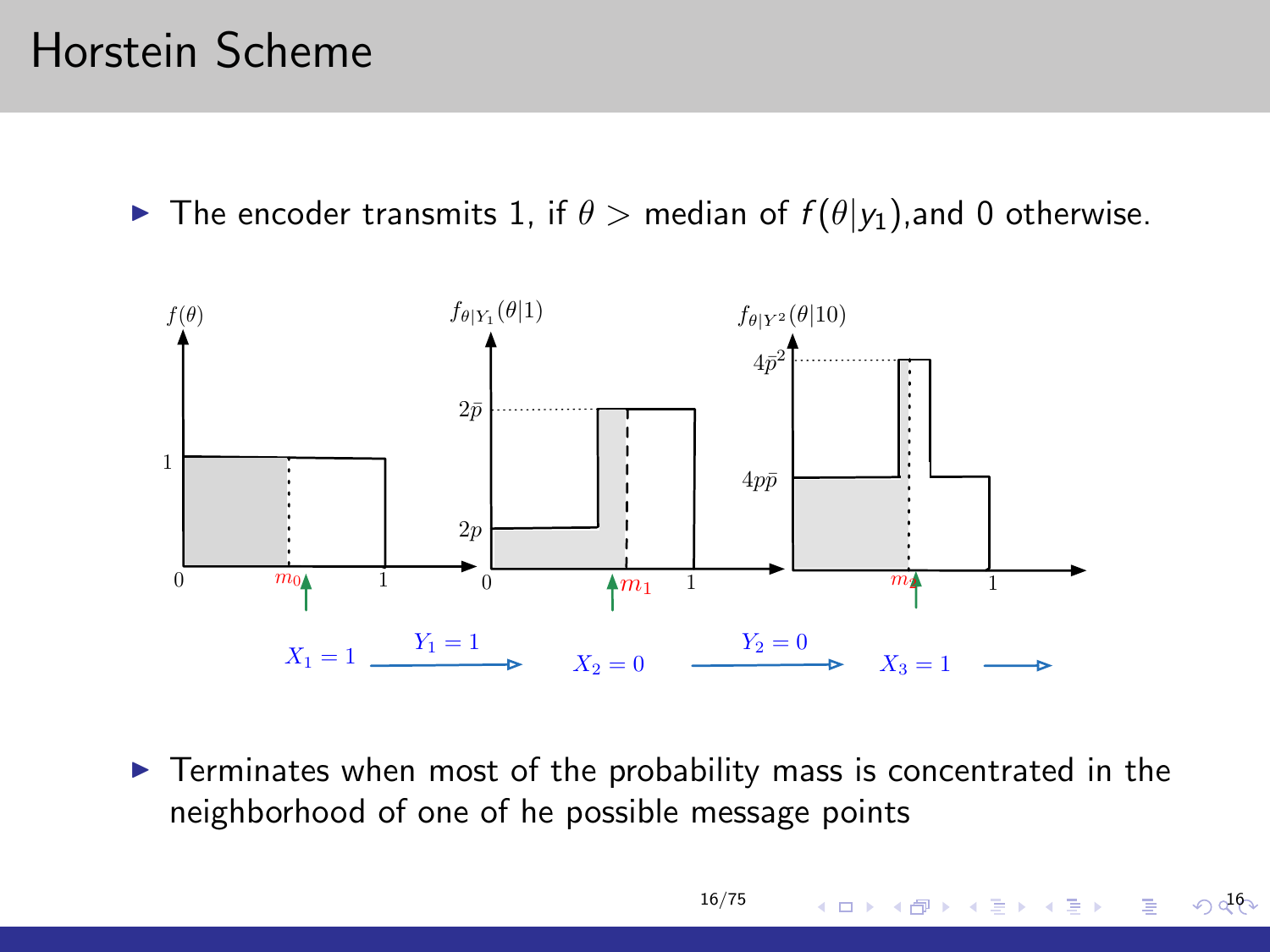# Horstein Scheme

- The encoder transmits 1, if $\theta >$ median of $f(\theta|y_1)$,and 0 otherwise.

- Terminates when most of the probability mass is concentrated in the neighborhood of one of he possible message points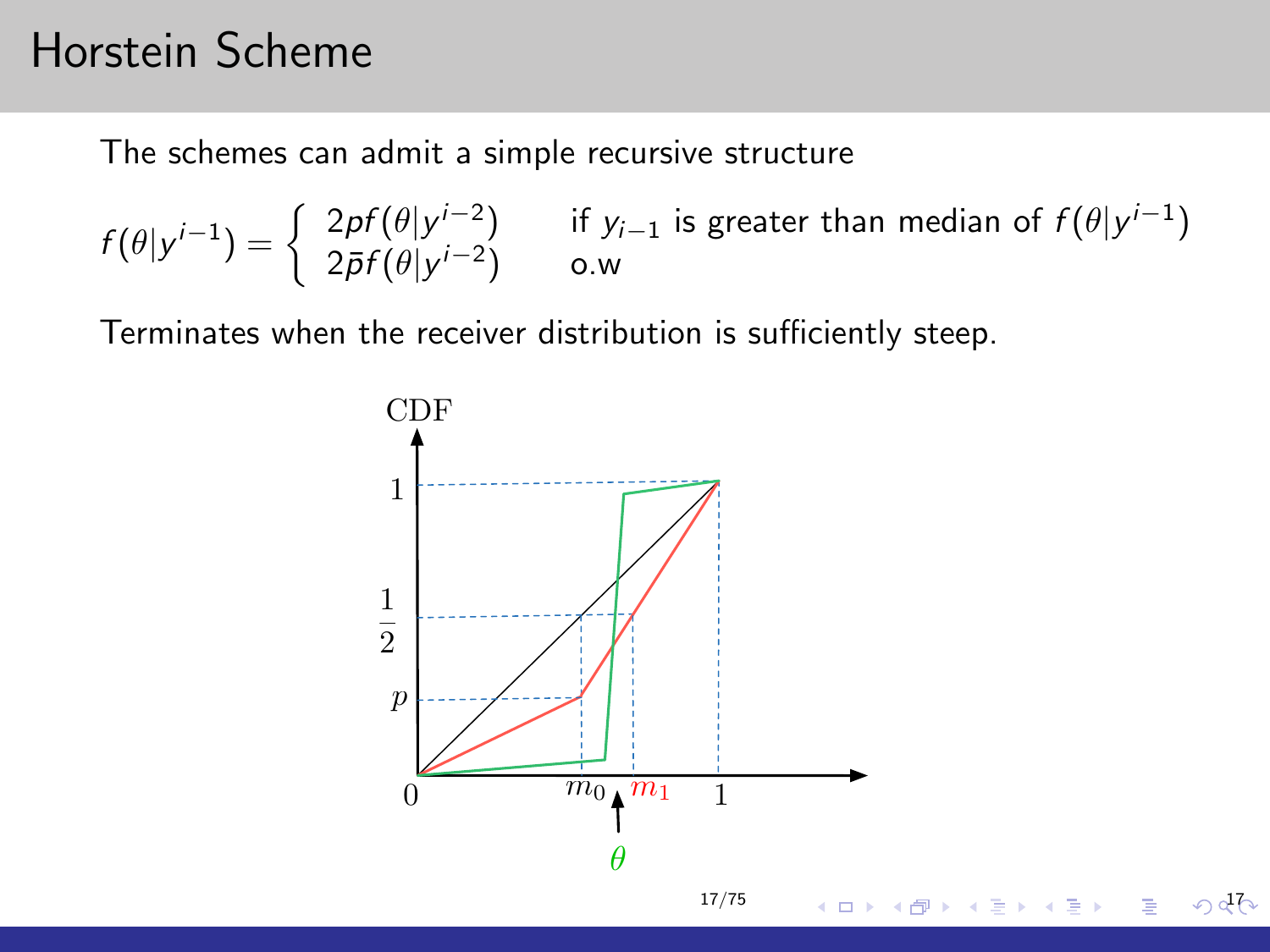# Horstein Scheme

The schemes can admit a simple recursive structure

$$
f(\theta|y^{i-1}) = \begin{cases} 2pf(\theta|y^{i-2}) & \text{if } y_{i-1} \text{ is greater than median of } f(\theta|y^{i-1}) \\ 2\bar{p}f(\theta|y^{i-2}) & \text{o.w} \end{cases}
$$

Terminates when the receiver distribution is sufficiently steep.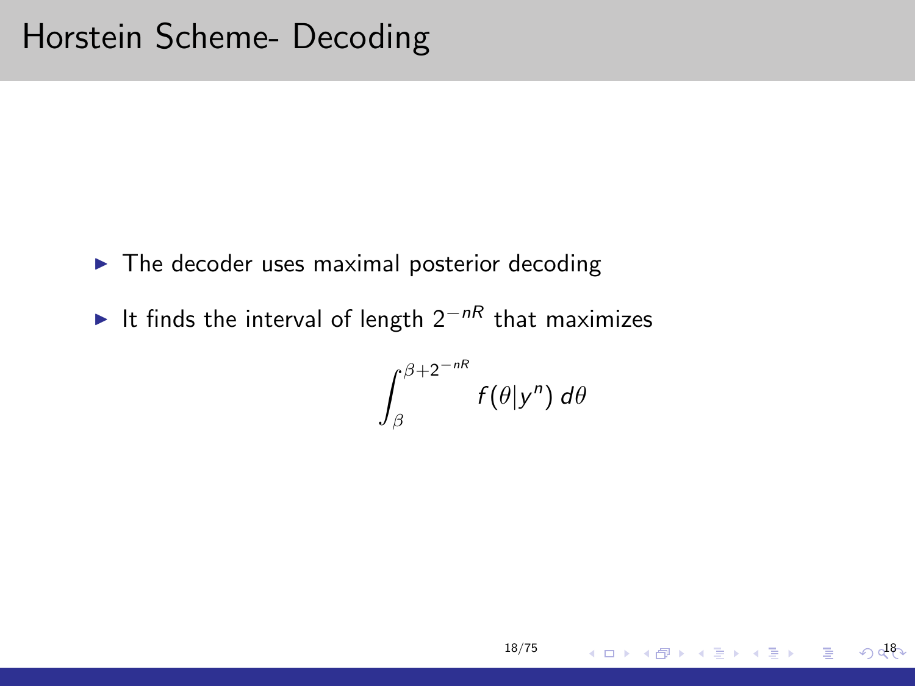# Horstein Scheme- Decoding

- The decoder uses maximal posterior decoding
- It finds the interval of length $2^{-nR}$ that maximizes

$$\int_{\beta}^{\beta+2^{-nR}} f(\theta|y^n)\, d\theta$$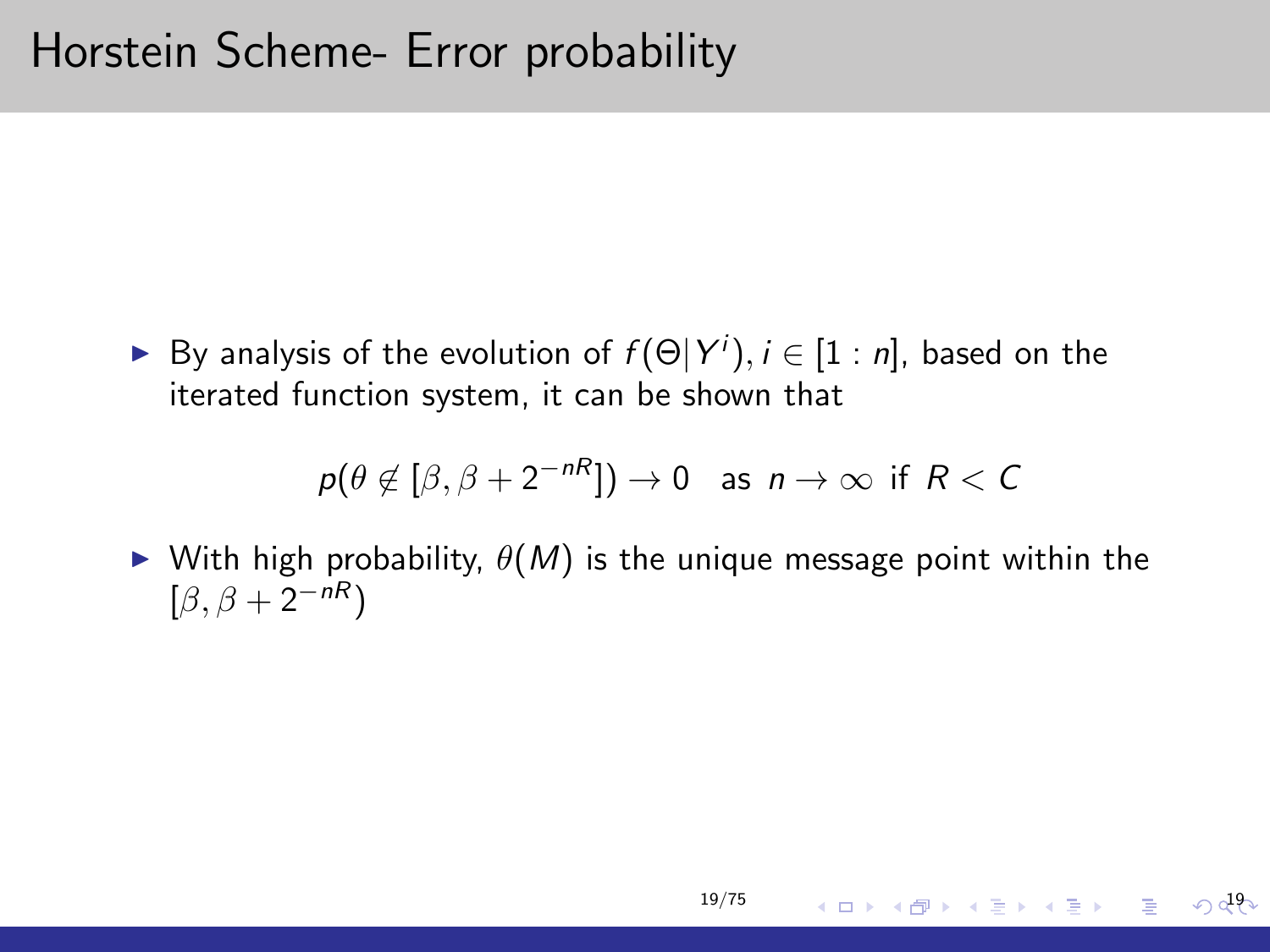# Horstein Scheme- Error probability

- By analysis of the evolution of $f(\Theta|Y^i), i \in [1:n]$, based on the iterated function system, it can be shown that

$$p(\theta \notin [\beta, \beta + 2^{-nR}]) \to 0 \quad \text{as } n \to \infty \text{ if } R < C$$

- With high probability, $\theta(M)$ is the unique message point within the $[\beta, \beta + 2^{-nR})$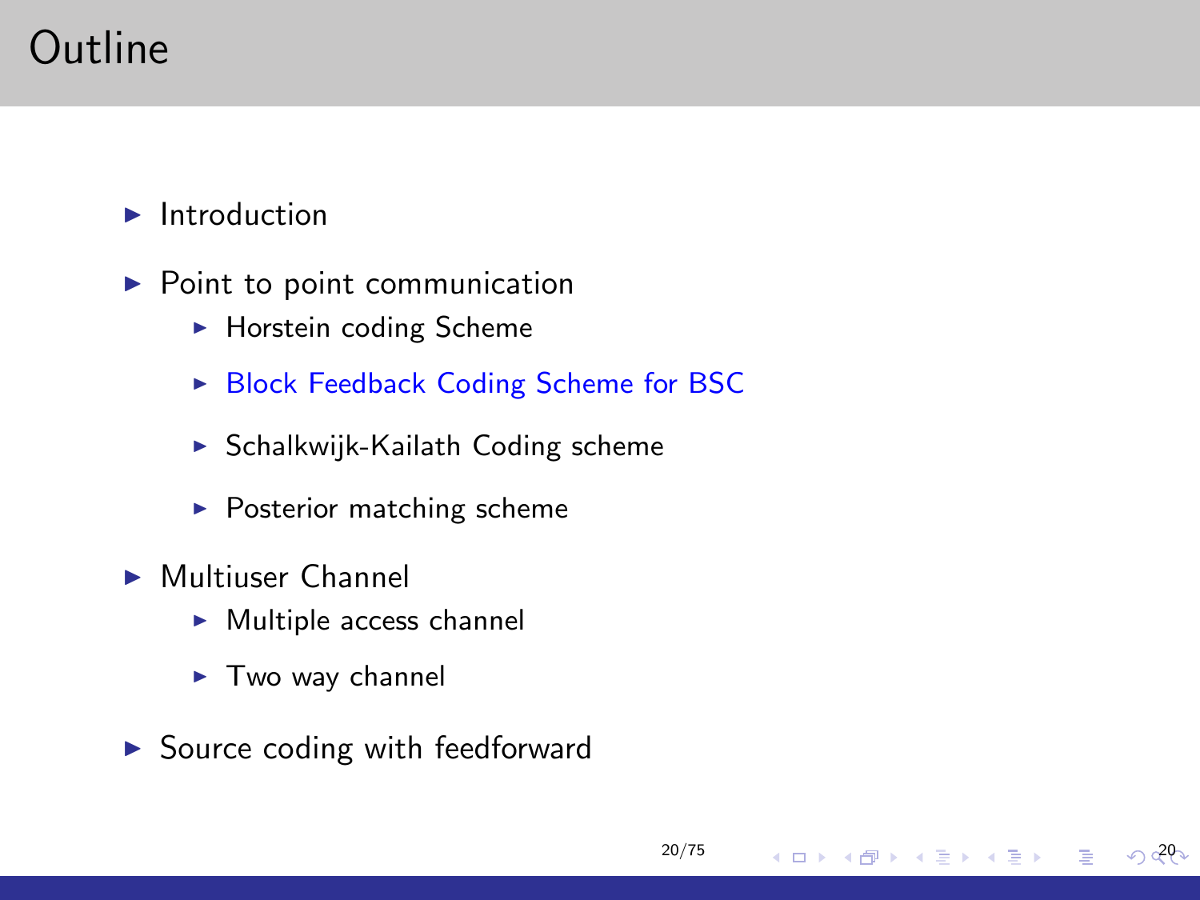# Outline

- Introduction
- Point to point communication
  - Horstein coding Scheme
  - Block Feedback Coding Scheme for BSC
  - Schalkwijk-Kailath Coding scheme
  - Posterior matching scheme
- Multiuser Channel
  - Multiple access channel
  - Two way channel
- Source coding with feedforward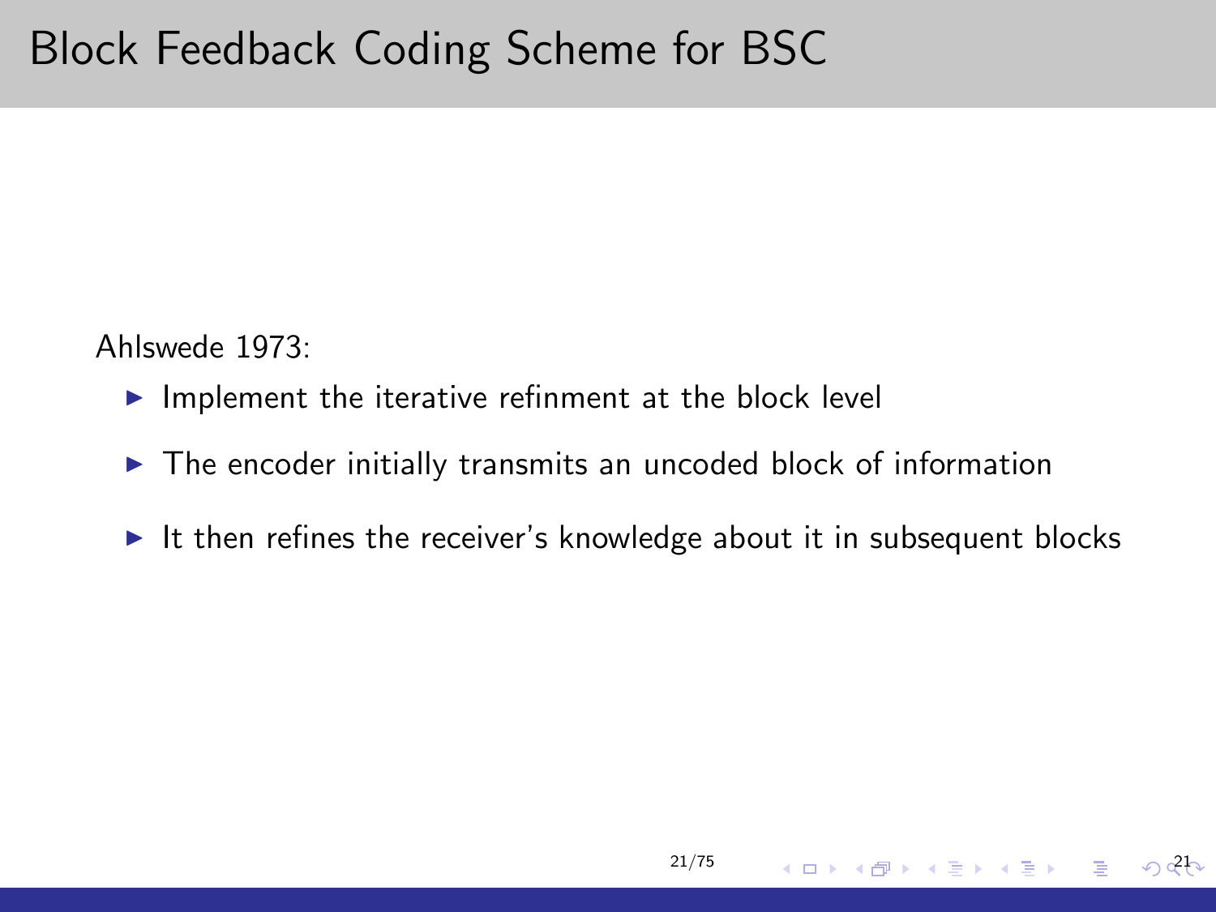# Block Feedback Coding Scheme for BSC

Ahlswede 1973:

- Implement the iterative refinment at the block level
- The encoder initially transmits an uncoded block of information
- It then refines the receiver's knowledge about it in subsequent blocks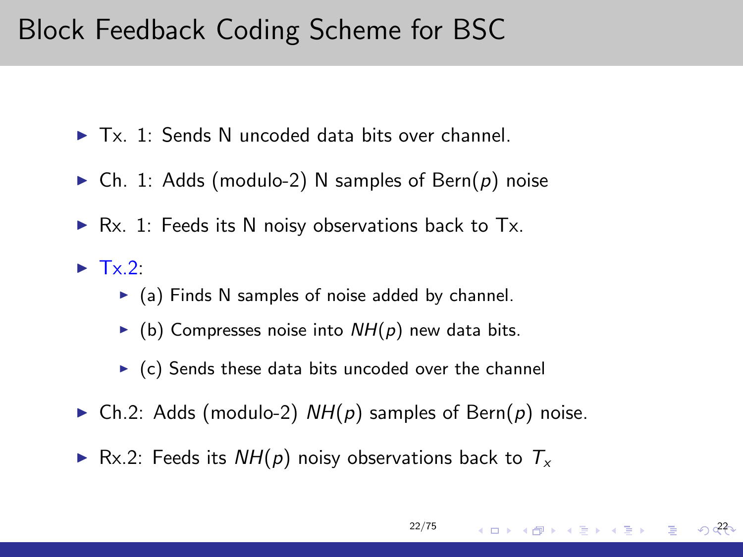# Block Feedback Coding Scheme for BSC

- Tx. 1: Sends N uncoded data bits over channel.
- Ch. 1: Adds (modulo-2) N samples of Bern($p$) noise
- Rx. 1: Feeds its N noisy observations back to Tx.
- Tx.2:
  - (a) Finds N samples of noise added by channel.
  - (b) Compresses noise into $NH(p)$ new data bits.
  - (c) Sends these data bits uncoded over the channel
- Ch.2: Adds (modulo-2) $NH(p)$ samples of Bern($p$) noise.
- Rx.2: Feeds its $NH(p)$ noisy observations back to $T_x$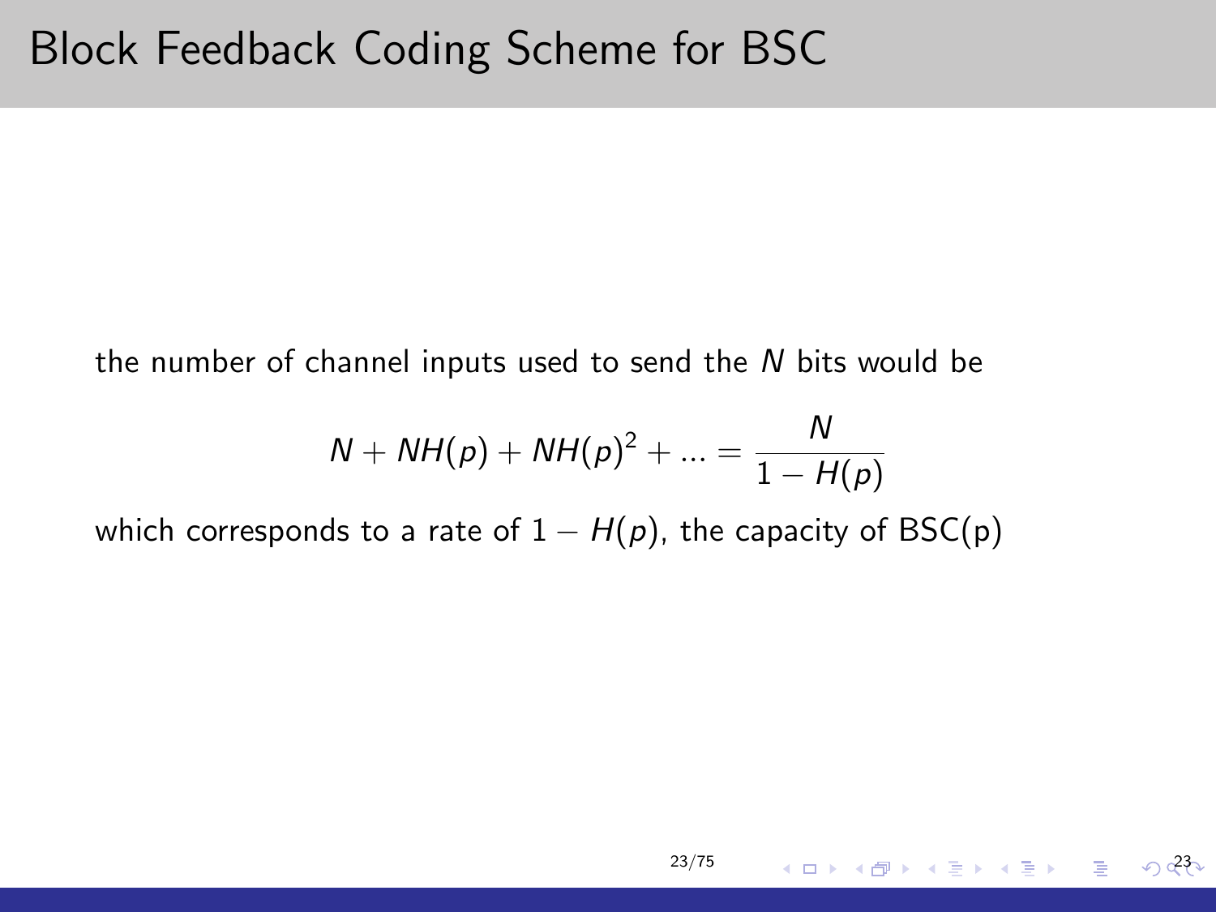# Block Feedback Coding Scheme for BSC

the number of channel inputs used to send the $N$ bits would be

$$N + NH(p) + NH(p)^2 + ... = \frac{N}{1 - H(p)}$$

which corresponds to a rate of $1 - H(p)$, the capacity of BSC(p)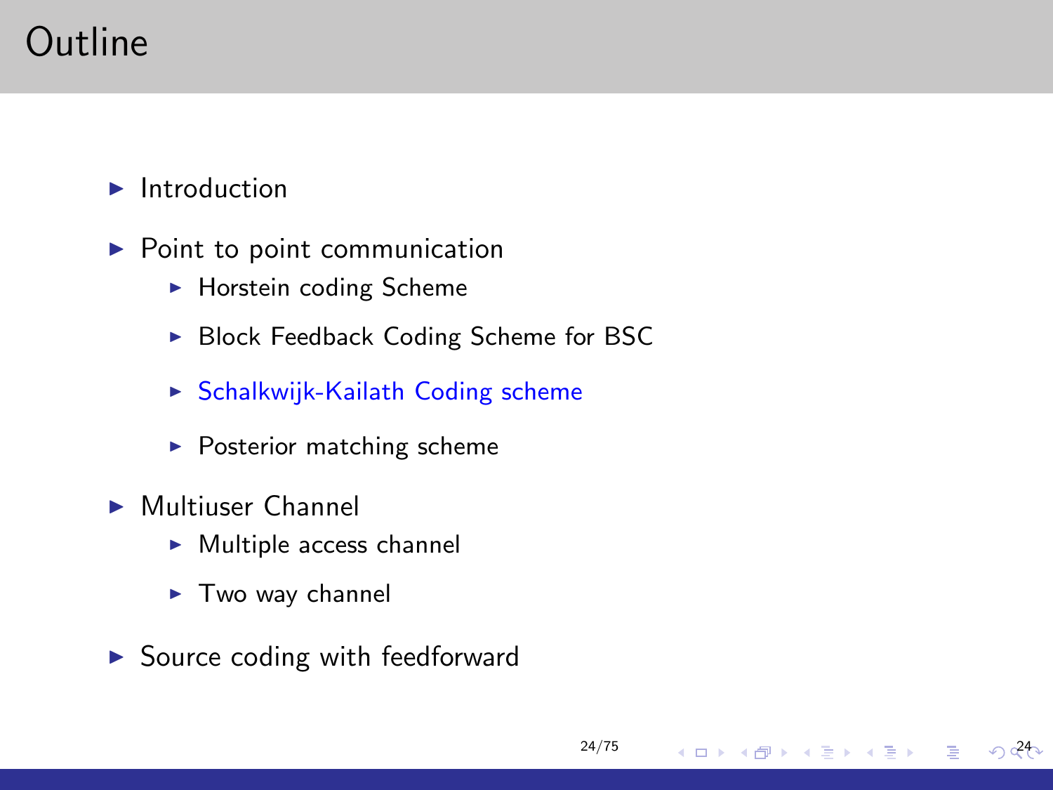# Outline

- Introduction
- Point to point communication
  - Horstein coding Scheme
  - Block Feedback Coding Scheme for BSC
  - Schalkwijk-Kailath Coding scheme
  - Posterior matching scheme
- Multiuser Channel
  - Multiple access channel
  - Two way channel
- Source coding with feedforward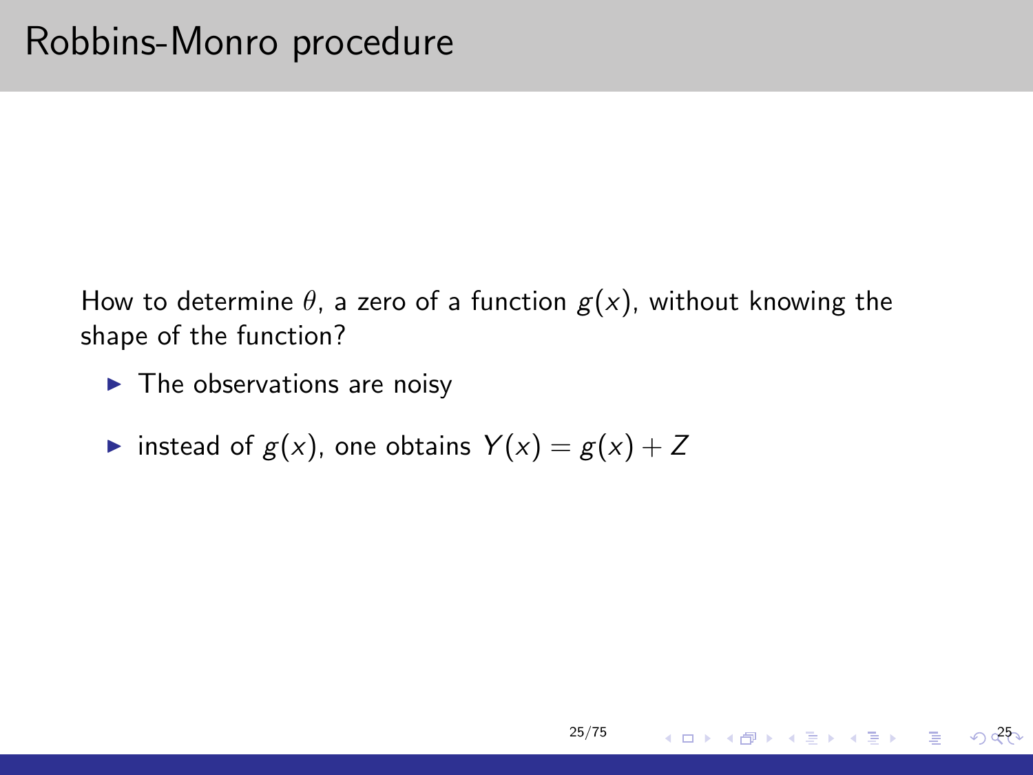# Robbins-Monro procedure

How to determine $\theta$, a zero of a function $g(x)$, without knowing the shape of the function?

- The observations are noisy
- instead of $g(x)$, one obtains $Y(x) = g(x) + Z$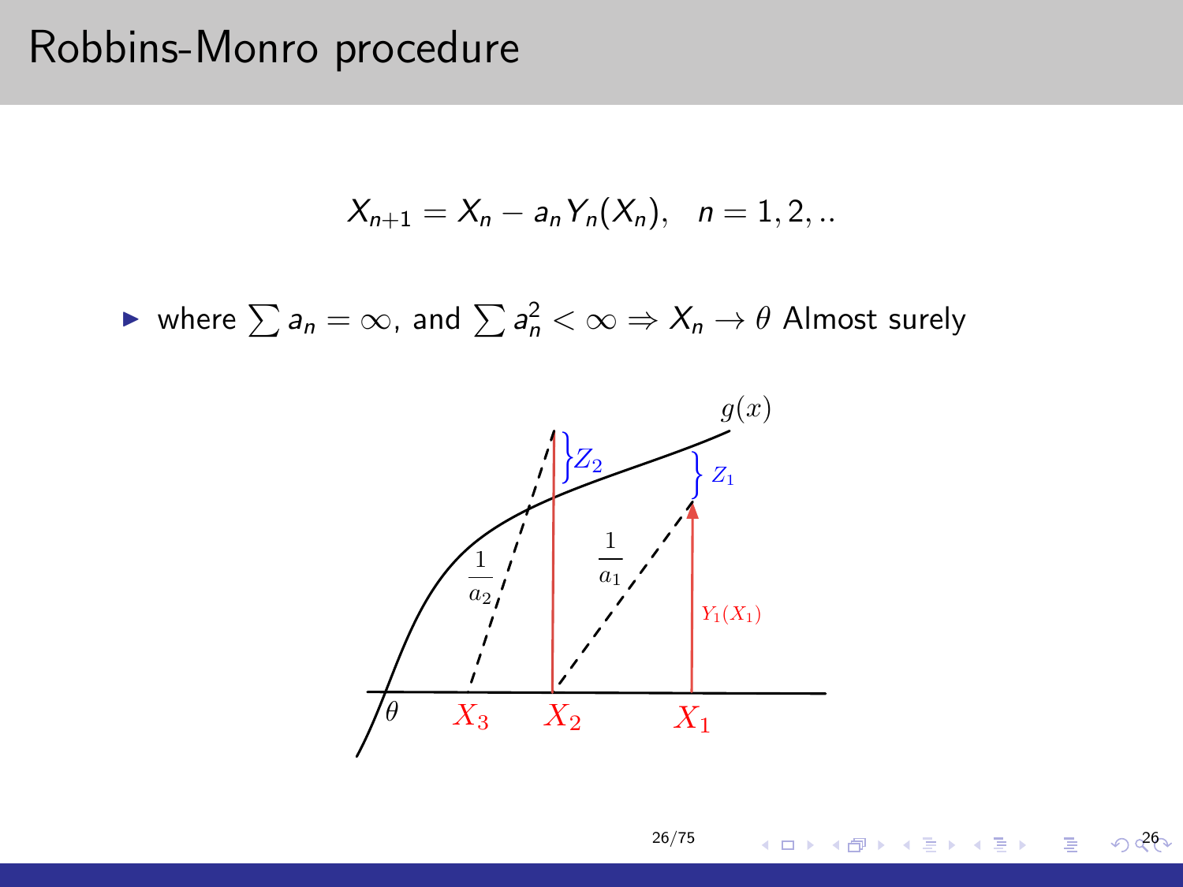# Robbins-Monro procedure

$$X_{n+1} = X_n - a_n Y_n(X_n), \quad n = 1, 2, ..$$

- where $\sum a_n = \infty$, and $\sum a_n^2 < \infty \Rightarrow X_n \to \theta$ Almost surely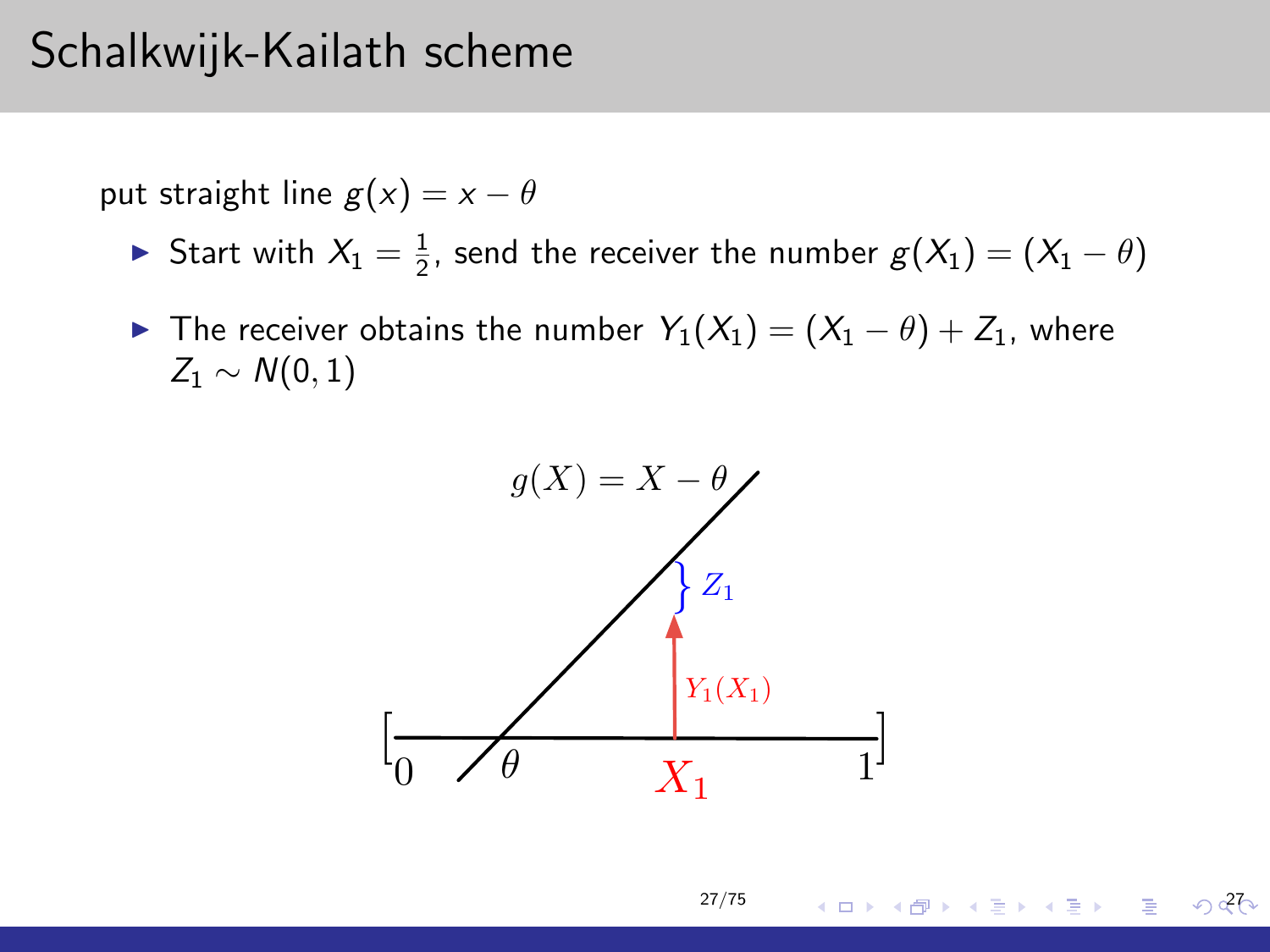# Schalkwijk-Kailath scheme

put straight line $g(x) = x - \theta$

- Start with $X_1 = \frac{1}{2}$, send the receiver the number $g(X_1) = (X_1 - \theta)$
- The receiver obtains the number $Y_1(X_1) = (X_1 - \theta) + Z_1$, where $Z_1 \sim N(0, 1)$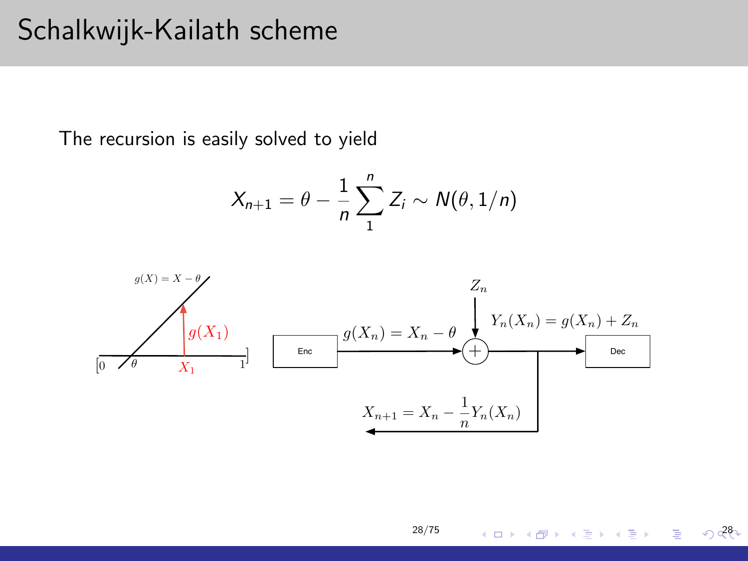# Schalkwijk-Kailath scheme

The recursion is easily solved to yield

$$X_{n+1} = \theta - \frac{1}{n}\sum_{1}^{n} Z_i \sim N(\theta, 1/n)$$

$g(X) = X - \theta$

$g(X_1)$

$[0 \quad \theta \quad X_1 \quad 1]$

Enc

$g(X_n) = X_n - \theta$

$Z_n$

$Y_n(X_n) = g(X_n) + Z_n$

Dec

$X_{n+1} = X_n - \frac{1}{n} Y_n(X_n)$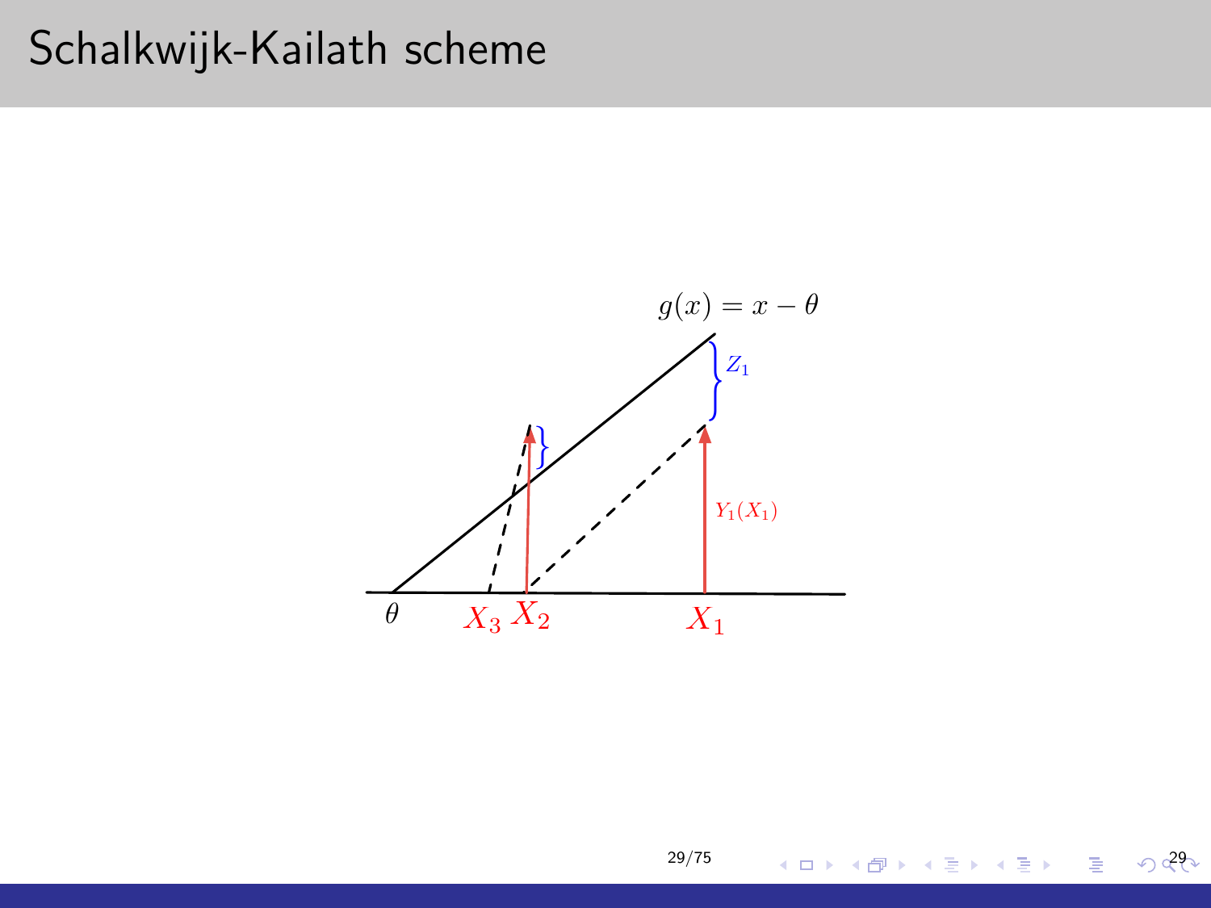# Schalkwijk-Kailath scheme

$g(x) = x - \theta$

$Z_1$

$Y_1(X_1)$

$\theta$ $X_3$ $X_2$ $X_1$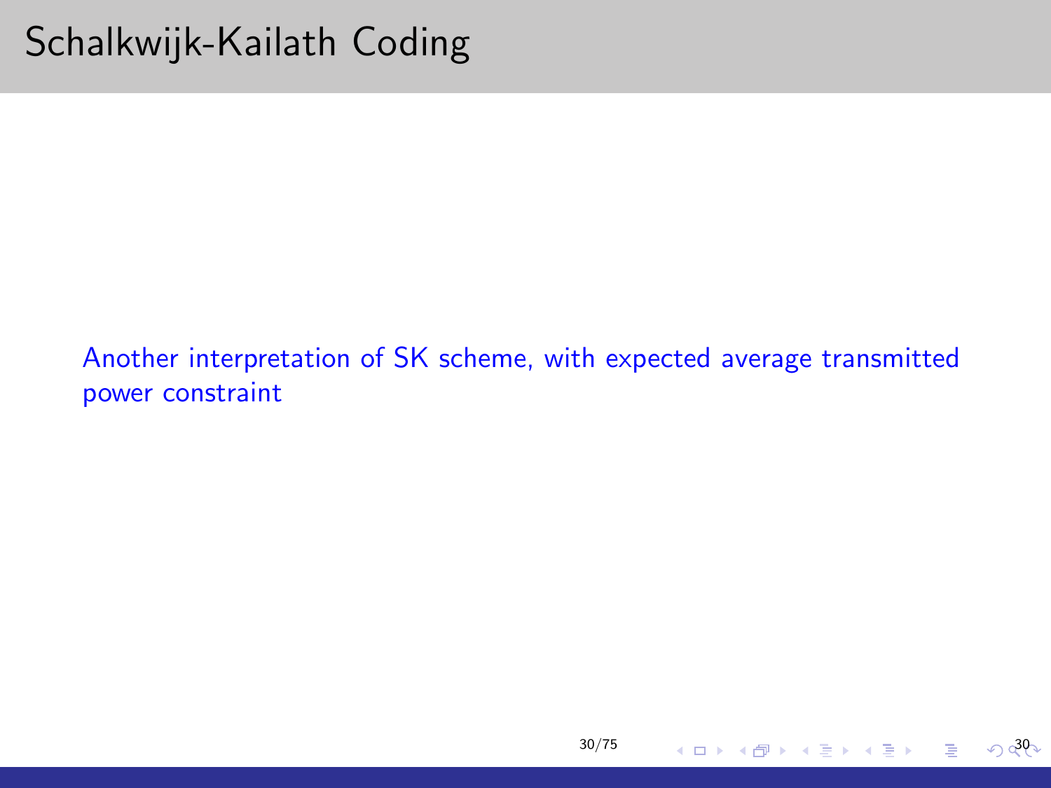# Schalkwijk-Kailath Coding

Another interpretation of SK scheme, with expected average transmitted power constraint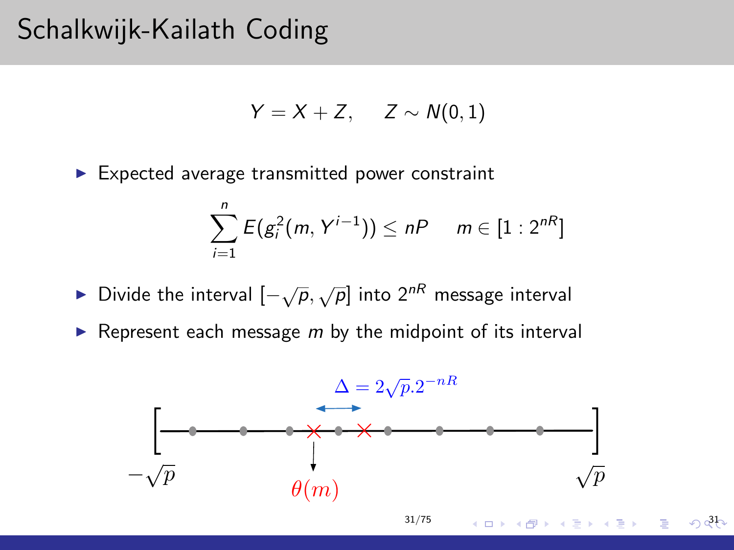# Schalkwijk-Kailath Coding

$$Y = X + Z, \quad Z \sim N(0,1)$$

- Expected average transmitted power constraint

$$\sum_{i=1}^{n} E(g_i^2(m, Y^{i-1})) \leq nP \quad m \in [1 : 2^{nR}]$$

- Divide the interval $[-\sqrt{p}, \sqrt{p}]$ into $2^{nR}$ message interval
- Represent each message $m$ by the midpoint of its interval

$\Delta = 2\sqrt{p}.2^{-nR}$

$-\sqrt{p}$ $\quad$ $\theta(m)$ $\quad$ $\sqrt{p}$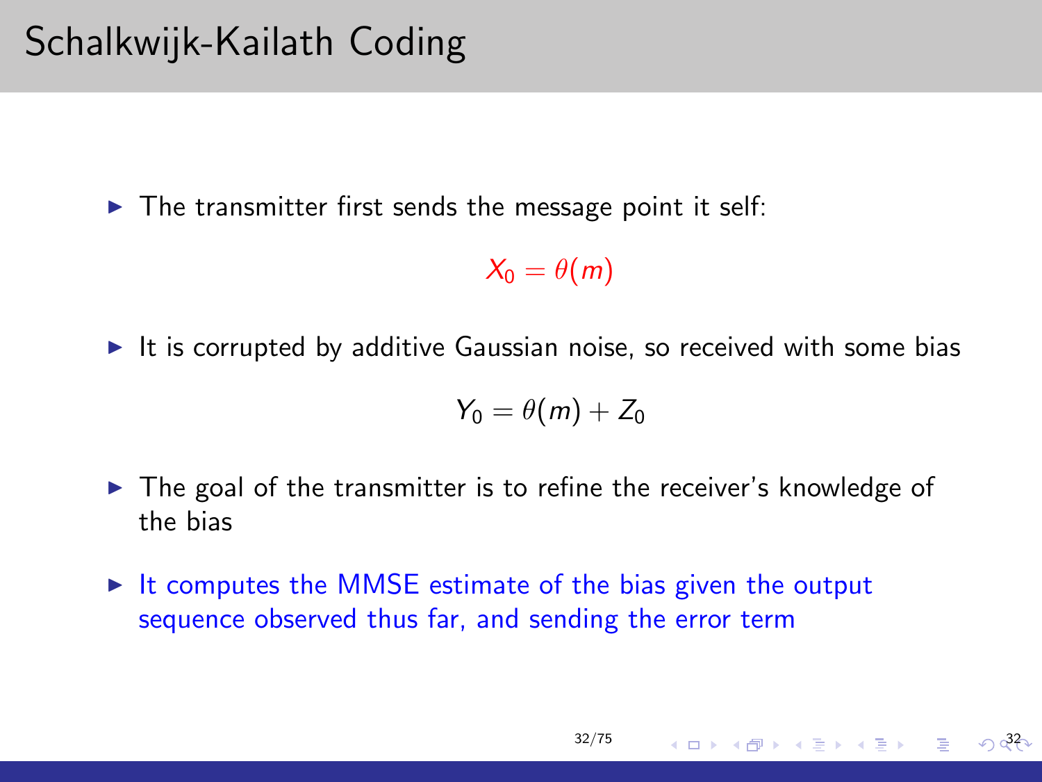# Schalkwijk-Kailath Coding

- The transmitter first sends the message point it self:

$$X_0 = \theta(m)$$

- It is corrupted by additive Gaussian noise, so received with some bias

$$Y_0 = \theta(m) + Z_0$$

- The goal of the transmitter is to refine the receiver's knowledge of the bias
- It computes the MMSE estimate of the bias given the output sequence observed thus far, and sending the error term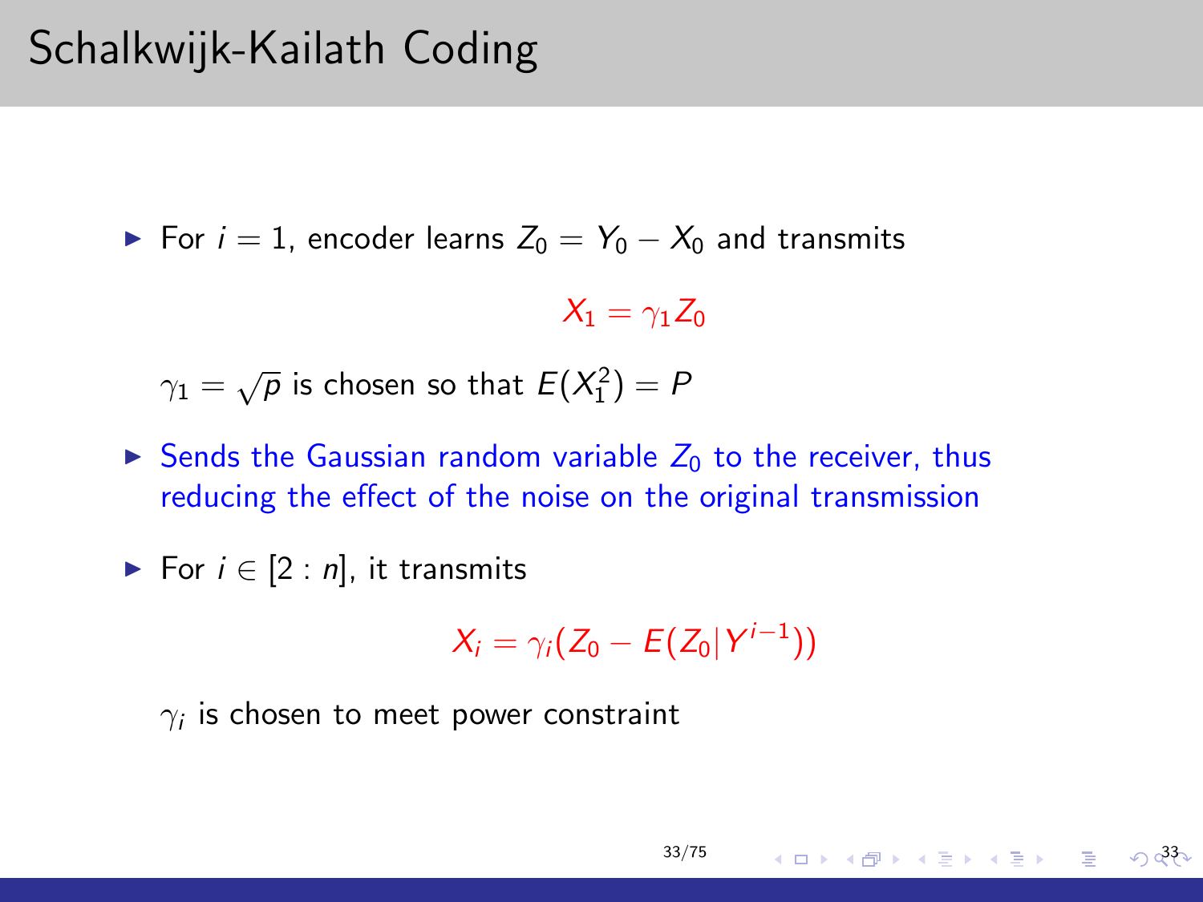# Schalkwijk-Kailath Coding

- For $i = 1$, encoder learns $Z_0 = Y_0 - X_0$ and transmits

$$X_1 = \gamma_1 Z_0$$

$\gamma_1 = \sqrt{p}$ is chosen so that $E(X_1^2) = P$

- Sends the Gaussian random variable $Z_0$ to the receiver, thus reducing the effect of the noise on the original transmission

- For $i \in [2 : n]$, it transmits

$$X_i = \gamma_i (Z_0 - E(Z_0 | Y^{i-1}))$$

$\gamma_i$ is chosen to meet power constraint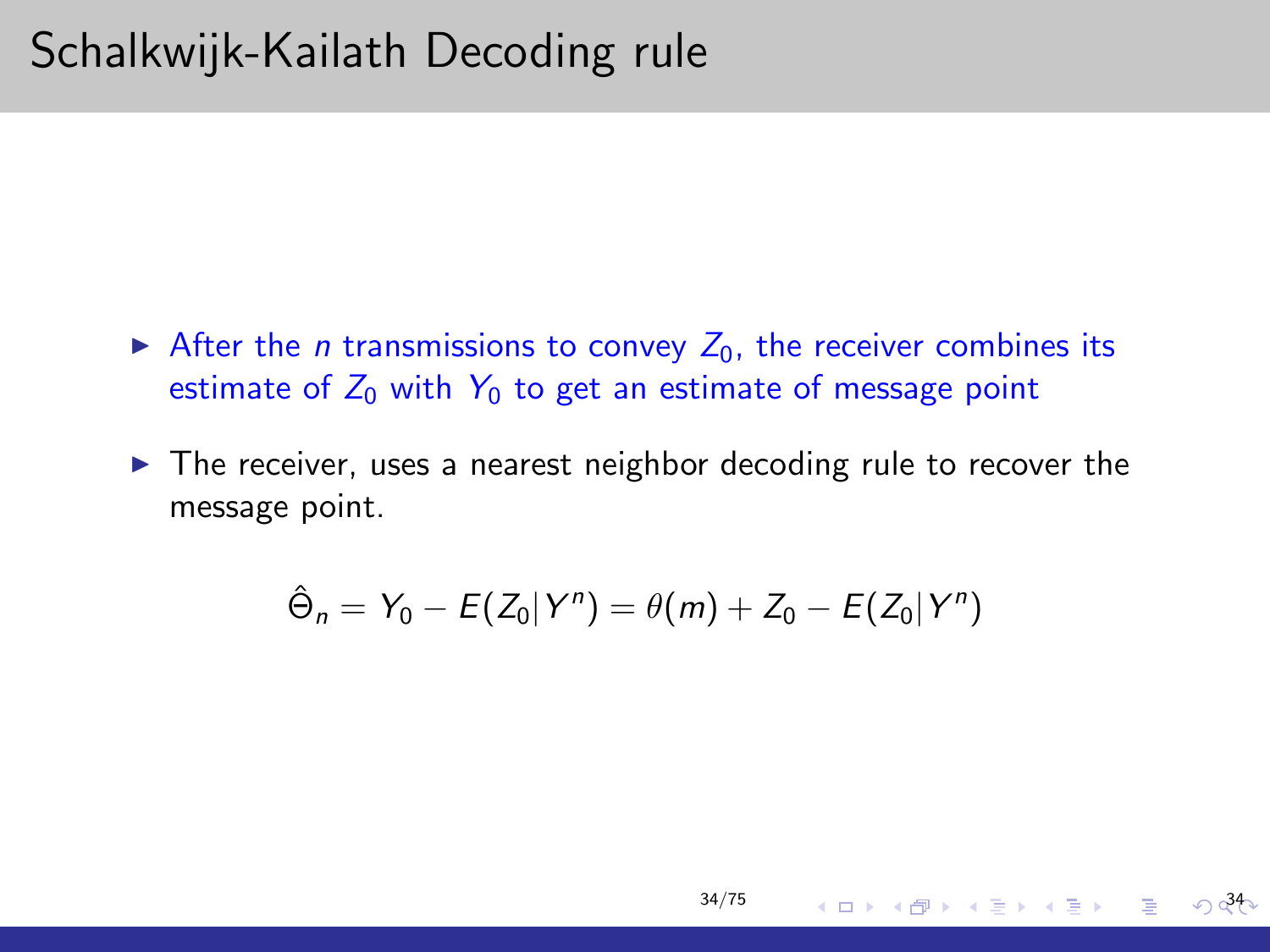# Schalkwijk-Kailath Decoding rule

- After the $n$ transmissions to convey $Z_0$, the receiver combines its estimate of $Z_0$ with $Y_0$ to get an estimate of message point
- The receiver, uses a nearest neighbor decoding rule to recover the message point.

$$\hat{\Theta}_n = Y_0 - E(Z_0|Y^n) = \theta(m) + Z_0 - E(Z_0|Y^n)$$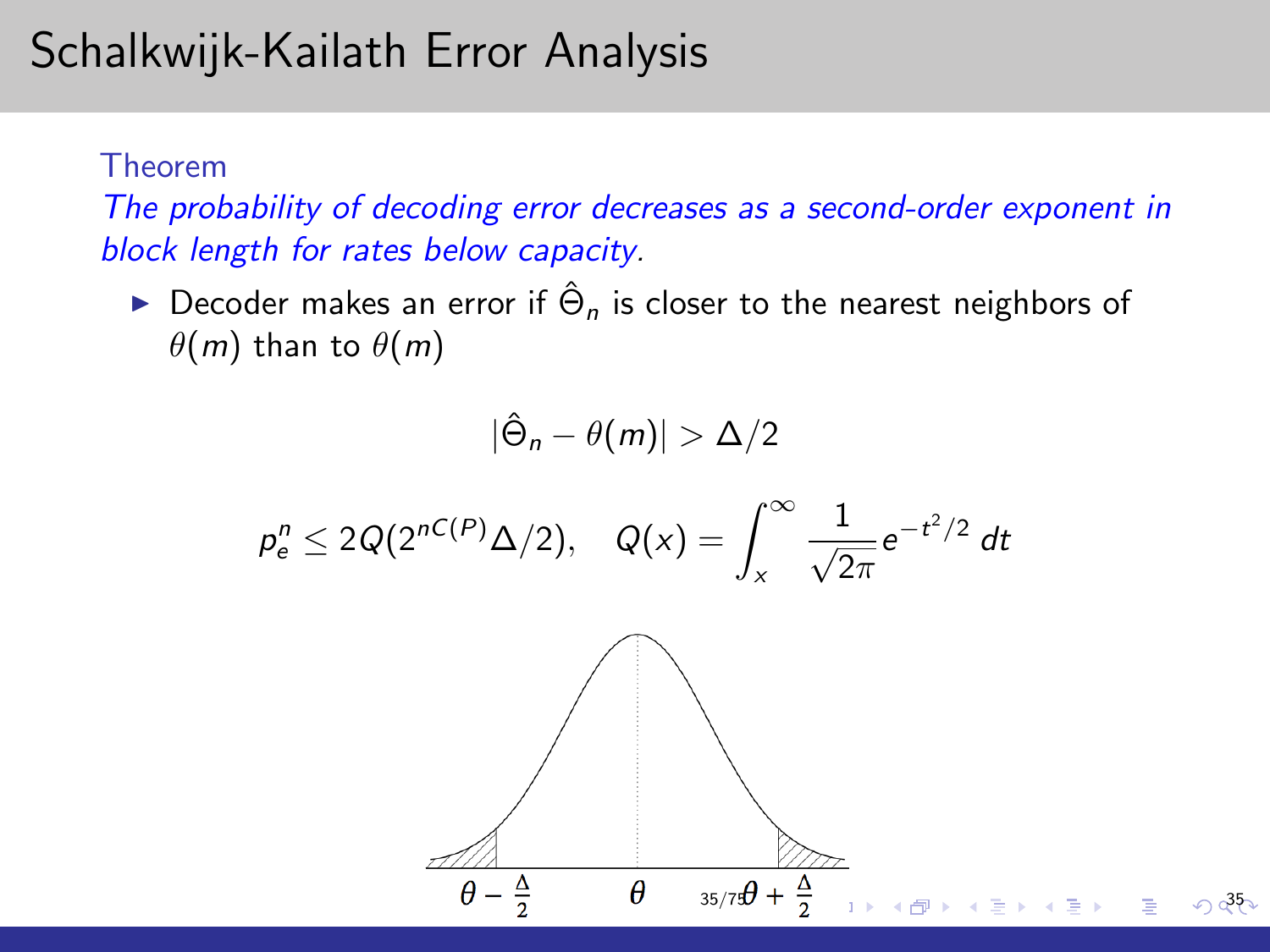# Schalkwijk-Kailath Error Analysis

**Theorem**

*The probability of decoding error decreases as a second-order exponent in block length for rates below capacity.*

- Decoder makes an error if $\hat{\Theta}_n$ is closer to the nearest neighbors of $\theta(m)$ than to $\theta(m)$

$$|\hat{\Theta}_n - \theta(m)| > \Delta/2$$

$$p_e^n \leq 2Q(2^{nC(P)}\Delta/2), \quad Q(x) = \int_x^\infty \frac{1}{\sqrt{2\pi}} e^{-t^2/2}\, dt$$

$\theta - \frac{\Delta}{2}$ $\theta$ $\theta + \frac{\Delta}{2}$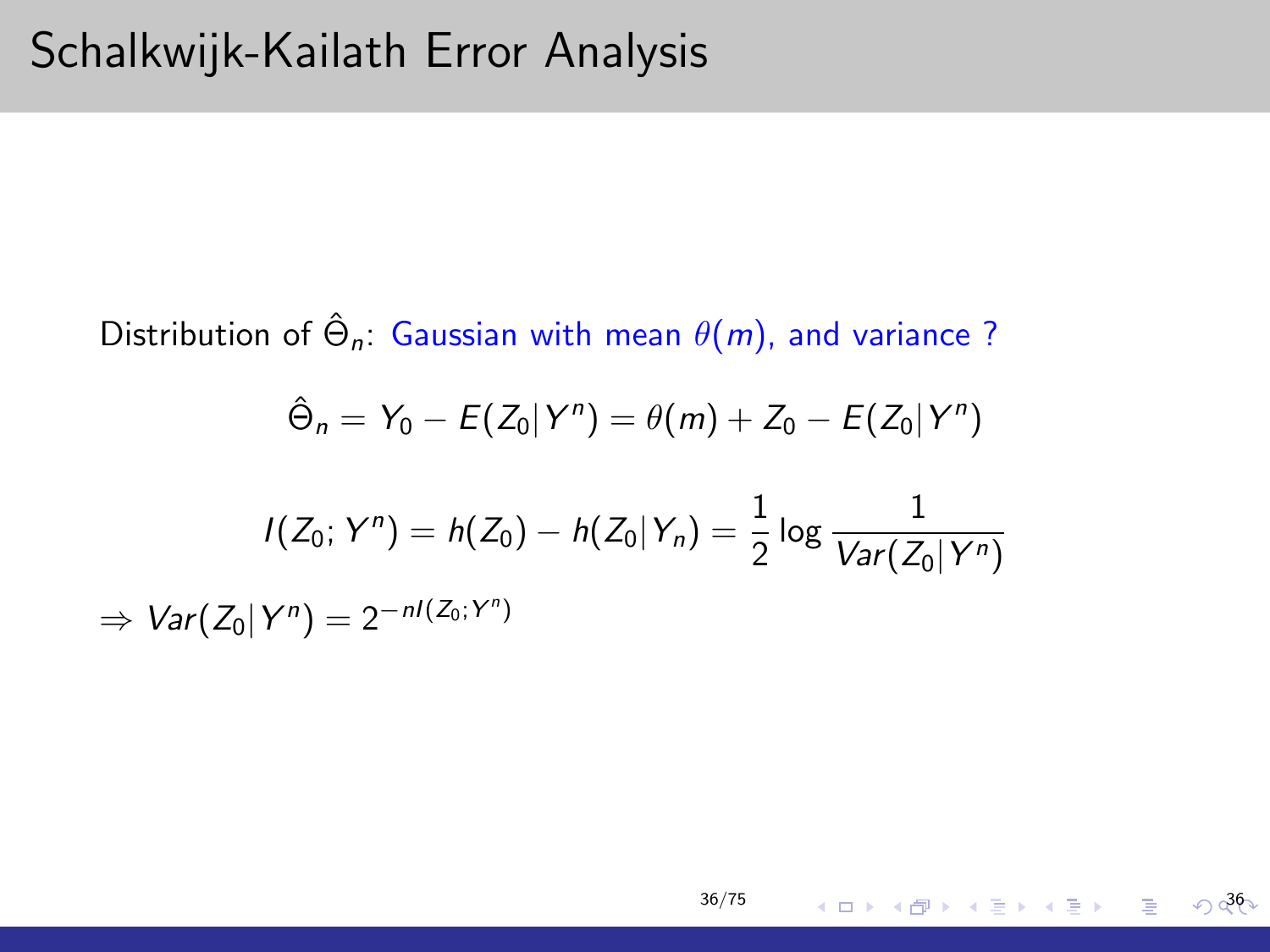# Schalkwijk-Kailath Error Analysis

Distribution of $\hat{\Theta}_n$: Gaussian with mean $\theta(m)$, and variance ?

$$\hat{\Theta}_n = Y_0 - E(Z_0|Y^n) = \theta(m) + Z_0 - E(Z_0|Y^n)$$

$$I(Z_0; Y^n) = h(Z_0) - h(Z_0|Y_n) = \frac{1}{2} \log \frac{1}{Var(Z_0|Y^n)}$$

$\Rightarrow Var(Z_0|Y^n) = 2^{-nI(Z_0;Y^n)}$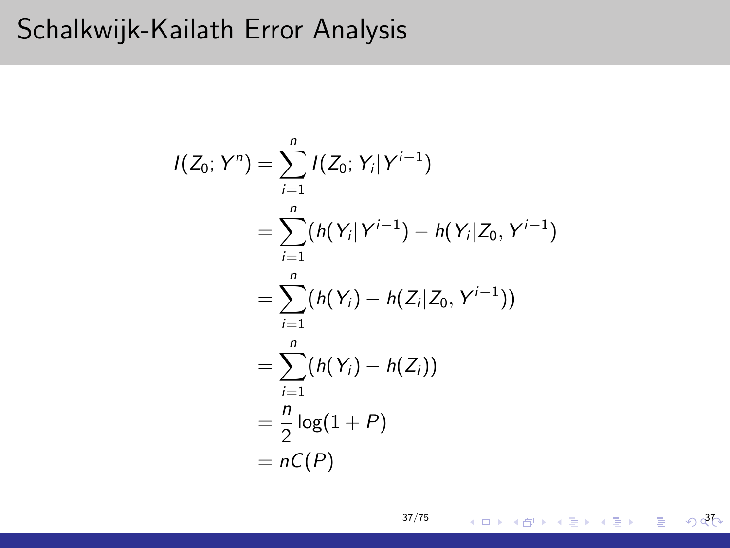# Schalkwijk-Kailath Error Analysis

$$
\begin{aligned}
I(Z_0; Y^n) &= \sum_{i=1}^{n} I(Z_0; Y_i | Y^{i-1}) \\
&= \sum_{i=1}^{n} (h(Y_i | Y^{i-1}) - h(Y_i | Z_0, Y^{i-1}) \\
&= \sum_{i=1}^{n} (h(Y_i) - h(Z_i | Z_0, Y^{i-1})) \\
&= \sum_{i=1}^{n} (h(Y_i) - h(Z_i)) \\
&= \frac{n}{2} \log(1 + P) \\
&= nC(P)
\end{aligned}
$$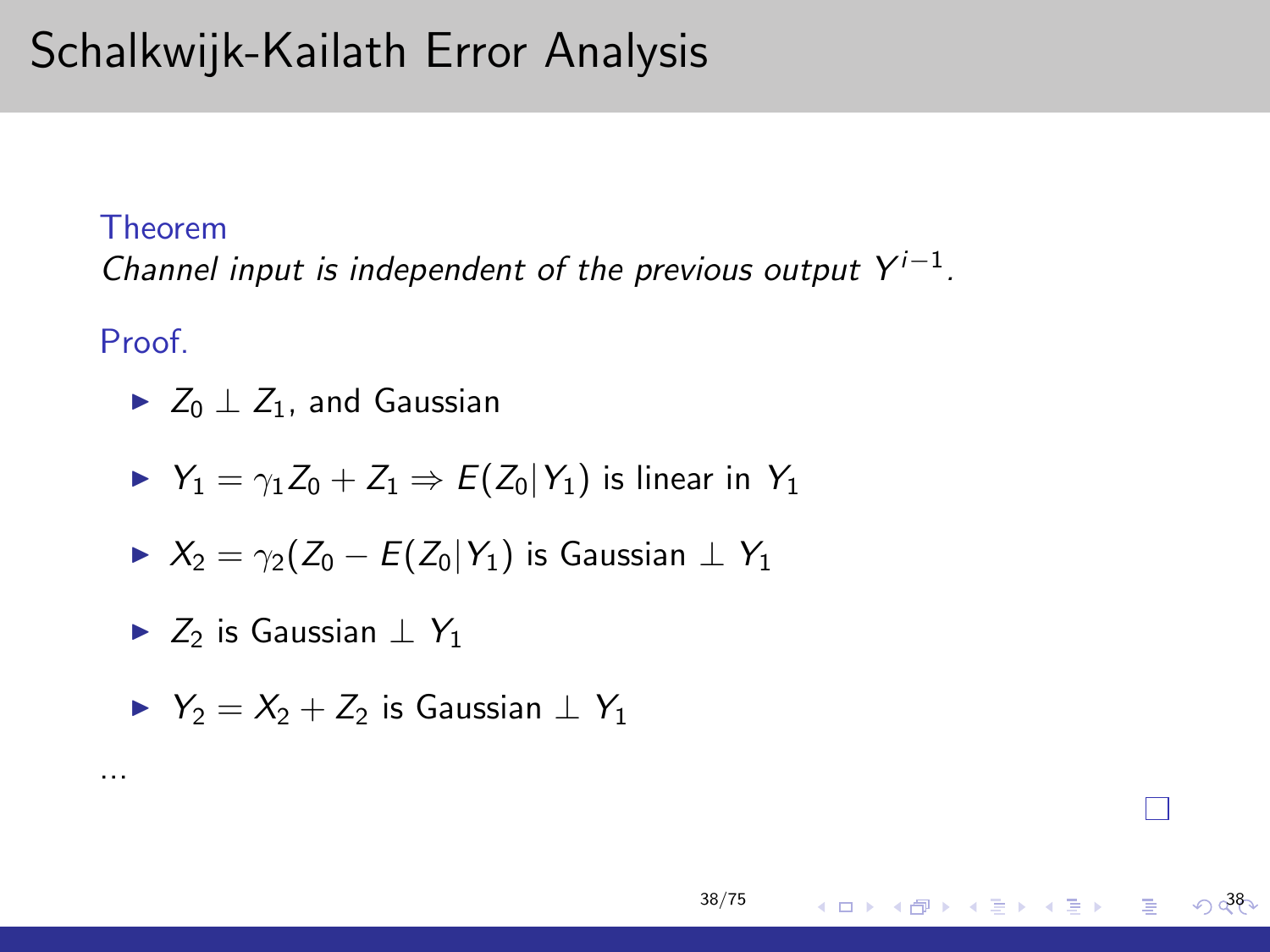# Schalkwijk-Kailath Error Analysis

**Theorem**

*Channel input is independent of the previous output $Y^{i-1}$.*

**Proof.**

- $Z_0 \perp Z_1$, and Gaussian
- $Y_1 = \gamma_1 Z_0 + Z_1 \Rightarrow E(Z_0|Y_1)$ is linear in $Y_1$
- $X_2 = \gamma_2(Z_0 - E(Z_0|Y_1)$ is Gaussian $\perp Y_1$
- $Z_2$ is Gaussian $\perp Y_1$
- $Y_2 = X_2 + Z_2$ is Gaussian $\perp Y_1$

...

□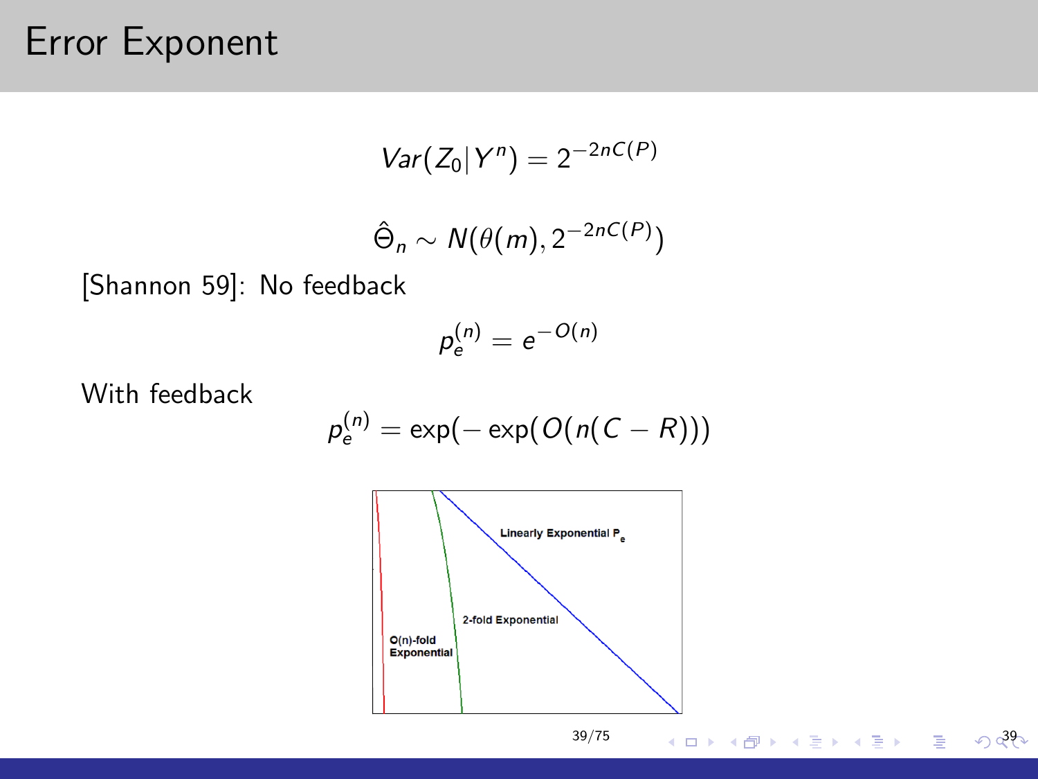# Error Exponent

$$Var(Z_0|Y^n) = 2^{-2nC(P)}$$

$$\hat{\Theta}_n \sim N(\theta(m), 2^{-2nC(P)})$$

[Shannon 59]: No feedback

$$p_e^{(n)} = e^{-O(n)}$$

With feedback

$$p_e^{(n)} = \exp(-\exp(O(n(C-R)))$$

Linearly Exponential $P_e$

2-fold Exponential

O(n)-fold Exponential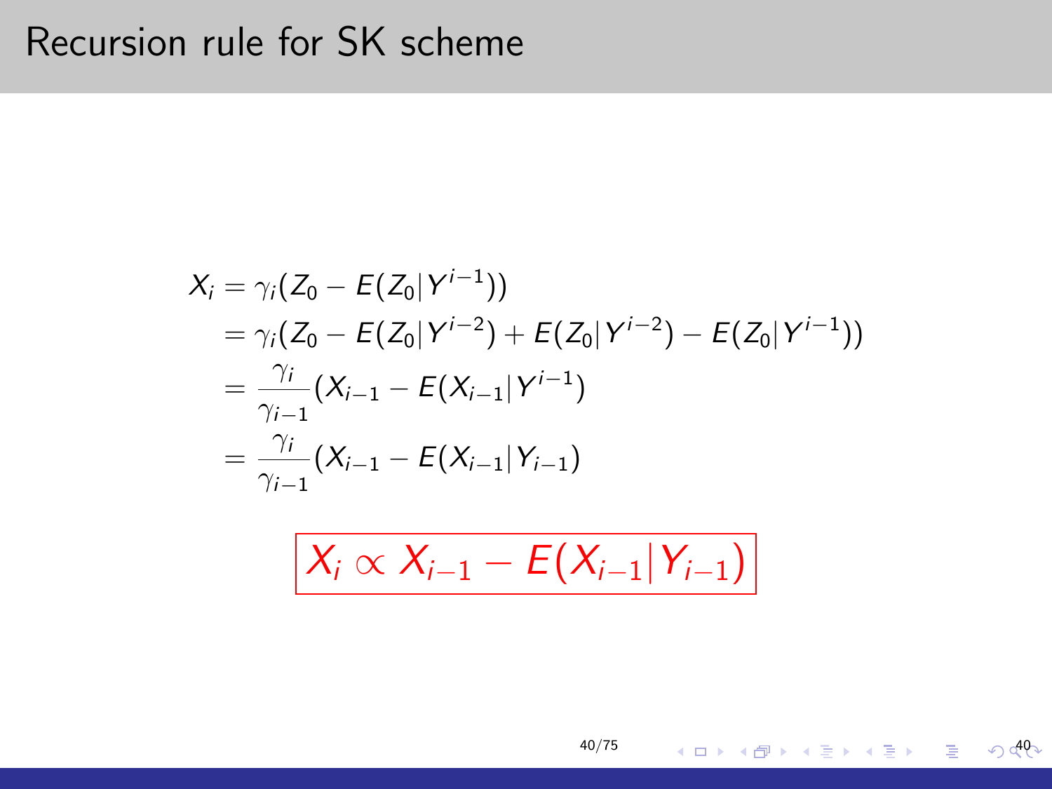# Recursion rule for SK scheme

$$
\begin{aligned}
X_i &= \gamma_i(Z_0 - E(Z_0|Y^{i-1})) \\
&= \gamma_i(Z_0 - E(Z_0|Y^{i-2}) + E(Z_0|Y^{i-2}) - E(Z_0|Y^{i-1})) \\
&= \frac{\gamma_i}{\gamma_{i-1}}(X_{i-1} - E(X_{i-1}|Y^{i-1}) \\
&= \frac{\gamma_i}{\gamma_{i-1}}(X_{i-1} - E(X_{i-1}|Y_{i-1})
\end{aligned}
$$

$$
\boxed{X_i \propto X_{i-1} - E(X_{i-1}|Y_{i-1})}
$$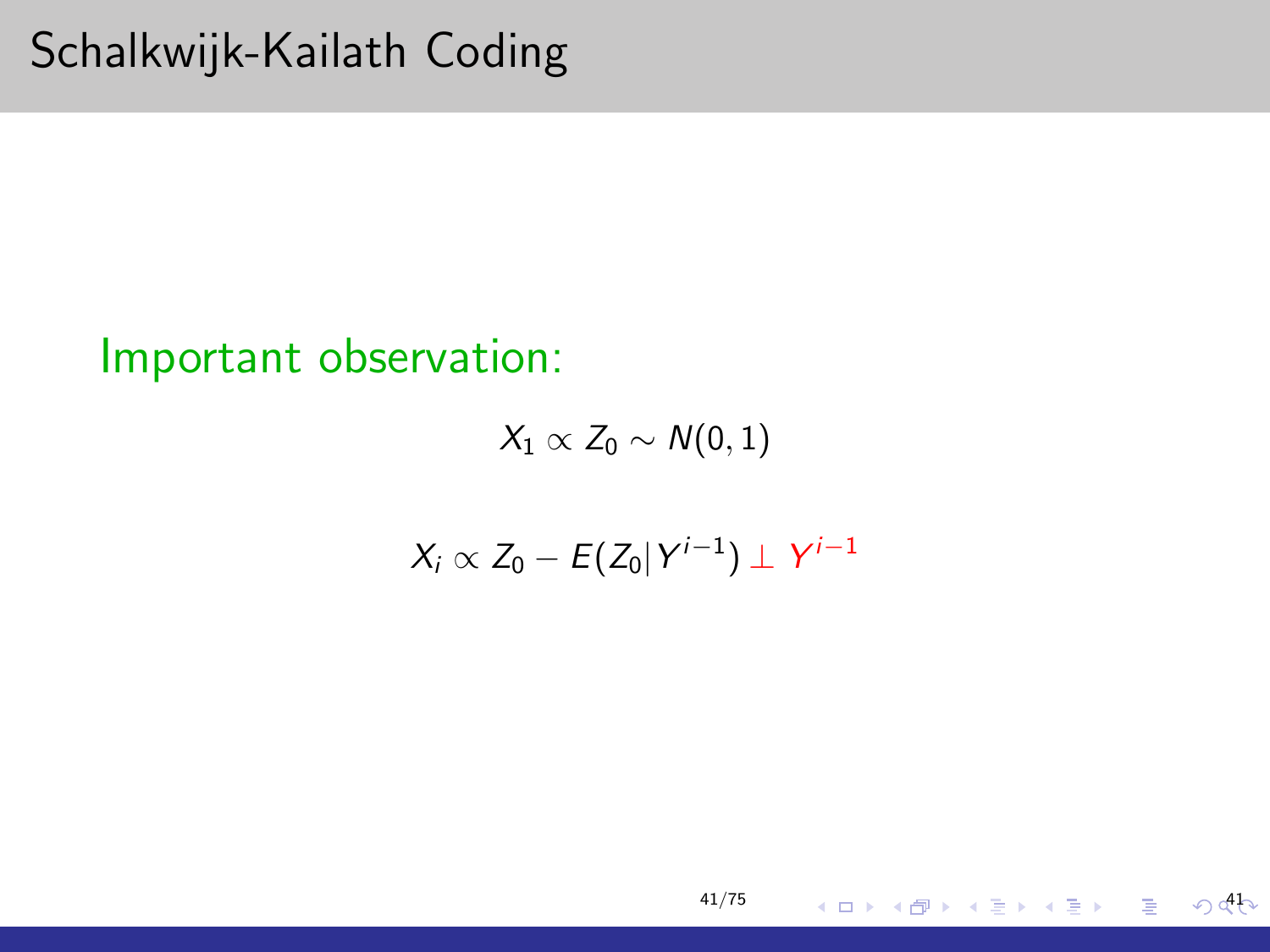# Schalkwijk-Kailath Coding

Important observation:

$$X_1 \propto Z_0 \sim N(0,1)$$

$$X_i \propto Z_0 - E(Z_0|Y^{i-1}) \perp Y^{i-1}$$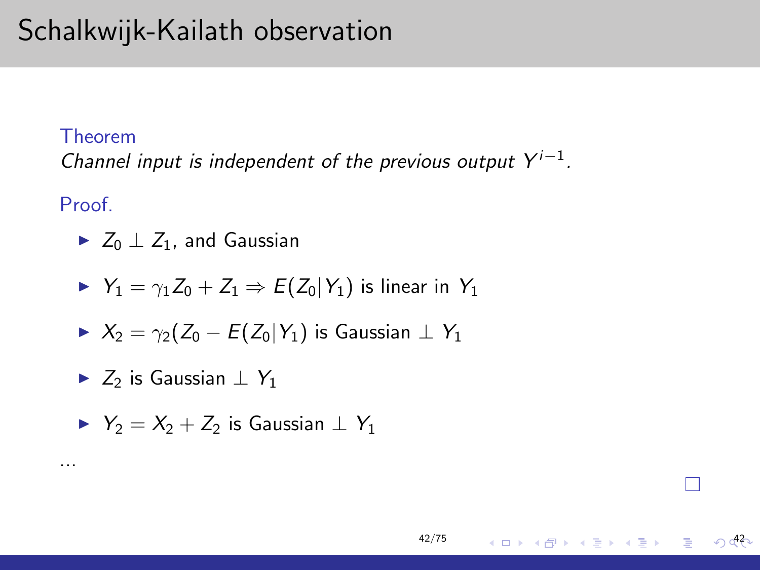# Schalkwijk-Kailath observation

**Theorem**

*Channel input is independent of the previous output $Y^{i-1}$.*

**Proof.**

- $Z_0 \perp Z_1$, and Gaussian
- $Y_1 = \gamma_1 Z_0 + Z_1 \Rightarrow E(Z_0|Y_1)$ is linear in $Y_1$
- $X_2 = \gamma_2(Z_0 - E(Z_0|Y_1)$ is Gaussian $\perp Y_1$
- $Z_2$ is Gaussian $\perp Y_1$
- $Y_2 = X_2 + Z_2$ is Gaussian $\perp Y_1$

...

□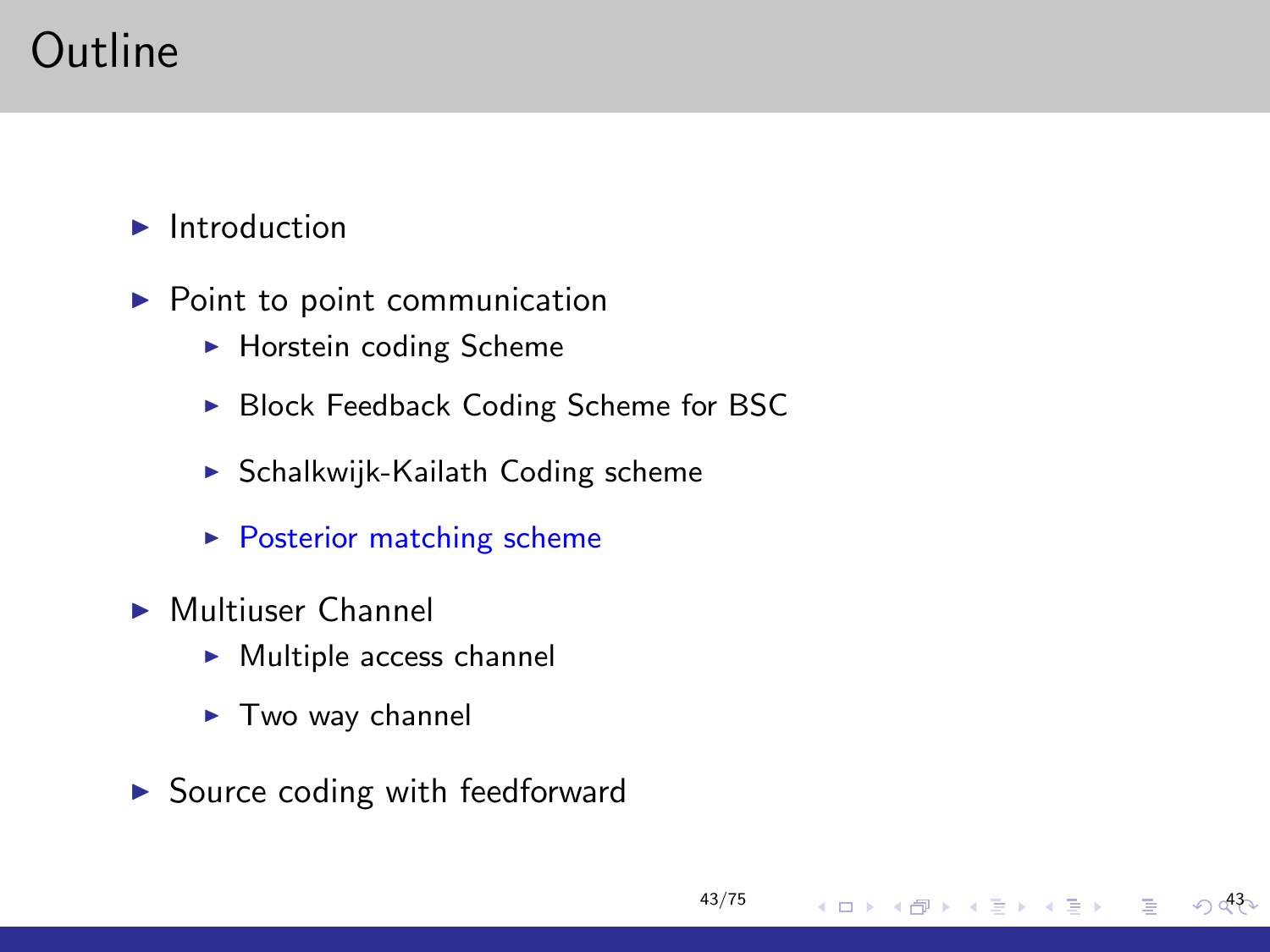# Outline

- Introduction
- Point to point communication
  - Horstein coding Scheme
  - Block Feedback Coding Scheme for BSC
  - Schalkwijk-Kailath Coding scheme
  - Posterior matching scheme
- Multiuser Channel
  - Multiple access channel
  - Two way channel
- Source coding with feedforward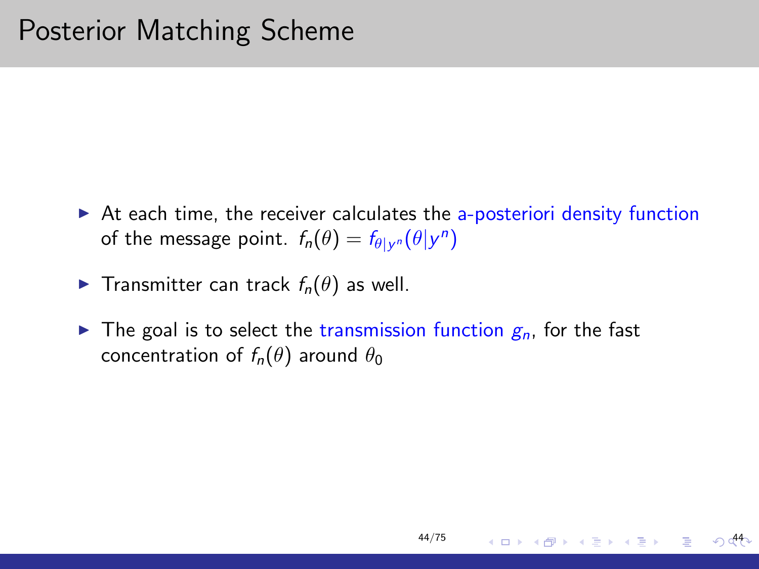# Posterior Matching Scheme

- At each time, the receiver calculates the a-posteriori density function of the message point. $f_n(\theta) = f_{\theta|y^n}(\theta|y^n)$
- Transmitter can track $f_n(\theta)$ as well.
- The goal is to select the transmission function $g_n$, for the fast concentration of $f_n(\theta)$ around $\theta_0$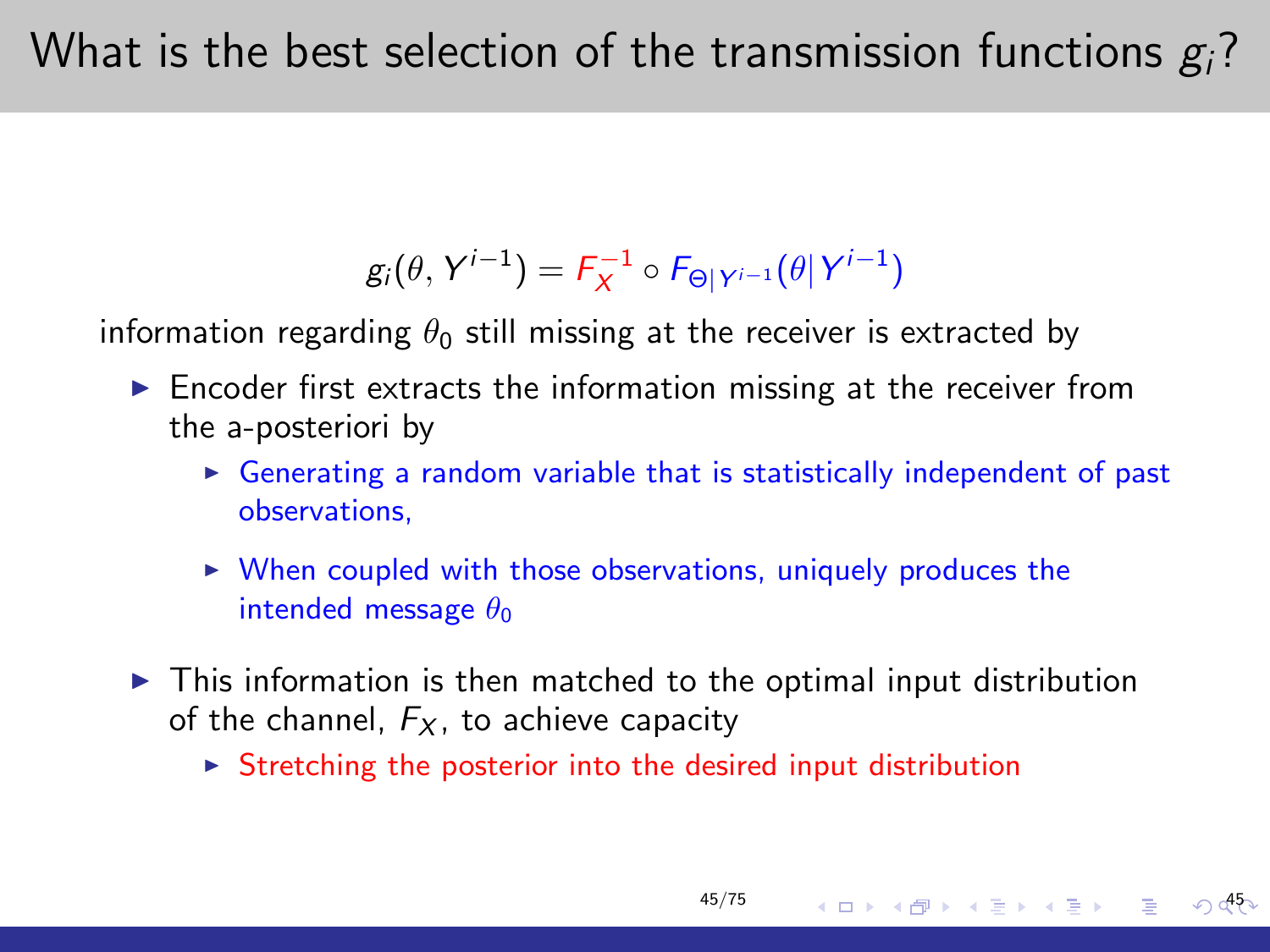# What is the best selection of the transmission functions $g_i$?

$$g_i(\theta, Y^{i-1}) = F_X^{-1} \circ F_{\Theta|Y^{i-1}}(\theta | Y^{i-1})$$

information regarding $\theta_0$ still missing at the receiver is extracted by

- Encoder first extracts the information missing at the receiver from the a-posteriori by
  - Generating a random variable that is statistically independent of past observations,
  - When coupled with those observations, uniquely produces the intended message $\theta_0$
- This information is then matched to the optimal input distribution of the channel, $F_X$, to achieve capacity
  - Stretching the posterior into the desired input distribution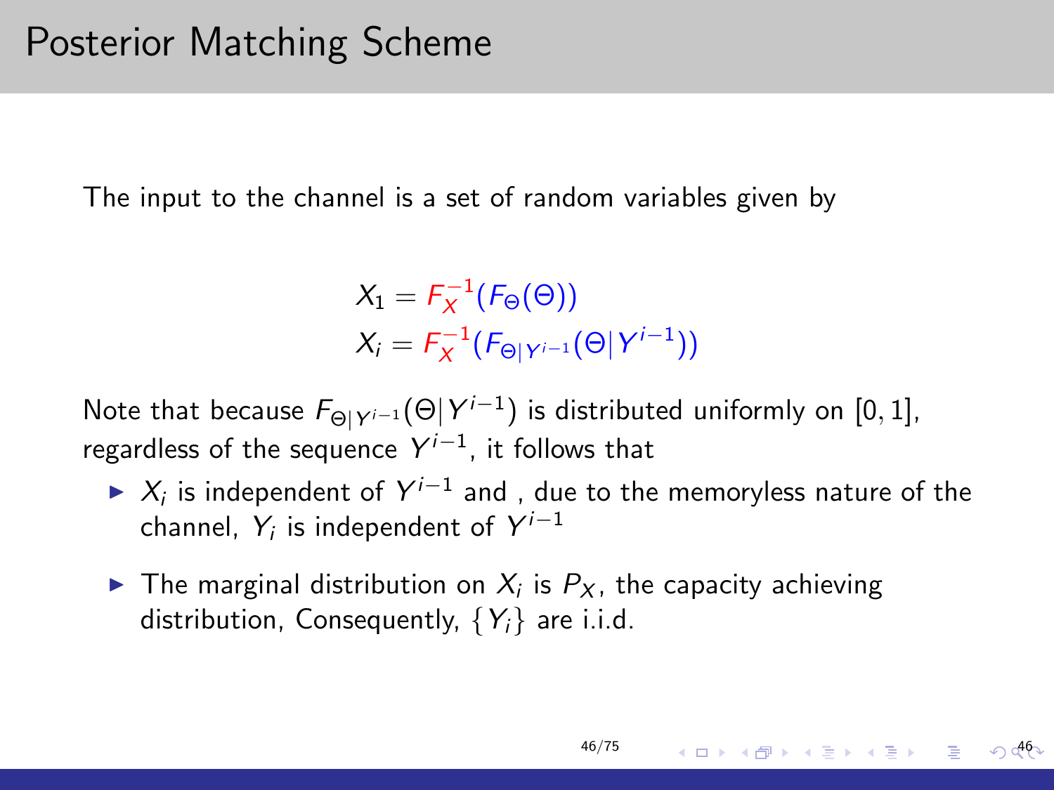# Posterior Matching Scheme

The input to the channel is a set of random variables given by

$$X_1 = F_X^{-1}(F_\Theta(\Theta))$$
$$X_i = F_X^{-1}(F_{\Theta|Y^{i-1}}(\Theta|Y^{i-1}))$$

Note that because $F_{\Theta|Y^{i-1}}(\Theta|Y^{i-1})$ is distributed uniformly on $[0,1]$, regardless of the sequence $Y^{i-1}$, it follows that

- $X_i$ is independent of $Y^{i-1}$ and , due to the memoryless nature of the channel, $Y_i$ is independent of $Y^{i-1}$
- The marginal distribution on $X_i$ is $P_X$, the capacity achieving distribution, Consequently, $\{Y_i\}$ are i.i.d.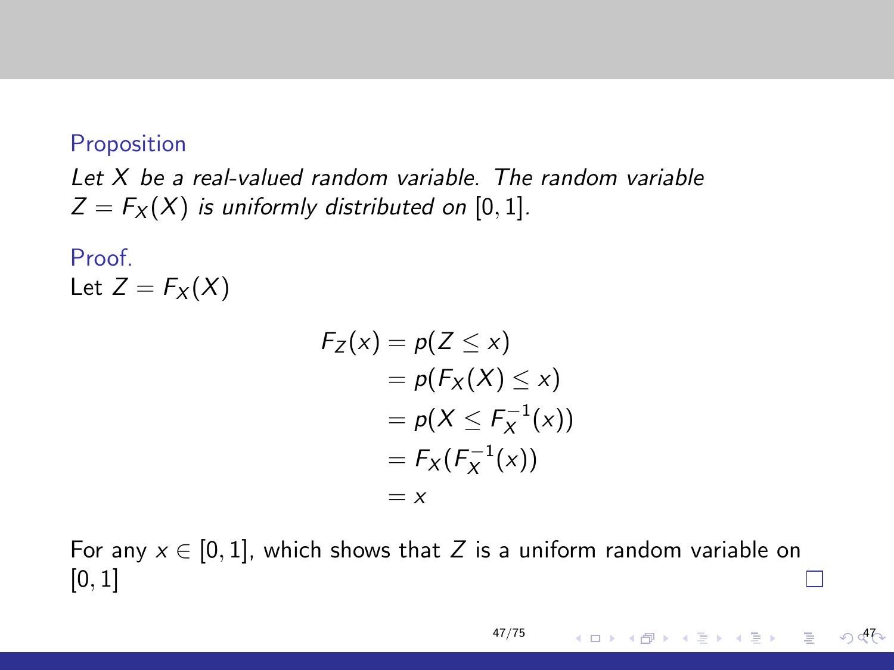**Proposition**

*Let $X$ be a real-valued random variable. The random variable $Z = F_X(X)$ is uniformly distributed on $[0, 1]$.*

**Proof.**

Let $Z = F_X(X)$

$$
\begin{aligned}
F_Z(x) &= p(Z \leq x) \\
&= p(F_X(X) \leq x) \\
&= p(X \leq F_X^{-1}(x)) \\
&= F_X(F_X^{-1}(x)) \\
&= x
\end{aligned}
$$

For any $x \in [0, 1]$, which shows that $Z$ is a uniform random variable on $[0, 1]$ □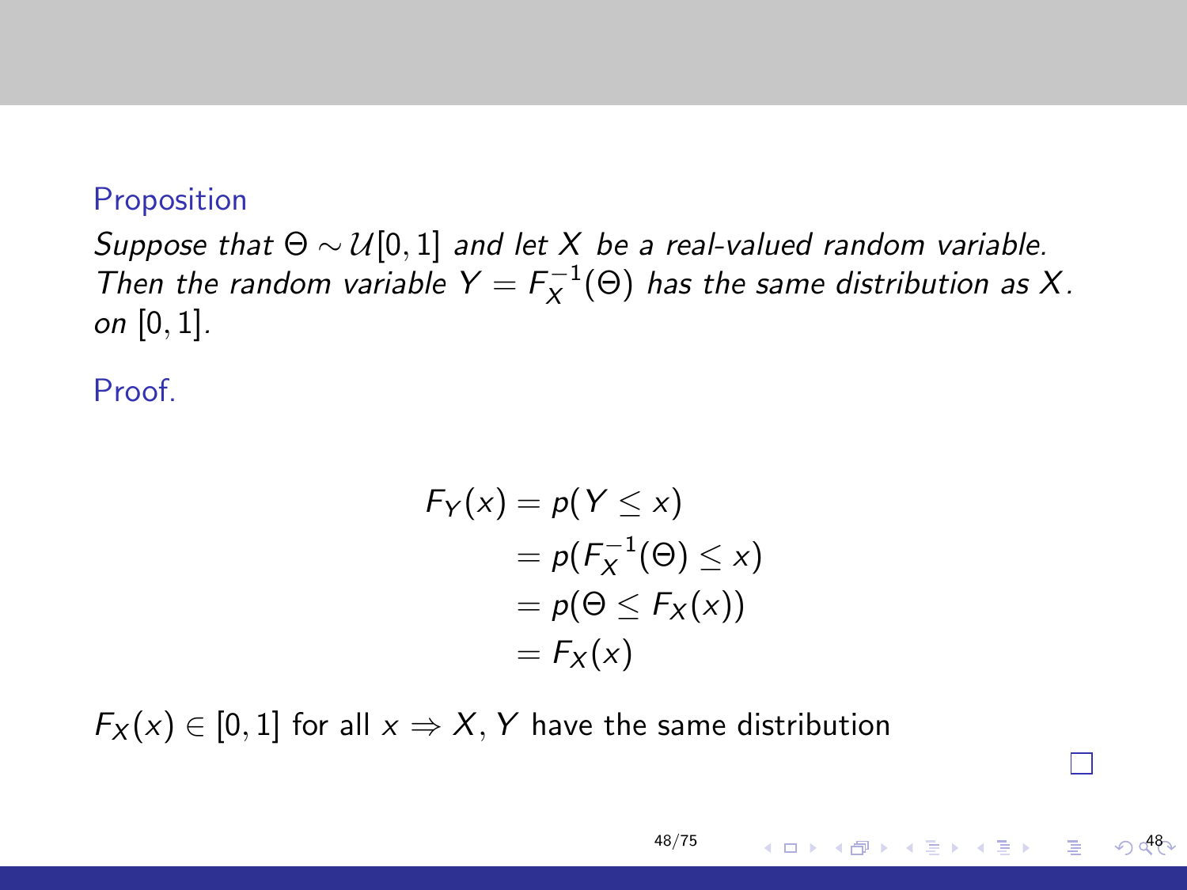**Proposition**

*Suppose that $\Theta \sim \mathcal{U}[0,1]$ and let $X$ be a real-valued random variable. Then the random variable $Y = F_X^{-1}(\Theta)$ has the same distribution as $X$. on $[0,1]$.*

**Proof.**

$$
\begin{aligned}
F_Y(x) &= p(Y \leq x) \\
&= p(F_X^{-1}(\Theta) \leq x) \\
&= p(\Theta \leq F_X(x)) \\
&= F_X(x)
\end{aligned}
$$

$F_X(x) \in [0,1]$ for all $x \Rightarrow X, Y$ have the same distribution

□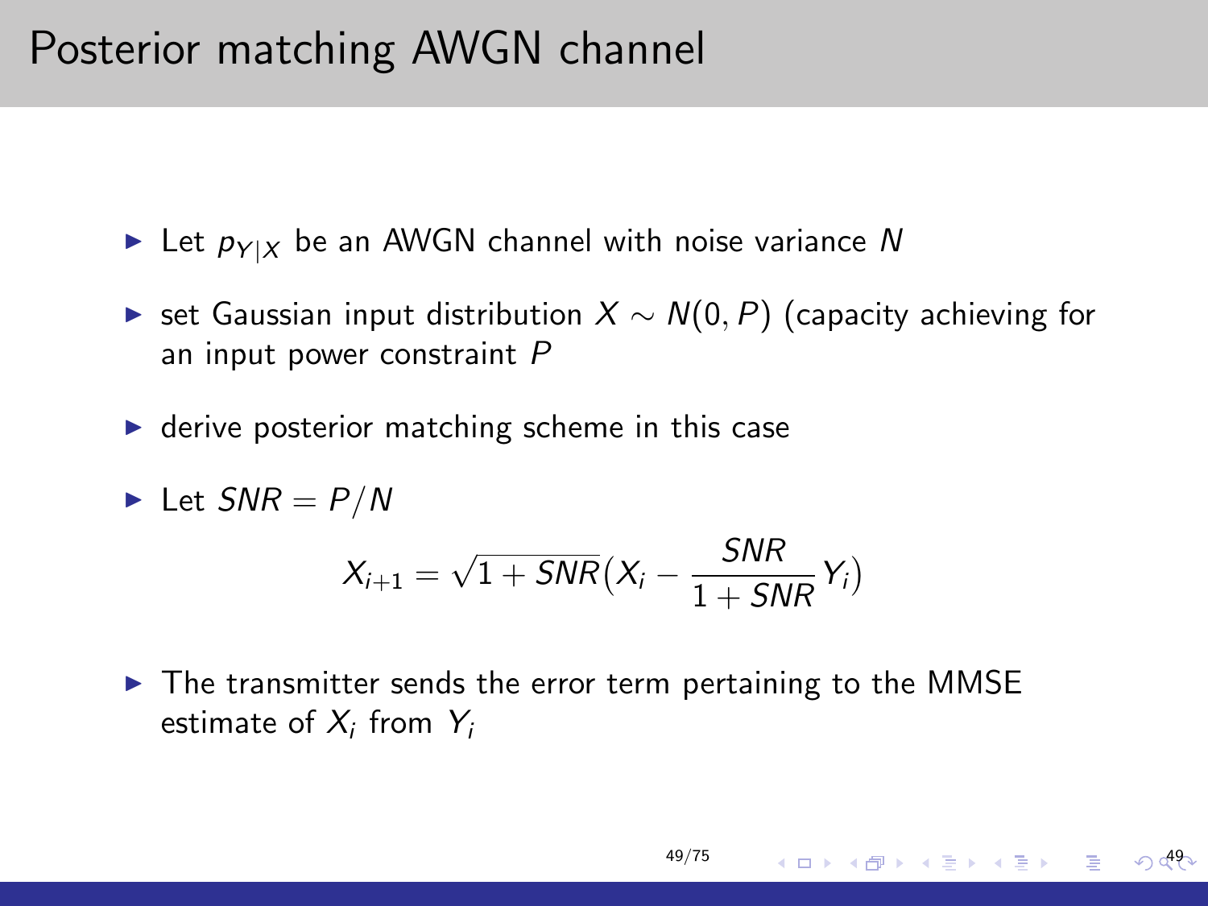# Posterior matching AWGN channel

- Let $p_{Y|X}$ be an AWGN channel with noise variance $N$
- set Gaussian input distribution $X \sim N(0, P)$ (capacity achieving for an input power constraint $P$
- derive posterior matching scheme in this case
- Let $SNR = P/N$

$$X_{i+1} = \sqrt{1 + SNR}\left(X_i - \frac{SNR}{1 + SNR} Y_i\right)$$

- The transmitter sends the error term pertaining to the MMSE estimate of $X_i$ from $Y_i$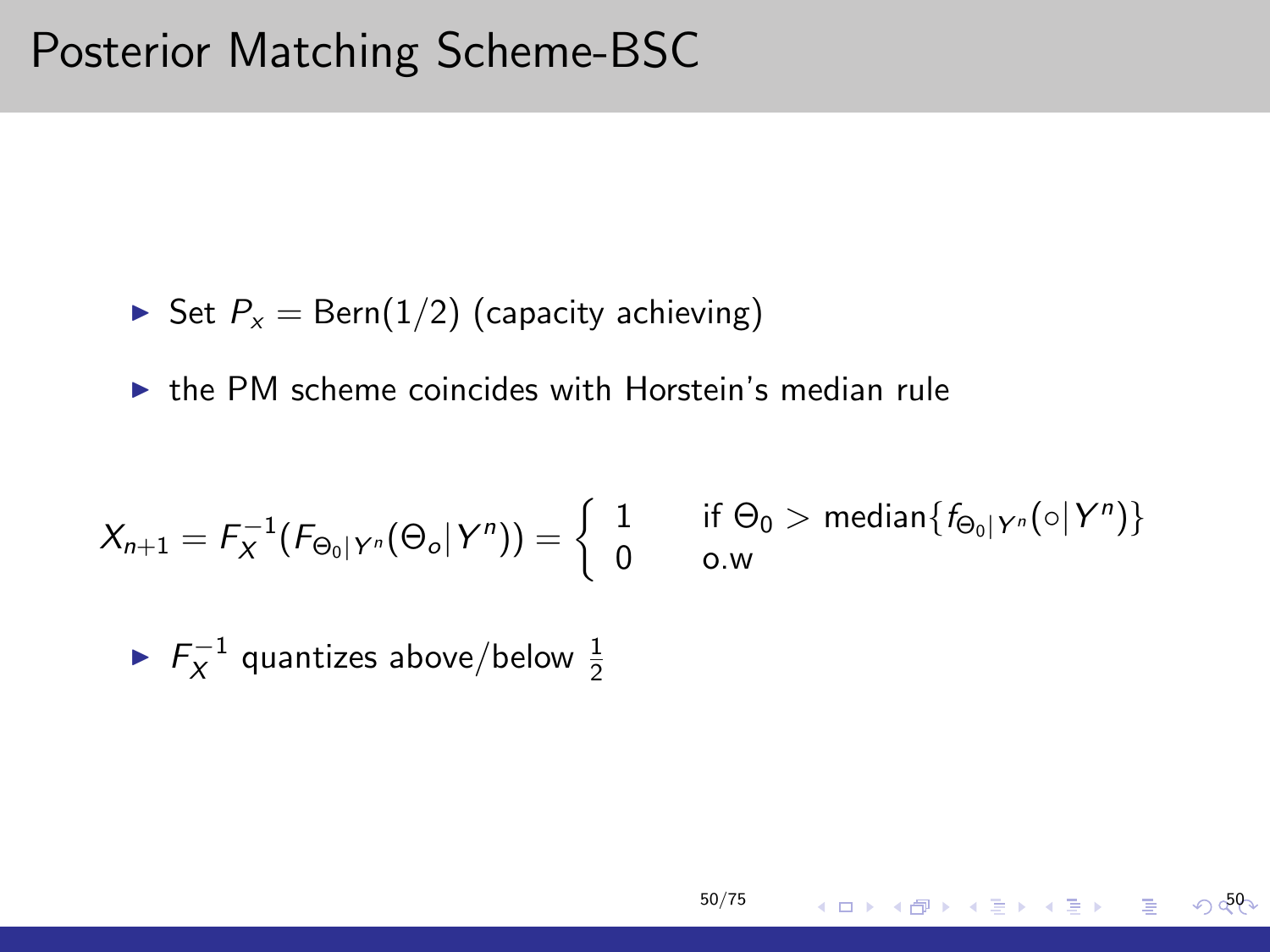# Posterior Matching Scheme-BSC

- Set $P_x = \text{Bern}(1/2)$ (capacity achieving)
- the PM scheme coincides with Horstein's median rule

$$X_{n+1} = F_X^{-1}(F_{\Theta_0|Y^n}(\Theta_o|Y^n)) = \begin{cases} 1 & \text{if } \Theta_0 > \text{median}\{f_{\Theta_0|Y^n}(\circ|Y^n)\} \\ 0 & \text{o.w} \end{cases}$$

- $F_X^{-1}$ quantizes above/below $\frac{1}{2}$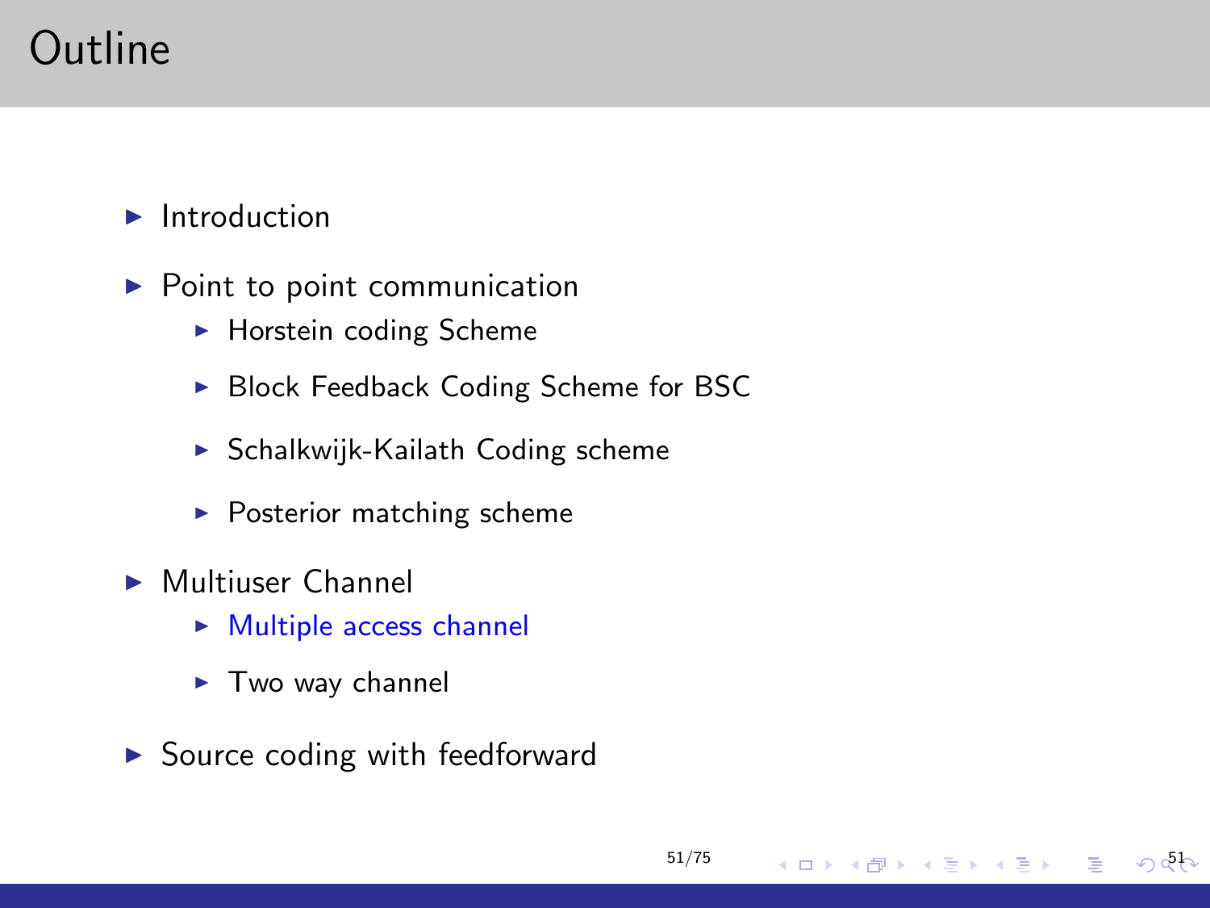# Outline

- Introduction
- Point to point communication
  - Horstein coding Scheme
  - Block Feedback Coding Scheme for BSC
  - Schalkwijk-Kailath Coding scheme
  - Posterior matching scheme
- Multiuser Channel
  - Multiple access channel
  - Two way channel
- Source coding with feedforward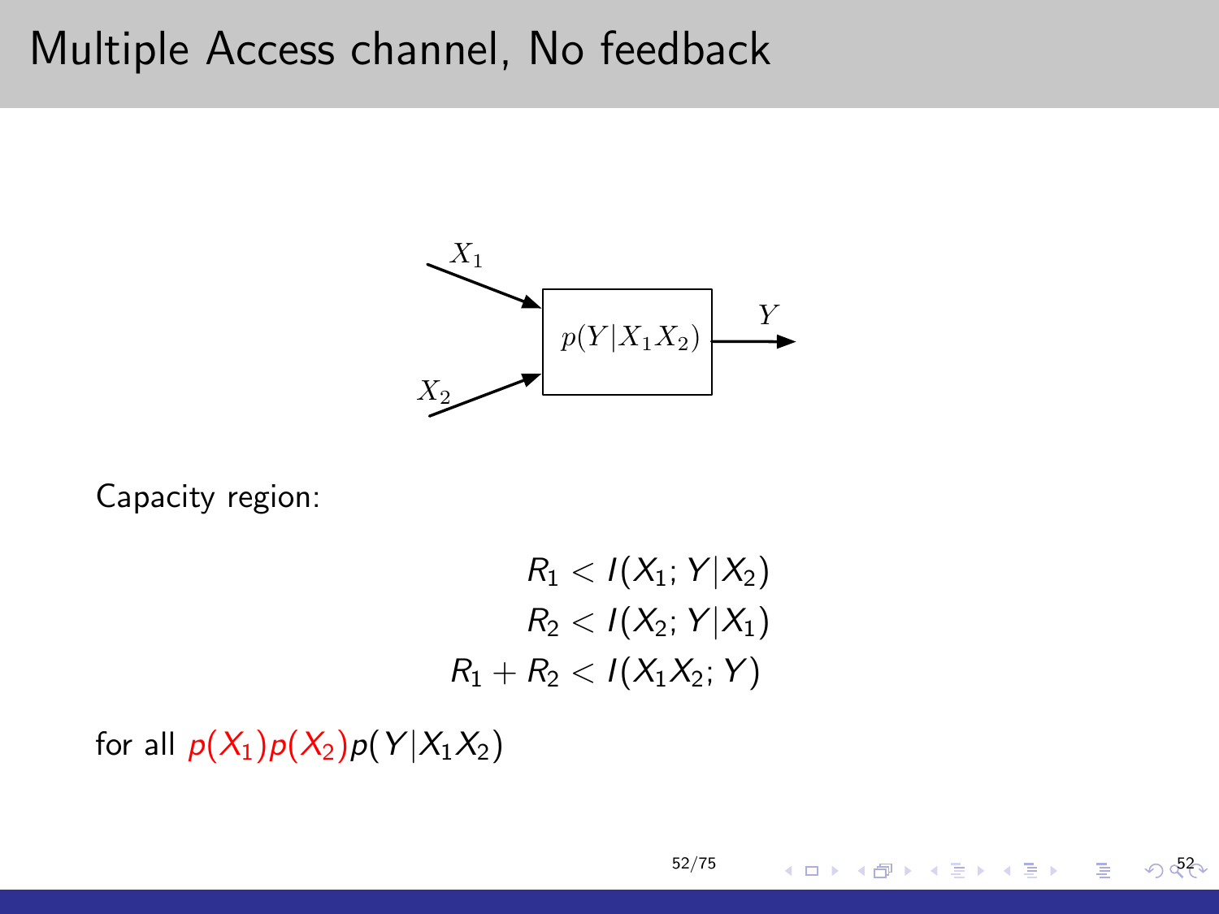# Multiple Access channel, No feedback

Capacity region:

$$
\begin{aligned}
R_1 &< I(X_1; Y|X_2) \\
R_2 &< I(X_2; Y|X_1) \\
R_1 + R_2 &< I(X_1 X_2; Y)
\end{aligned}
$$

for all $p(X_1)p(X_2)p(Y|X_1X_2)$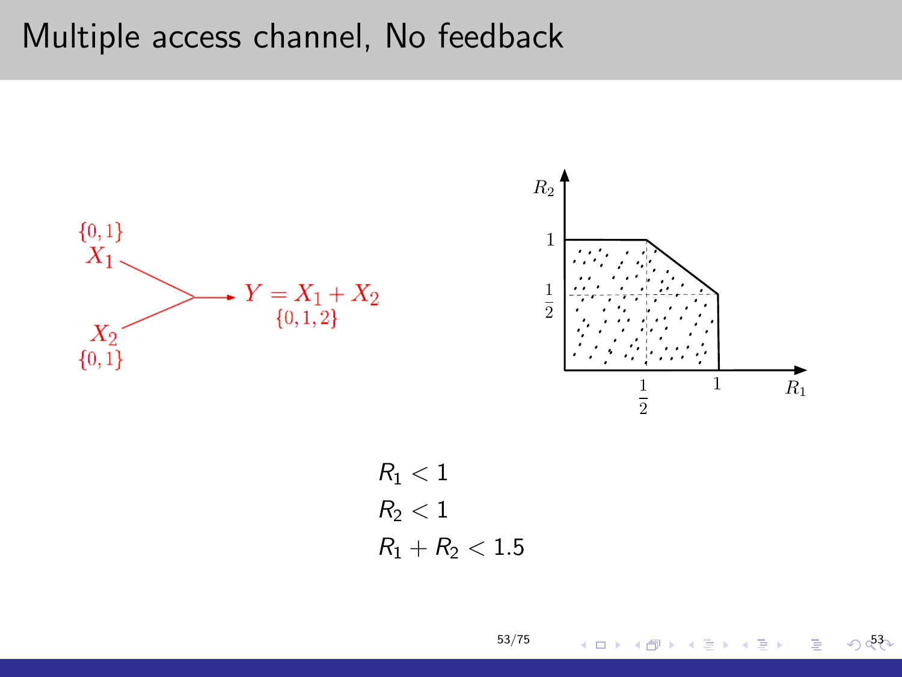# Multiple access channel, No feedback

$$R_1 < 1$$
$$R_2 < 1$$
$$R_1 + R_2 < 1.5$$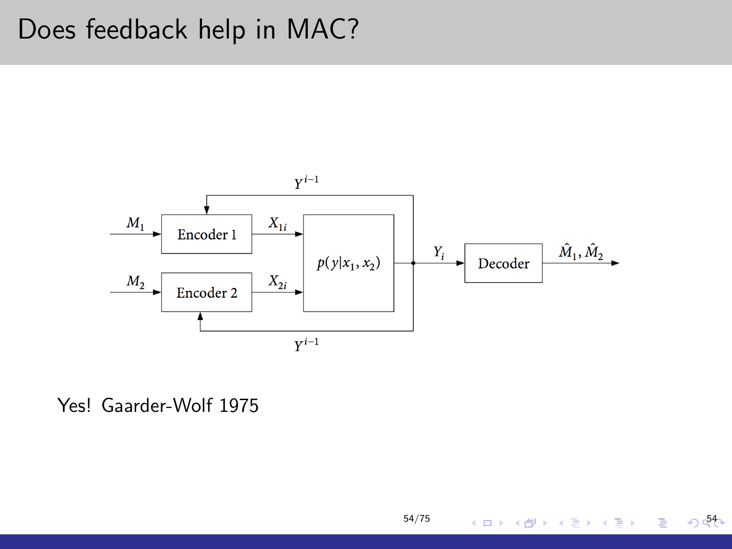# Does feedback help in MAC?

Yes! Gaarder-Wolf 1975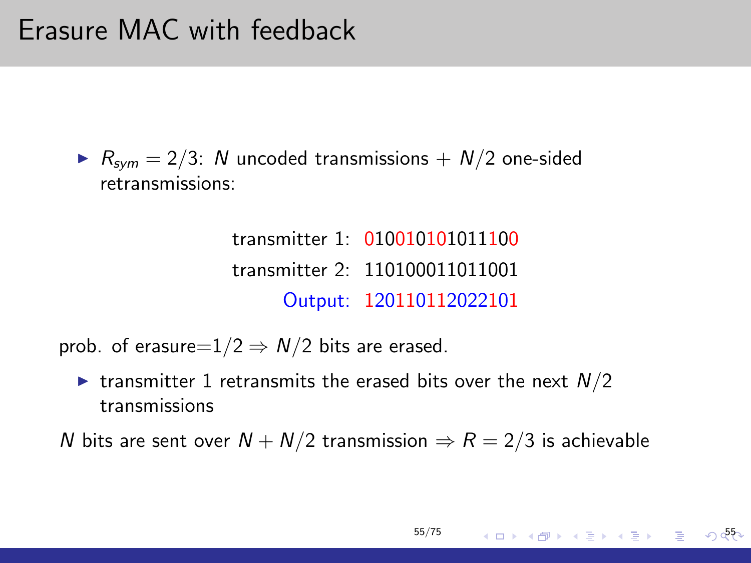# Erasure MAC with feedback

- $R_{sym} = 2/3$: $N$ uncoded transmissions + $N/2$ one-sided retransmissions:

transmitter 1: 010010101011100

transmitter 2: 110100011011001

Output: 120110112022101

prob. of erasure$=1/2 \Rightarrow N/2$ bits are erased.

- transmitter 1 retransmits the erased bits over the next $N/2$ transmissions

$N$ bits are sent over $N + N/2$ transmission $\Rightarrow R = 2/3$ is achievable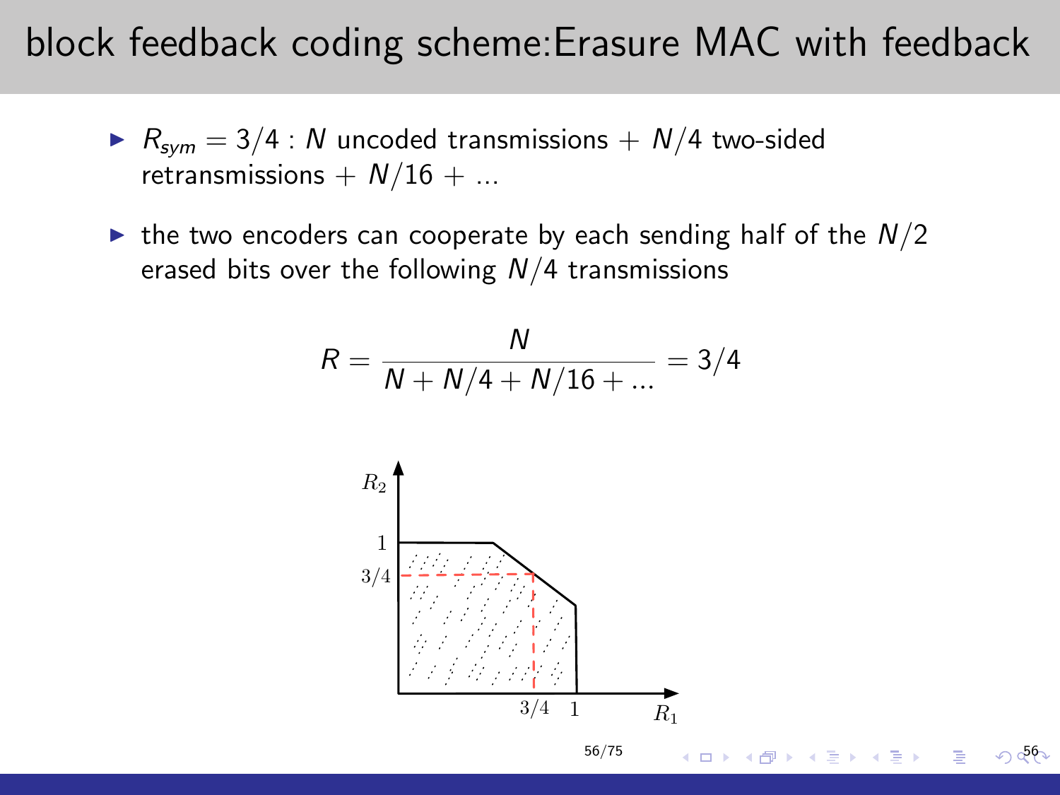# block feedback coding scheme:Erasure MAC with feedback

- $R_{sym} = 3/4$ : $N$ uncoded transmissions + $N/4$ two-sided retransmissions + $N/16$ + ...
- the two encoders can cooperate by each sending half of the $N/2$ erased bits over the following $N/4$ transmissions

$$R = \frac{N}{N + N/4 + N/16 + ...} = 3/4$$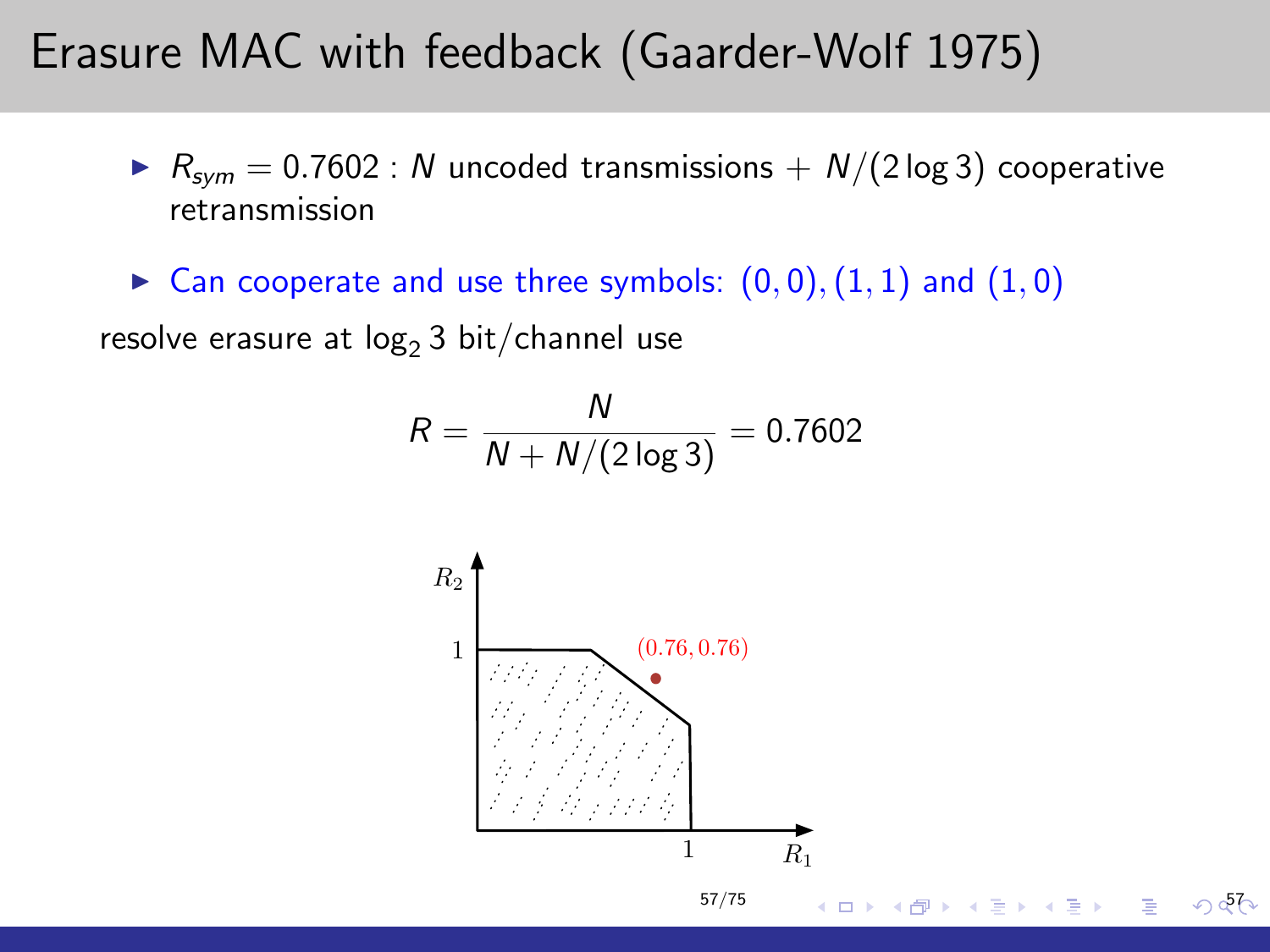# Erasure MAC with feedback (Gaarder-Wolf 1975)

- $R_{sym} = 0.7602$ : $N$ uncoded transmissions + $N/(2\log 3)$ cooperative retransmission
- Can cooperate and use three symbols: $(0,0), (1,1)$ and $(1,0)$

resolve erasure at $\log_2 3$ bit/channel use

$$R = \frac{N}{N + N/(2\log 3)} = 0.7602$$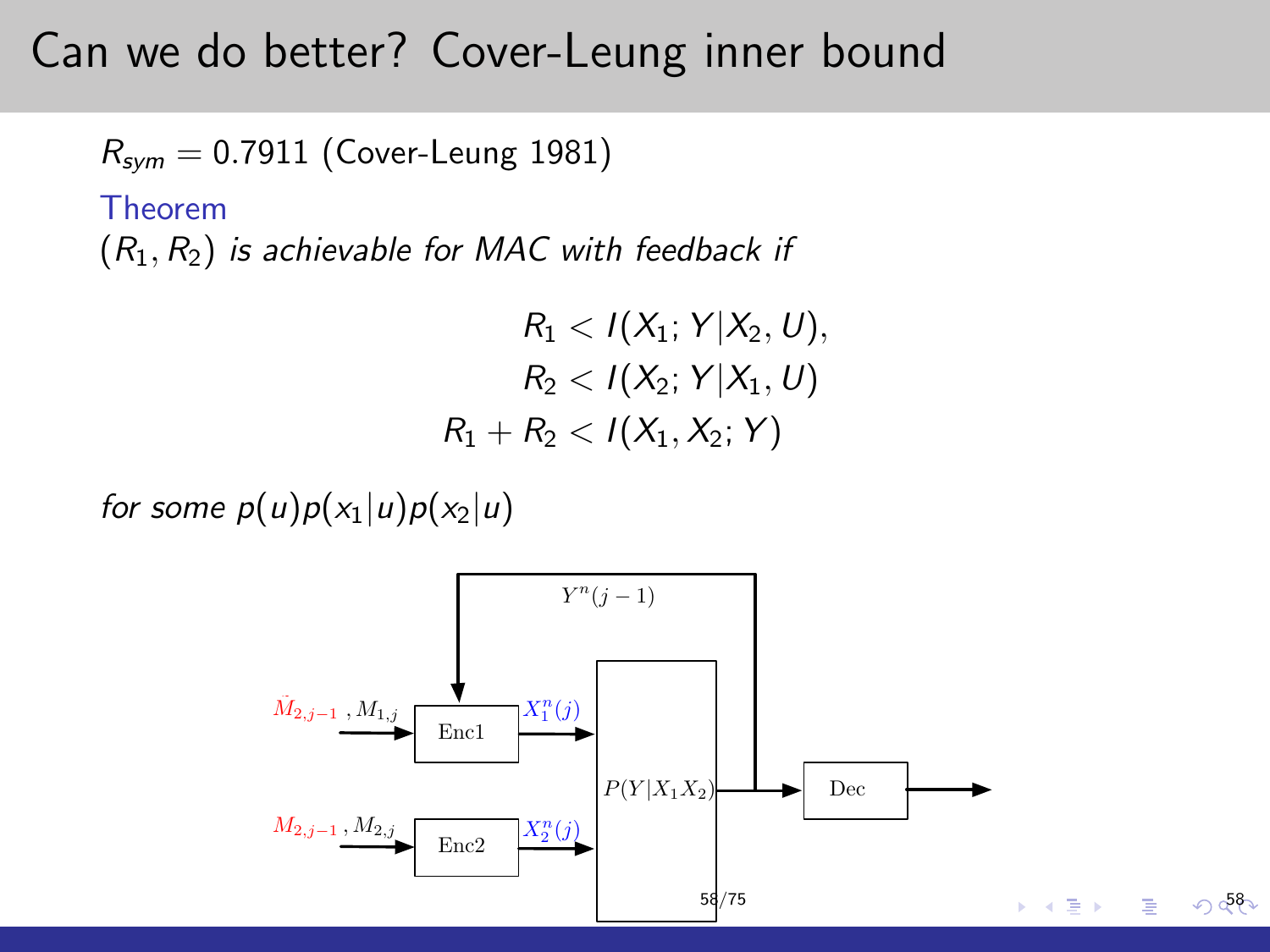# Can we do better? Cover-Leung inner bound

$R_{sym} = 0.7911$ (Cover-Leung 1981)

**Theorem**

*$(R_1, R_2)$ is achievable for MAC with feedback if*

$$
\begin{aligned}
R_1 &< I(X_1; Y | X_2, U), \\
R_2 &< I(X_2; Y | X_1, U) \\
R_1 + R_2 &< I(X_1, X_2; Y)
\end{aligned}
$$

*for some $p(u)p(x_1|u)p(x_2|u)$*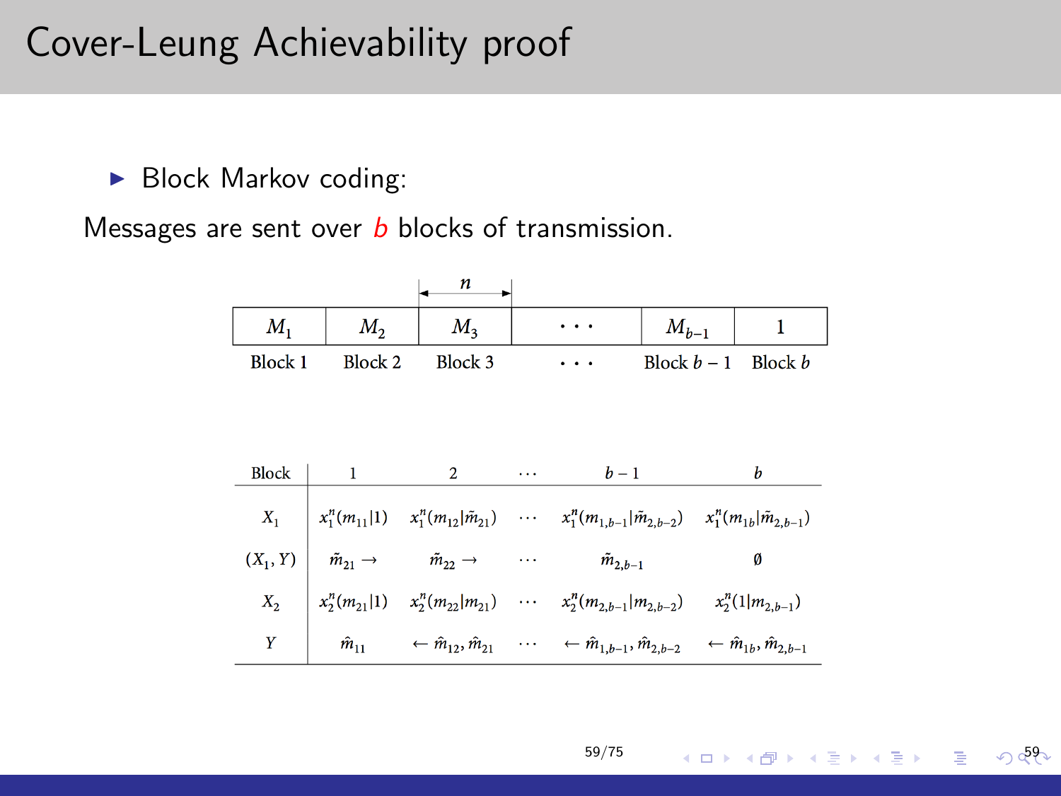# Cover-Leung Achievability proof

- Block Markov coding:

Messages are sent over *b* blocks of transmission.

| $M_1$ | $M_2$ | $M_3$ | $\cdots$ | $M_{b-1}$ | 1 |
|---|---|---|---|---|---|
| Block 1 | Block 2 | Block 3 | $\cdots$ | Block $b-1$ | Block $b$ |

| Block | 1 | 2 | $\cdots$ | $b-1$ | $b$ |
|---|---|---|---|---|---|
| $X_1$ | $x_1^n(m_{11}\vert 1)$ | $x_1^n(m_{12}\vert \tilde{m}_{21})$ | $\cdots$ | $x_1^n(m_{1,b-1}\vert \tilde{m}_{2,b-2})$ | $x_1^n(m_{1b}\vert \tilde{m}_{2,b-1})$ |
| $(X_1, Y)$ | $\tilde{m}_{21} \rightarrow$ | $\tilde{m}_{22} \rightarrow$ | $\cdots$ | $\tilde{m}_{2,b-1}$ | $\emptyset$ |
| $X_2$ | $x_2^n(m_{21}\vert 1)$ | $x_2^n(m_{22}\vert m_{21})$ | $\cdots$ | $x_2^n(m_{2,b-1}\vert m_{2,b-2})$ | $x_2^n(1\vert m_{2,b-1})$ |
| $Y$ | $\hat{m}_{11}$ | $\leftarrow \hat{m}_{12}, \hat{m}_{21}$ | $\cdots$ | $\leftarrow \hat{m}_{1,b-1}, \hat{m}_{2,b-2}$ | $\leftarrow \hat{m}_{1b}, \hat{m}_{2,b-1}$ |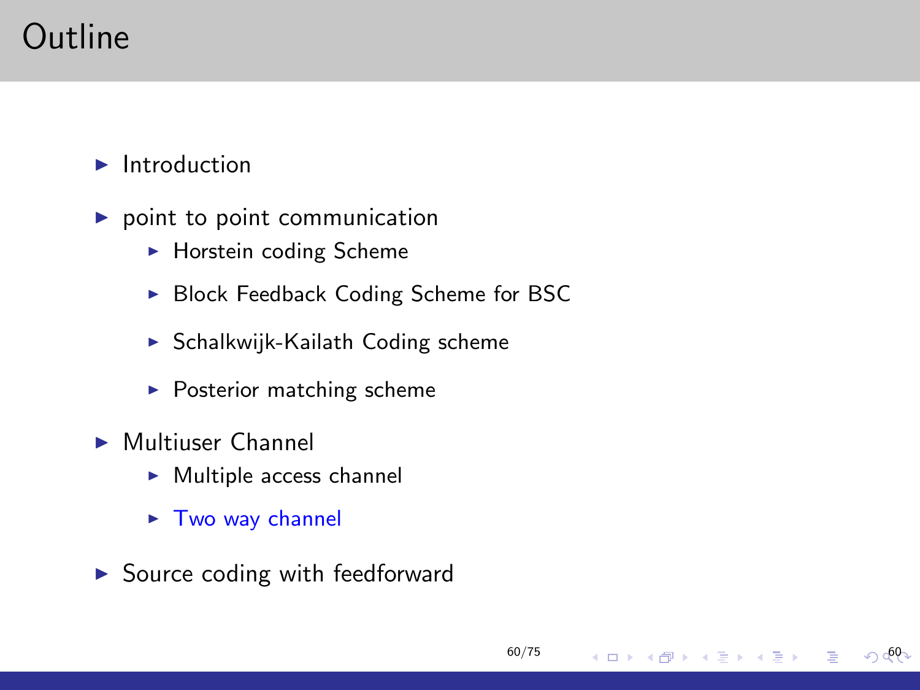# Outline

- Introduction
- point to point communication
  - Horstein coding Scheme
  - Block Feedback Coding Scheme for BSC
  - Schalkwijk-Kailath Coding scheme
  - Posterior matching scheme
- Multiuser Channel
  - Multiple access channel
  - Two way channel
- Source coding with feedforward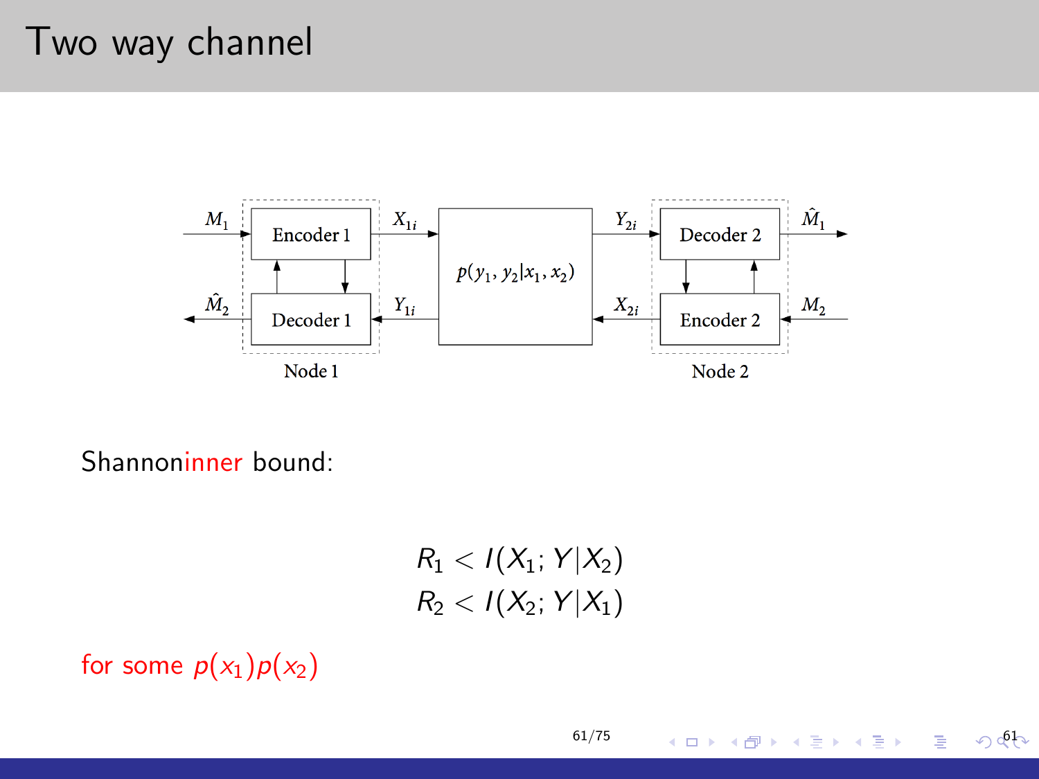# Two way channel

Shannoninner bound:

$$R_1 < I(X_1; Y|X_2)$$
$$R_2 < I(X_2; Y|X_1)$$

for some $p(x_1)p(x_2)$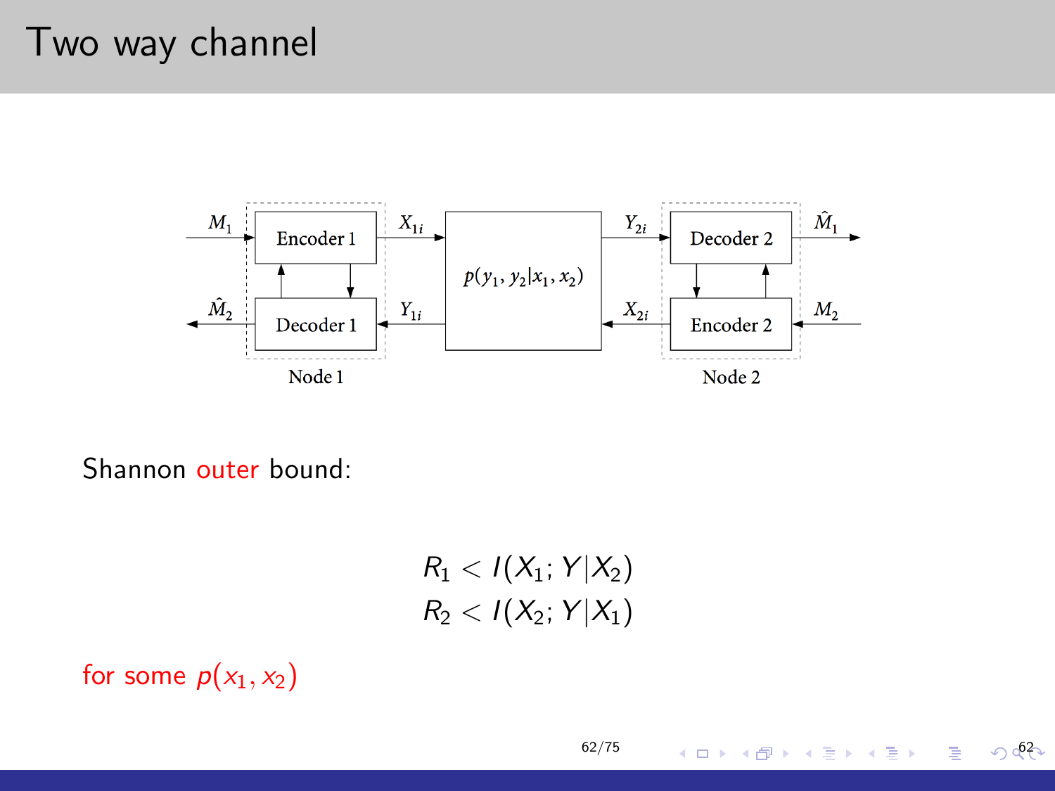# Two way channel

Shannon outer bound:

$$
\begin{aligned}
R_1 &< I(X_1; Y|X_2) \\
R_2 &< I(X_2; Y|X_1)
\end{aligned}
$$

for some $p(x_1, x_2)$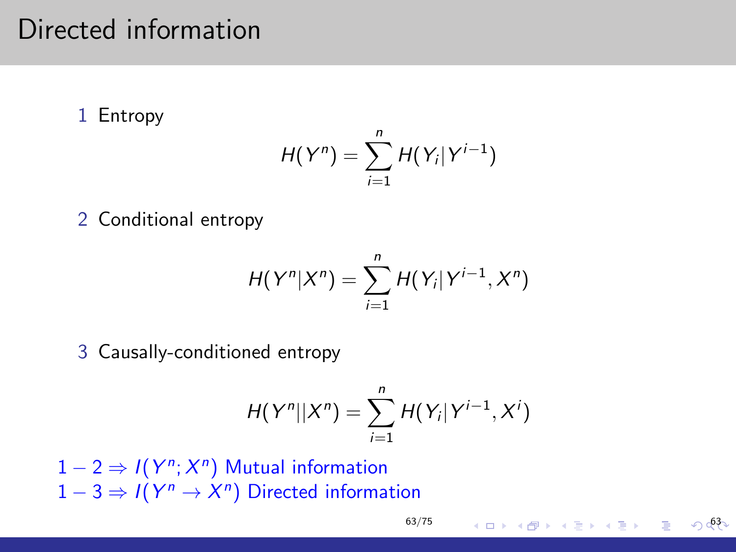# Directed information

1. Entropy

$$H(Y^n) = \sum_{i=1}^{n} H(Y_i | Y^{i-1})$$

2. Conditional entropy

$$H(Y^n | X^n) = \sum_{i=1}^{n} H(Y_i | Y^{i-1}, X^n)$$

3. Causally-conditioned entropy

$$H(Y^n || X^n) = \sum_{i=1}^{n} H(Y_i | Y^{i-1}, X^i)$$

$1 - 2 \Rightarrow I(Y^n; X^n)$ Mutual information

$1 - 3 \Rightarrow I(Y^n \to X^n)$ Directed information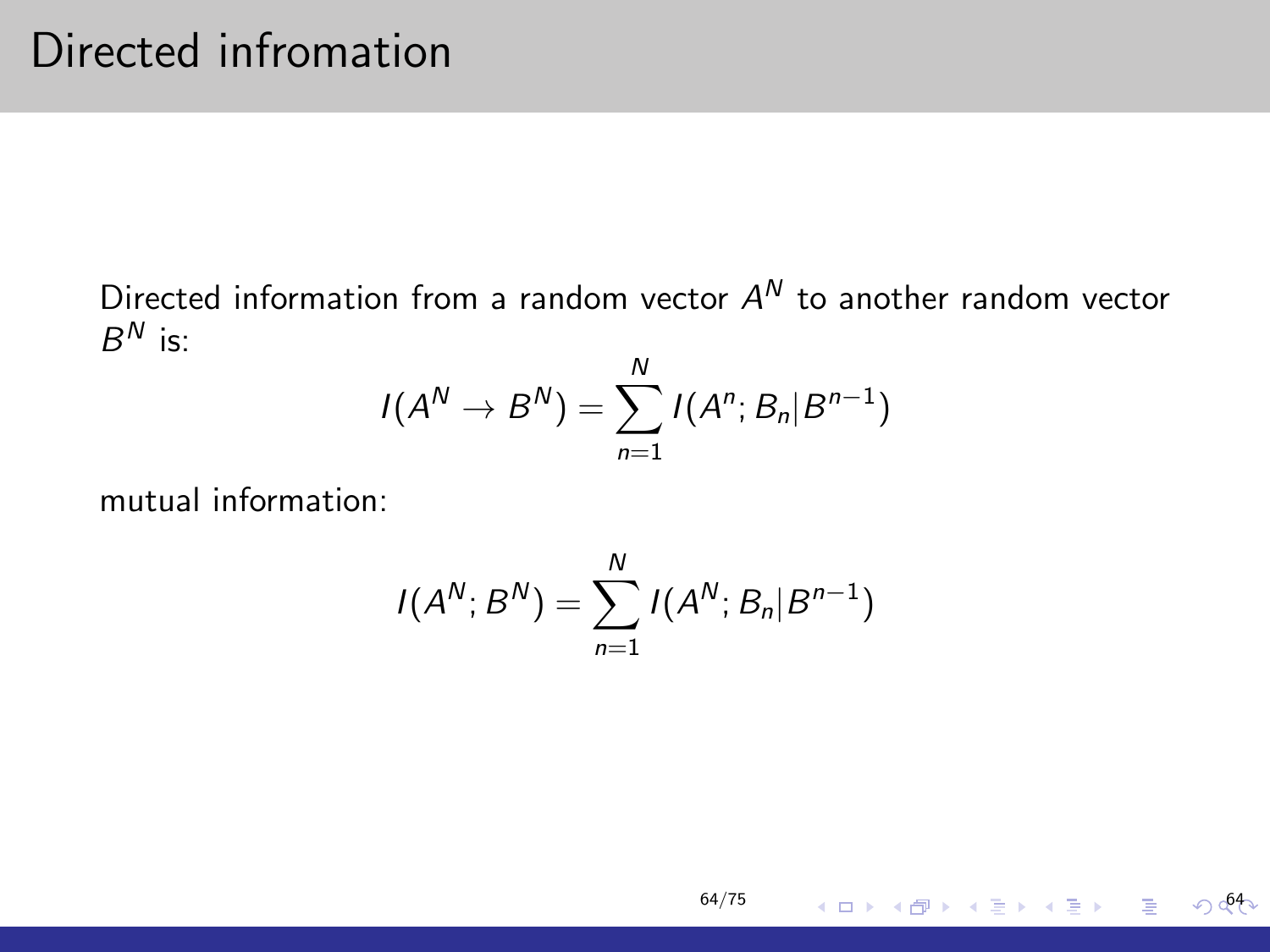# Directed infromation

Directed information from a random vector $A^N$ to another random vector $B^N$ is:

$$I(A^N \to B^N) = \sum_{n=1}^{N} I(A^n; B_n | B^{n-1})$$

mutual information:

$$I(A^N; B^N) = \sum_{n=1}^{N} I(A^N; B_n | B^{n-1})$$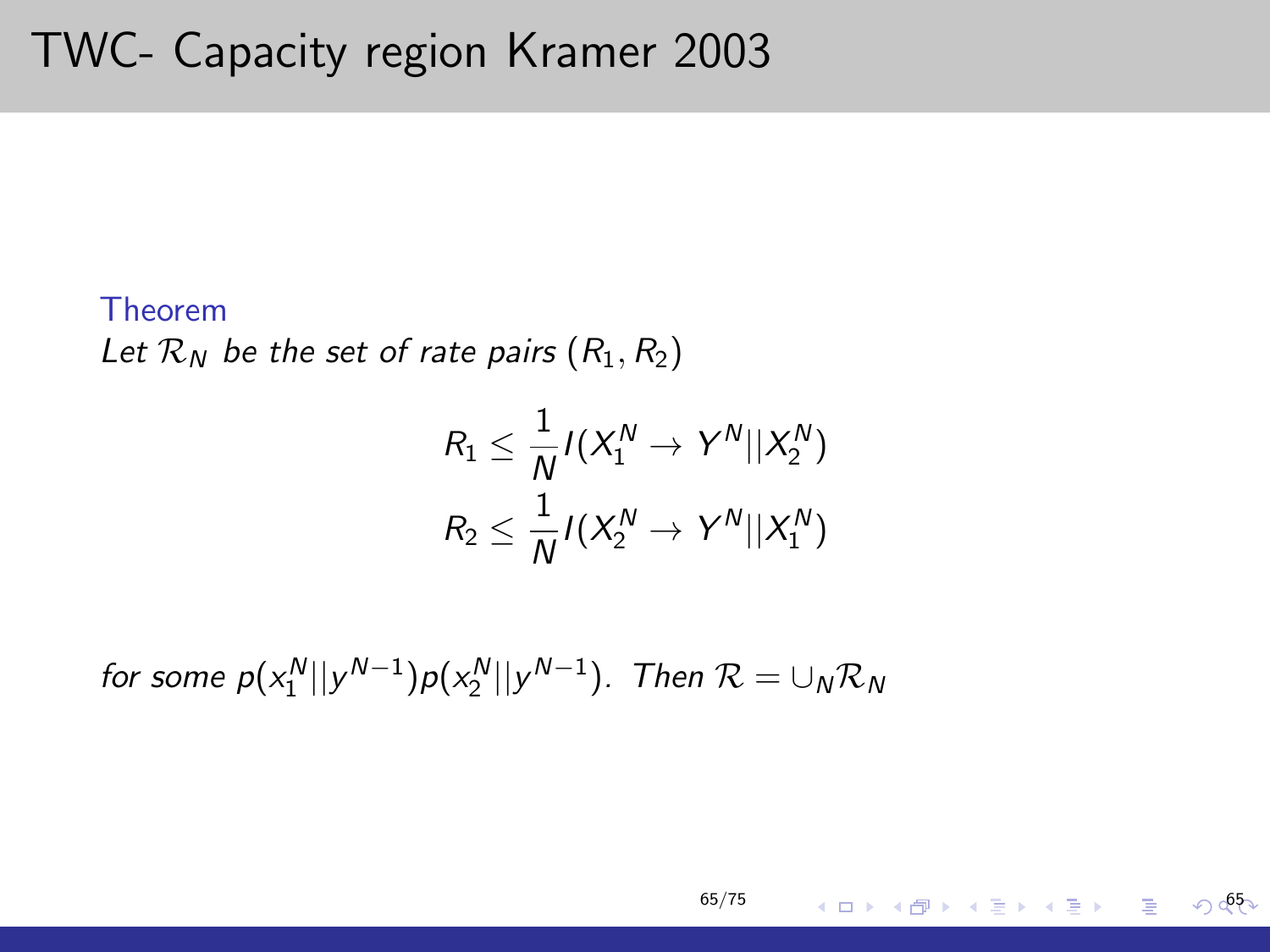# TWC- Capacity region Kramer 2003

**Theorem**

*Let $\mathcal{R}_N$ be the set of rate pairs $(R_1, R_2)$*

$$R_1 \leq \frac{1}{N} I(X_1^N \to Y^N || X_2^N)$$

$$R_2 \leq \frac{1}{N} I(X_2^N \to Y^N || X_1^N)$$

*for some $p(x_1^N || y^{N-1}) p(x_2^N || y^{N-1})$. Then $\mathcal{R} = \cup_N \mathcal{R}_N$*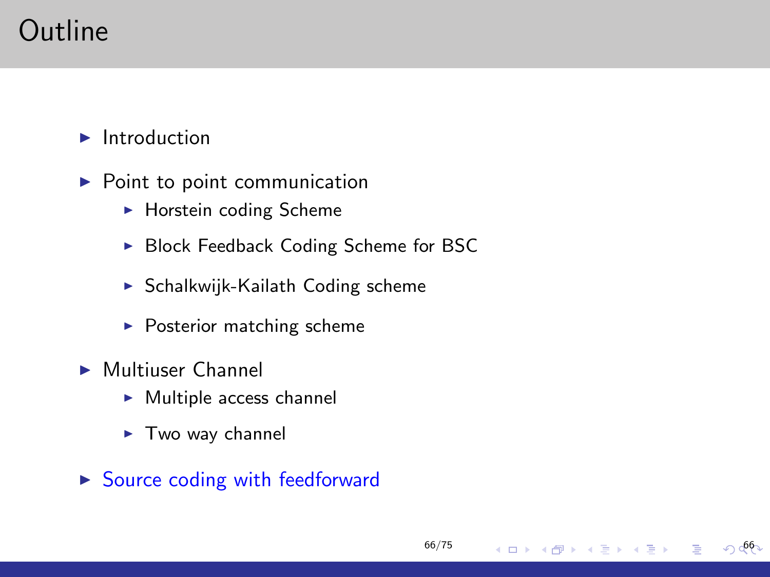# Outline

- Introduction
- Point to point communication
  - Horstein coding Scheme
  - Block Feedback Coding Scheme for BSC
  - Schalkwijk-Kailath Coding scheme
  - Posterior matching scheme
- Multiuser Channel
  - Multiple access channel
  - Two way channel
- Source coding with feedforward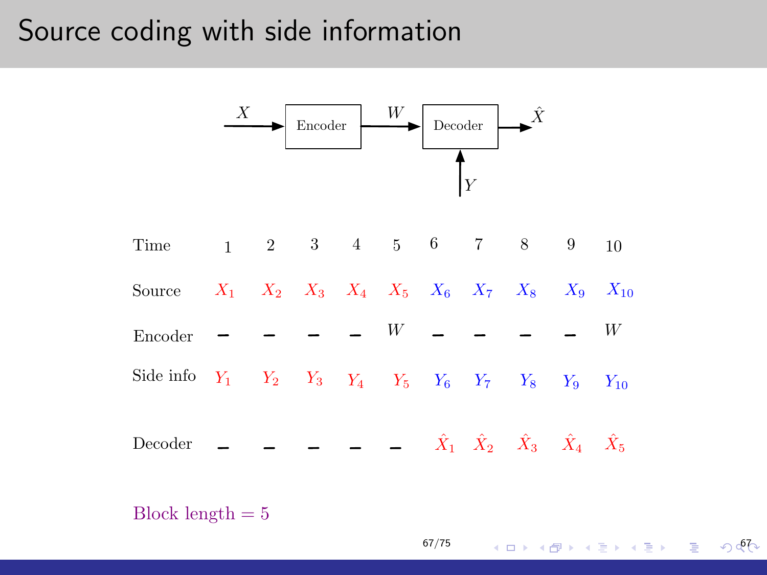# Source coding with side information

$X$ → Encoder → $W$ → Decoder → $\hat{X}$

Decoder also receives side information $Y$.

| Time | 1 | 2 | 3 | 4 | 5 | 6 | 7 | 8 | 9 | 10 |
|---|---|---|---|---|---|---|---|---|---|---|
| Source | $X_1$ | $X_2$ | $X_3$ | $X_4$ | $X_5$ | $X_6$ | $X_7$ | $X_8$ | $X_9$ | $X_{10}$ |
| Encoder | – | – | – | – | $W$ | – | – | – | – | $W$ |
| Side info | $Y_1$ | $Y_2$ | $Y_3$ | $Y_4$ | $Y_5$ | $Y_6$ | $Y_7$ | $Y_8$ | $Y_9$ | $Y_{10}$ |
| Decoder | – | – | – | – | – | $\hat{X}_1$ | $\hat{X}_2$ | $\hat{X}_3$ | $\hat{X}_4$ | $\hat{X}_5$ |

Block length = 5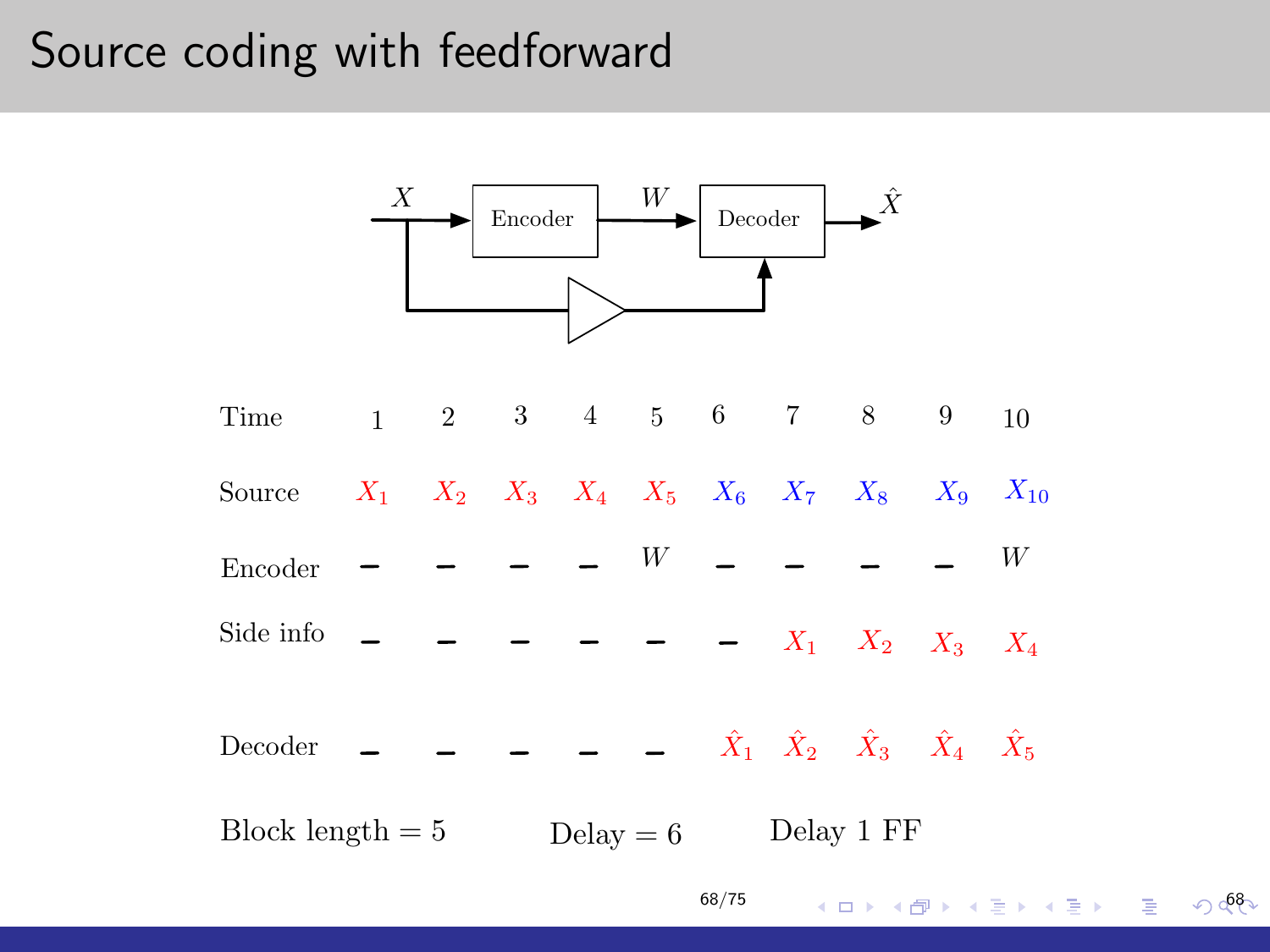# Source coding with feedforward

| Time | 1 | 2 | 3 | 4 | 5 | 6 | 7 | 8 | 9 | 10 |
|---|---|---|---|---|---|---|---|---|---|---|
| Source | $X_1$ | $X_2$ | $X_3$ | $X_4$ | $X_5$ | $X_6$ | $X_7$ | $X_8$ | $X_9$ | $X_{10}$ |
| Encoder | – | – | – | – | $W$ | – | – | – | – | $W$ |
| Side info | – | – | – | – | – | – | $X_1$ | $X_2$ | $X_3$ | $X_4$ |
| Decoder | – | – | – | – | – | $\hat{X}_1$ | $\hat{X}_2$ | $\hat{X}_3$ | $\hat{X}_4$ | $\hat{X}_5$ |

Block length $= 5$ Delay $= 6$ Delay 1 FF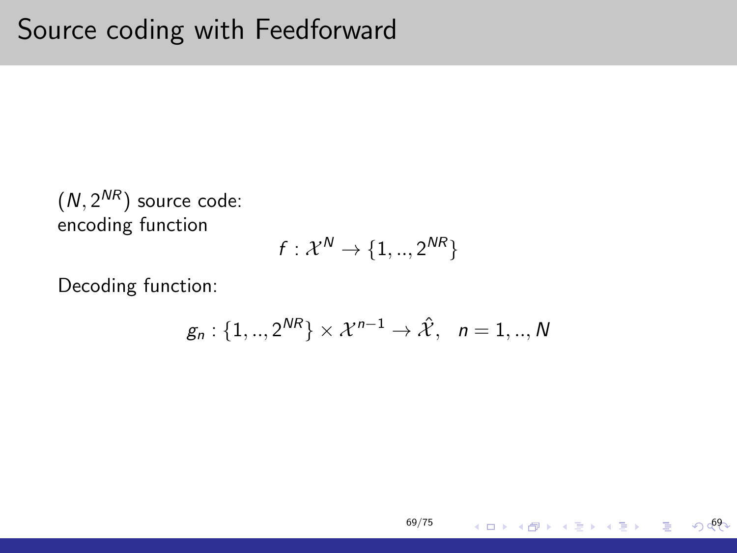# Source coding with Feedforward

$(N, 2^{NR})$ source code:
encoding function

$$f : \mathcal{X}^N \to \{1, .., 2^{NR}\}$$

Decoding function:

$$g_n : \{1, .., 2^{NR}\} \times \mathcal{X}^{n-1} \to \hat{\mathcal{X}}, \quad n = 1, .., N$$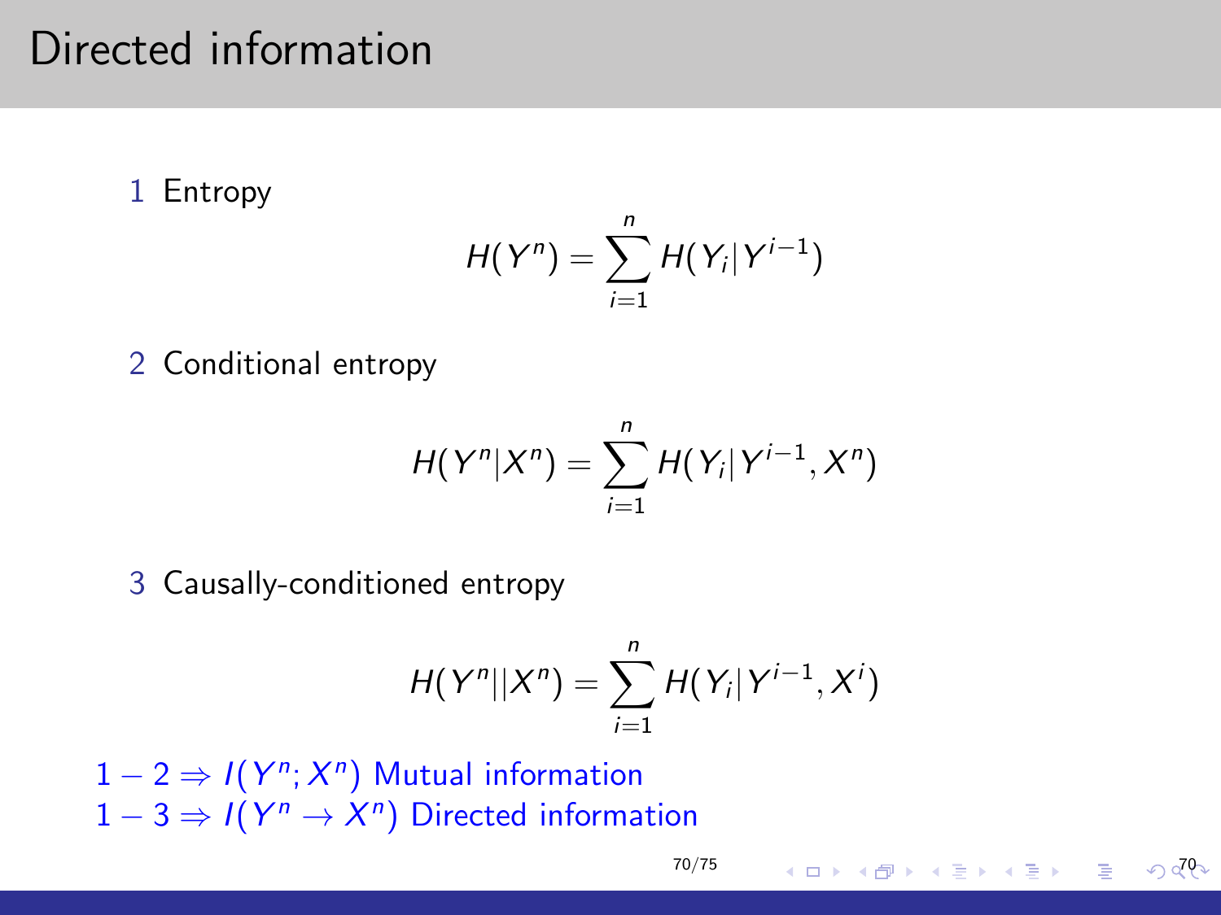# Directed information

1. Entropy

$$H(Y^n) = \sum_{i=1}^{n} H(Y_i|Y^{i-1})$$

2. Conditional entropy

$$H(Y^n|X^n) = \sum_{i=1}^{n} H(Y_i|Y^{i-1}, X^n)$$

3. Causally-conditioned entropy

$$H(Y^n||X^n) = \sum_{i=1}^{n} H(Y_i|Y^{i-1}, X^i)$$

$1 - 2 \Rightarrow I(Y^n; X^n)$ Mutual information

$1 - 3 \Rightarrow I(Y^n \rightarrow X^n)$ Directed information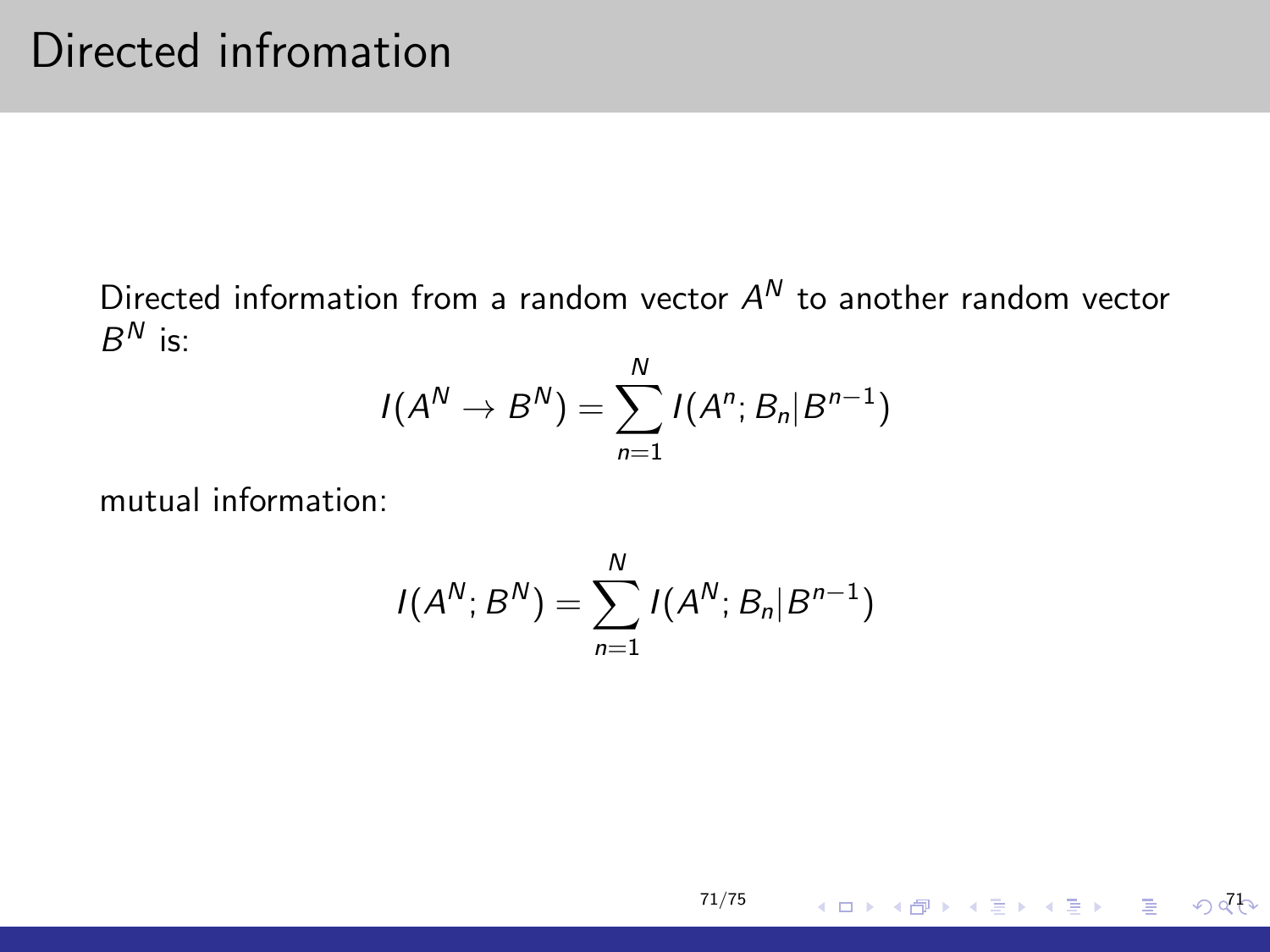# Directed infromation

Directed information from a random vector $A^N$ to another random vector $B^N$ is:

$$I(A^N \to B^N) = \sum_{n=1}^{N} I(A^n; B_n | B^{n-1})$$

mutual information:

$$I(A^N; B^N) = \sum_{n=1}^{N} I(A^N; B_n | B^{n-1})$$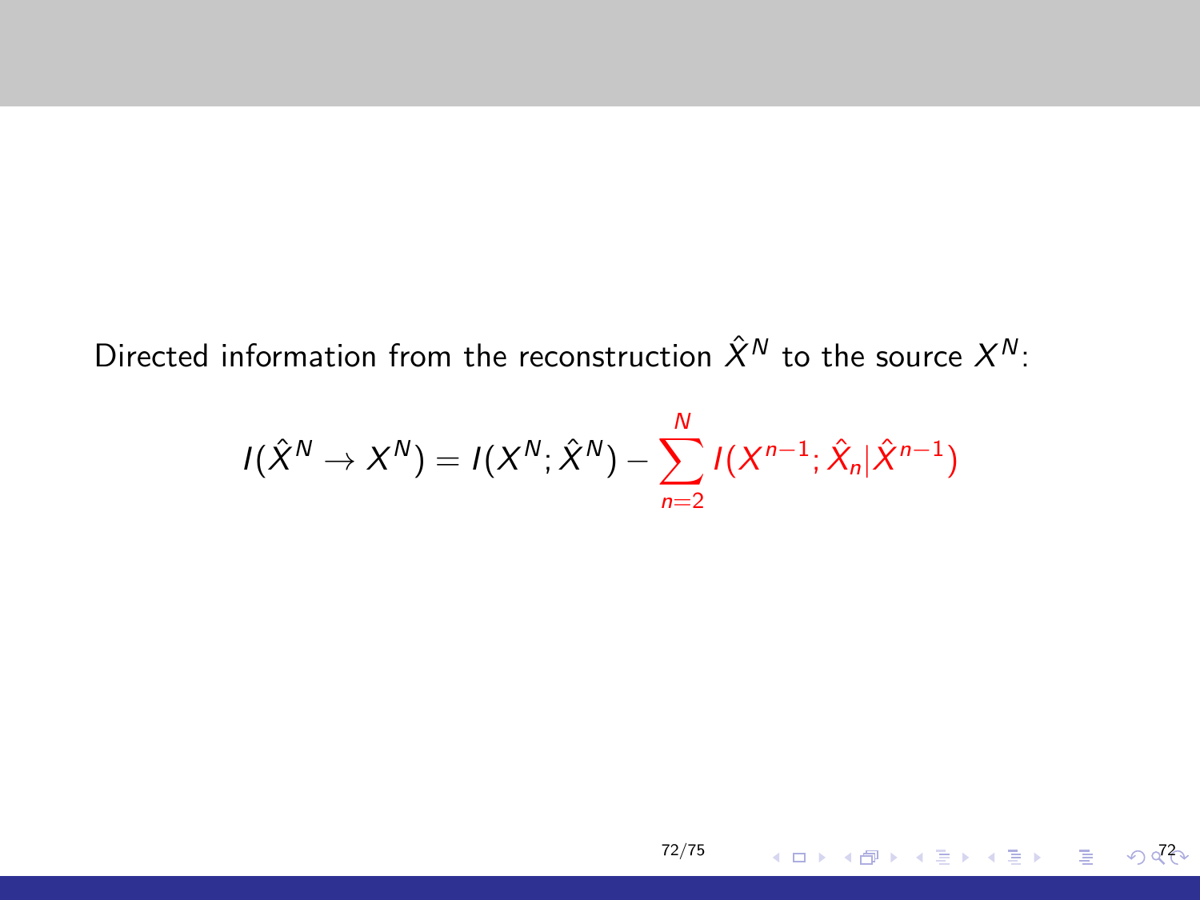Directed information from the reconstruction $\hat{X}^N$ to the source $X^N$:

$$I(\hat{X}^N \to X^N) = I(X^N; \hat{X}^N) - \sum_{n=2}^{N} I(X^{n-1}; \hat{X}_n | \hat{X}^{n-1})$$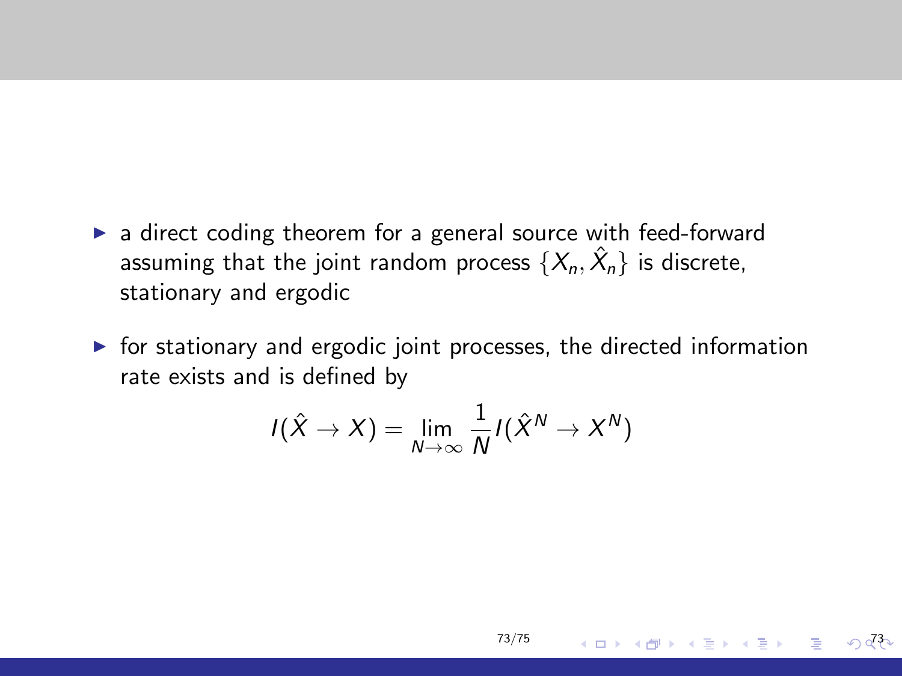- a direct coding theorem for a general source with feed-forward assuming that the joint random process $\{X_n, \hat{X}_n\}$ is discrete, stationary and ergodic

- for stationary and ergodic joint processes, the directed information rate exists and is defined by

$$I(\hat{X} \to X) = \lim_{N \to \infty} \frac{1}{N} I(\hat{X}^N \to X^N)$$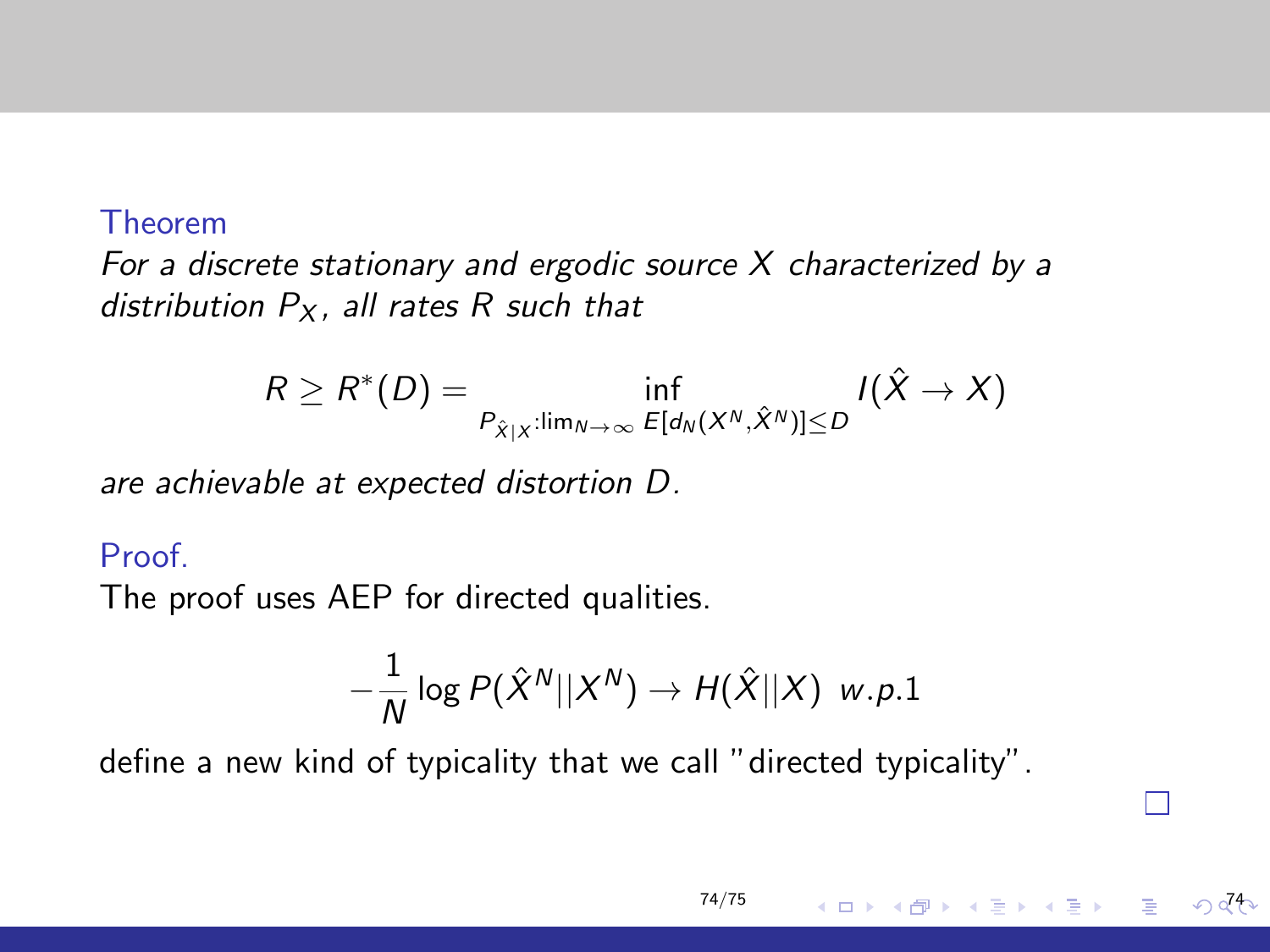**Theorem**

*For a discrete stationary and ergodic source $X$ characterized by a distribution $P_X$, all rates $R$ such that*

$$R \geq R^*(D) = \inf_{P_{\hat{X}|X} : \lim_{N\to\infty} E[d_N(X^N, \hat{X}^N)] \leq D} I(\hat{X} \to X)$$

*are achievable at expected distortion $D$.*

**Proof.**

The proof uses AEP for directed qualities.

$$-\frac{1}{N} \log P(\hat{X}^N || X^N) \to H(\hat{X}||X) \ \ w.p.1$$

define a new kind of typicality that we call "directed typicality".

□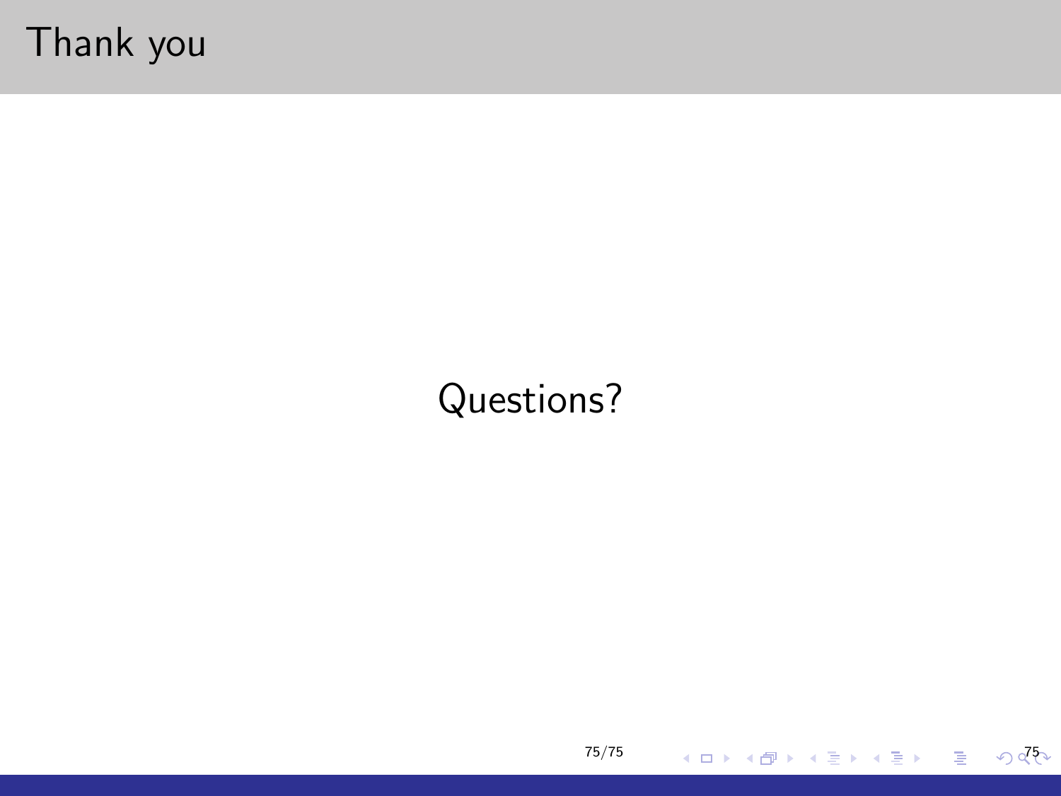# Thank you

Questions?